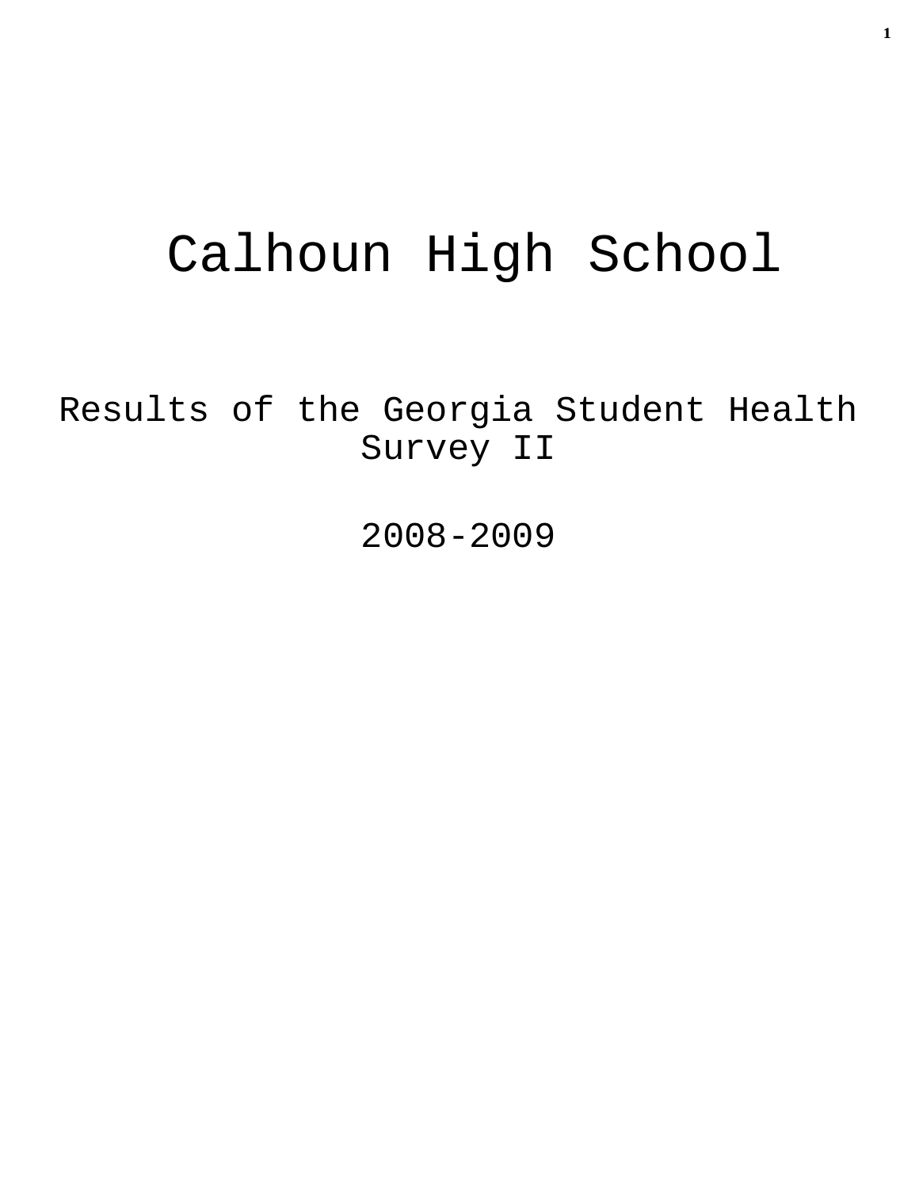# Calhoun High School

Results of the Georgia Student Health Survey II

2008-2009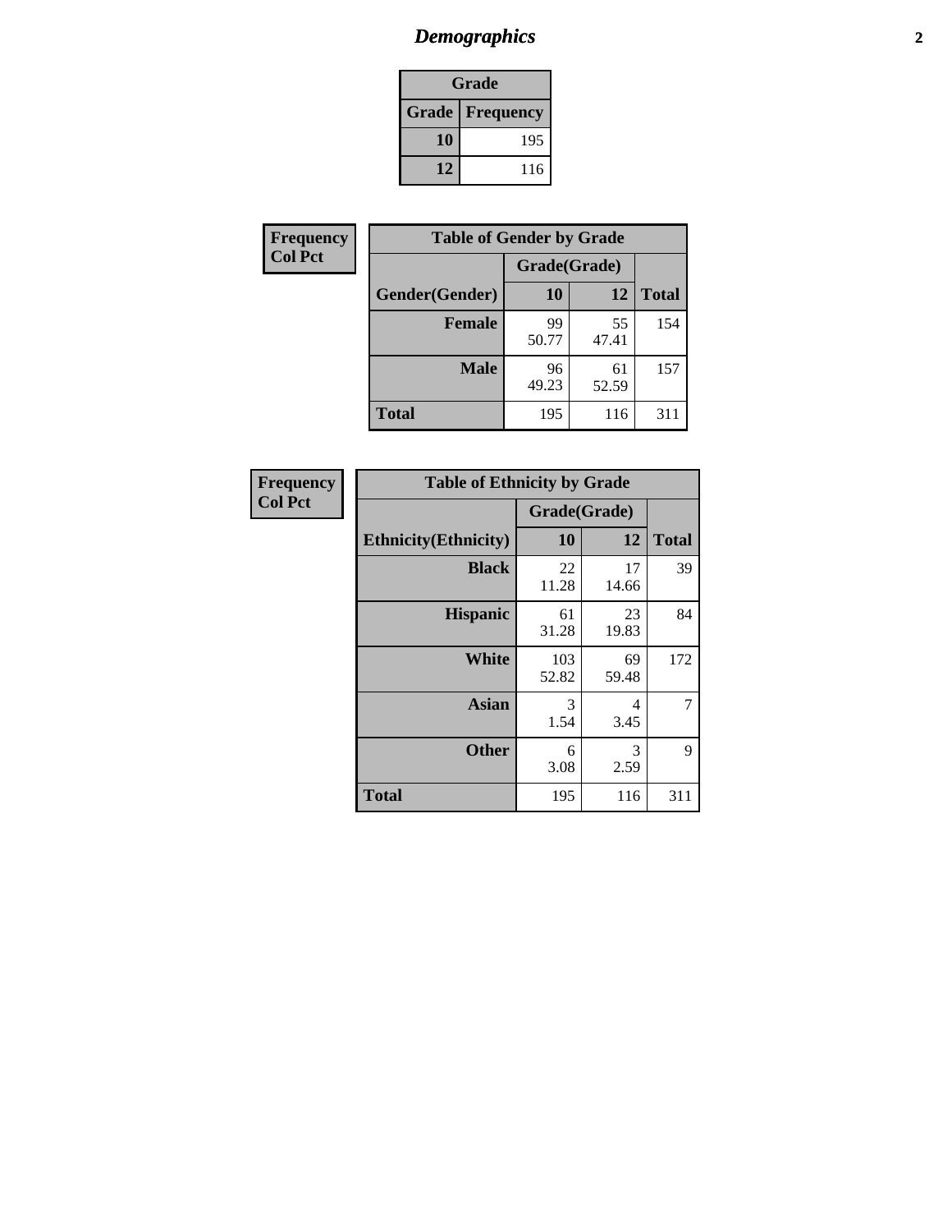# *Demographics*

| Grade | |
|---|---|
| **Grade** | **Frequency** |
| **10** | 195 |
| **12** | 116 |

**Frequency**
**Col Pct**

| Table of Gender by Grade | | | |
|---|---|---|---|
| | Grade(Grade) | | |
| **Gender(Gender)** | **10** | **12** | **Total** |
| **Female** | 99<br>50.77 | 55<br>47.41 | 154 |
| **Male** | 96<br>49.23 | 61<br>52.59 | 157 |
| **Total** | 195 | 116 | 311 |

**Frequency**
**Col Pct**

| Table of Ethnicity by Grade | | | |
|---|---|---|---|
| | Grade(Grade) | | |
| **Ethnicity(Ethnicity)** | **10** | **12** | **Total** |
| **Black** | 22<br>11.28 | 17<br>14.66 | 39 |
| **Hispanic** | 61<br>31.28 | 23<br>19.83 | 84 |
| **White** | 103<br>52.82 | 69<br>59.48 | 172 |
| **Asian** | 3<br>1.54 | 4<br>3.45 | 7 |
| **Other** | 6<br>3.08 | 3<br>2.59 | 9 |
| **Total** | 195 | 116 | 311 |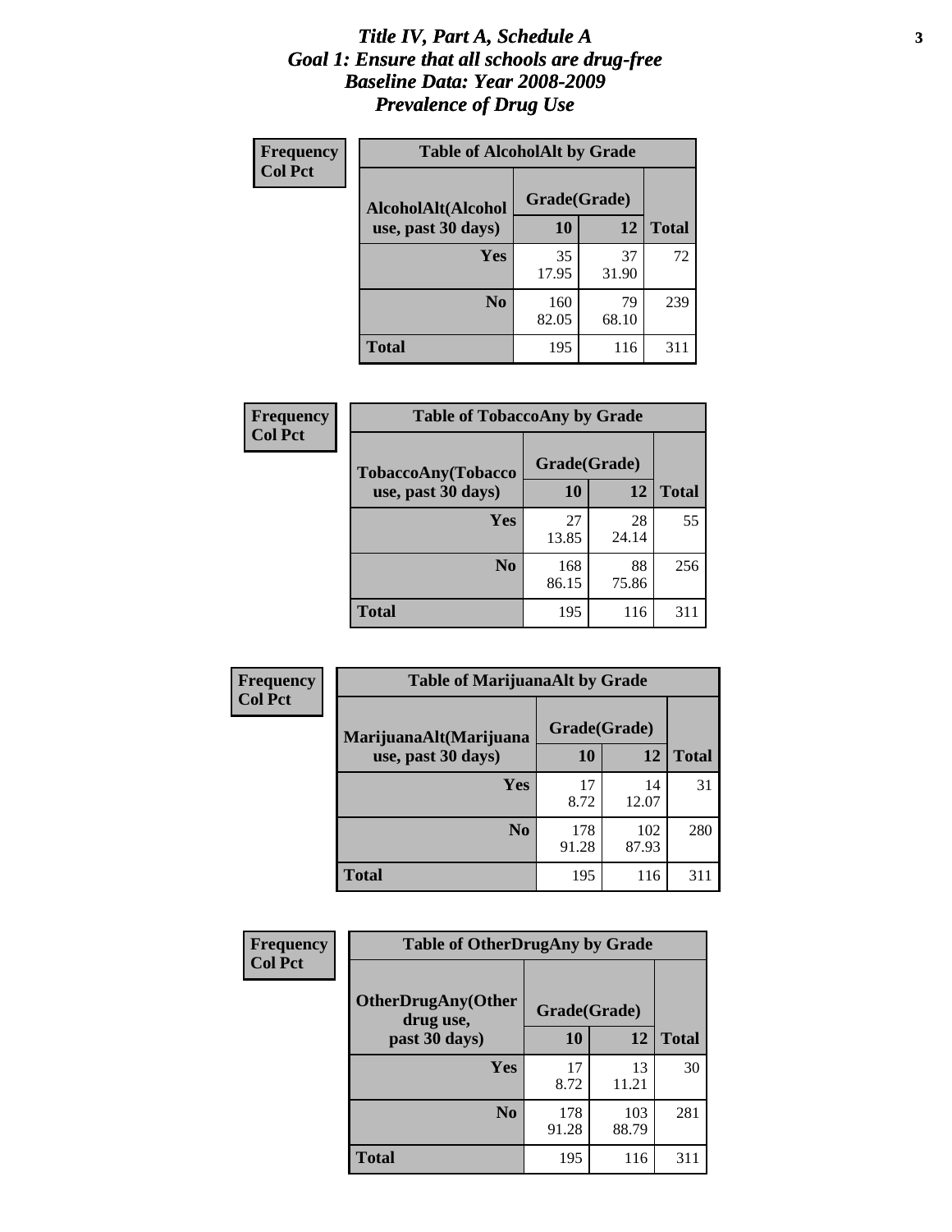# *Title IV, Part A, Schedule A*
# *Goal 1: Ensure that all schools are drug-free*
# *Baseline Data: Year 2008-2009*
# *Prevalence of Drug Use*

**Frequency**
**Col Pct**

| **Table of AlcoholAlt by Grade** | | | |
|---|---|---|---|
| **AlcoholAlt(Alcohol use, past 30 days)** | **Grade(Grade)** | | |
| | **10** | **12** | **Total** |
| **Yes** | 35<br>17.95 | 37<br>31.90 | 72 |
| **No** | 160<br>82.05 | 79<br>68.10 | 239 |
| **Total** | 195 | 116 | 311 |

**Frequency**
**Col Pct**

| **Table of TobaccoAny by Grade** | | | |
|---|---|---|---|
| **TobaccoAny(Tobacco use, past 30 days)** | **Grade(Grade)** | | |
| | **10** | **12** | **Total** |
| **Yes** | 27<br>13.85 | 28<br>24.14 | 55 |
| **No** | 168<br>86.15 | 88<br>75.86 | 256 |
| **Total** | 195 | 116 | 311 |

**Frequency**
**Col Pct**

| **Table of MarijuanaAlt by Grade** | | | |
|---|---|---|---|
| **MarijuanaAlt(Marijuana use, past 30 days)** | **Grade(Grade)** | | |
| | **10** | **12** | **Total** |
| **Yes** | 17<br>8.72 | 14<br>12.07 | 31 |
| **No** | 178<br>91.28 | 102<br>87.93 | 280 |
| **Total** | 195 | 116 | 311 |

**Frequency**
**Col Pct**

| **Table of OtherDrugAny by Grade** | | | |
|---|---|---|---|
| **OtherDrugAny(Other drug use, past 30 days)** | **Grade(Grade)** | | |
| | **10** | **12** | **Total** |
| **Yes** | 17<br>8.72 | 13<br>11.21 | 30 |
| **No** | 178<br>91.28 | 103<br>88.79 | 281 |
| **Total** | 195 | 116 | 311 |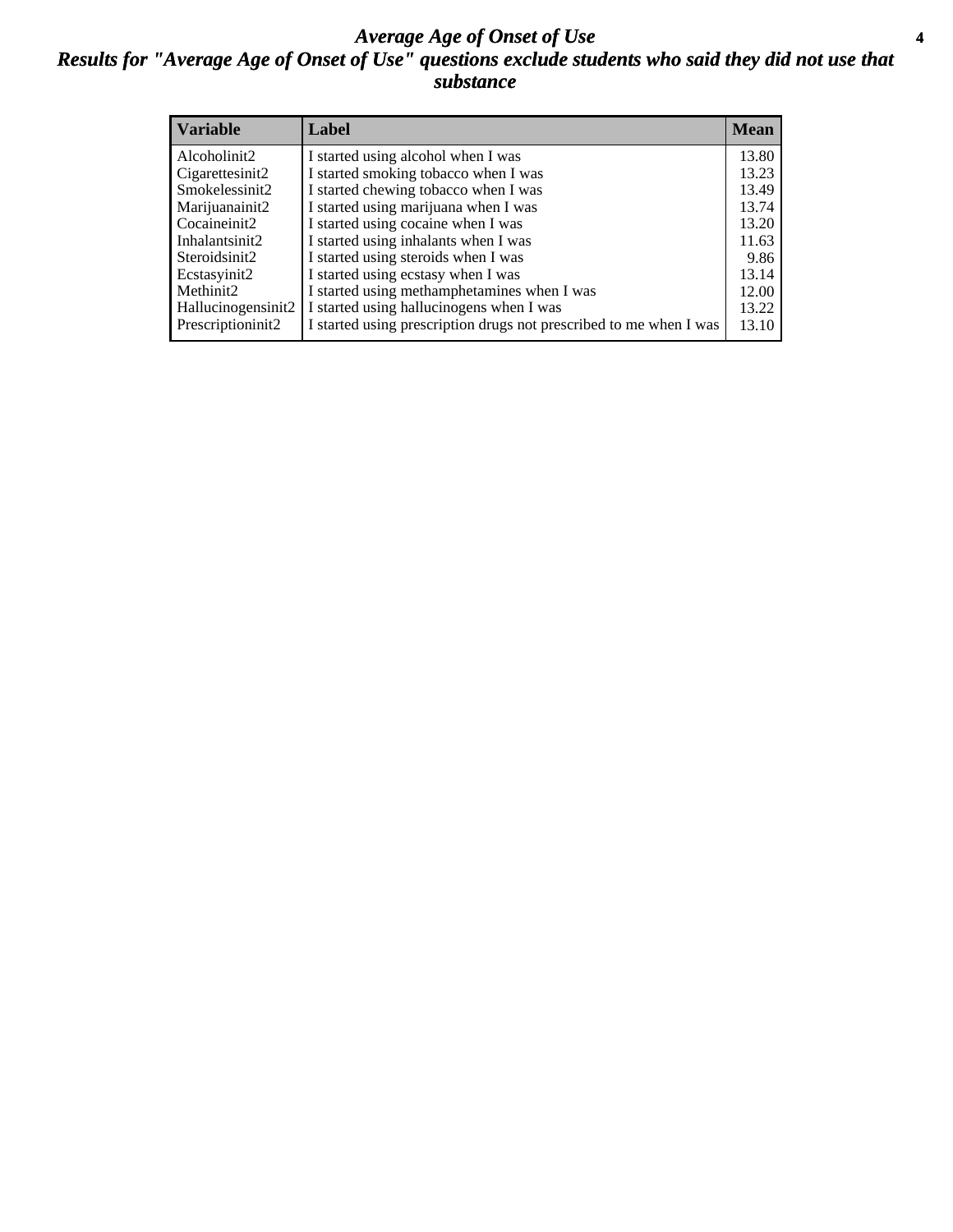# *Average Age of Onset of Use*

## *Results for "Average Age of Onset of Use" questions exclude students who said they did not use that substance*

| Variable | Label | Mean |
| --- | --- | --- |
| Alcoholinit2 | I started using alcohol when I was | 13.80 |
| Cigarettesinit2 | I started smoking tobacco when I was | 13.23 |
| Smokelessinit2 | I started chewing tobacco when I was | 13.49 |
| Marijuanainit2 | I started using marijuana when I was | 13.74 |
| Cocaineinit2 | I started using cocaine when I was | 13.20 |
| Inhalantsinit2 | I started using inhalants when I was | 11.63 |
| Steroidsinit2 | I started using steroids when I was | 9.86 |
| Ecstasyinit2 | I started using ecstasy when I was | 13.14 |
| Methinit2 | I started using methamphetamines when I was | 12.00 |
| Hallucinogensinit2 | I started using hallucinogens when I was | 13.22 |
| Prescriptioninit2 | I started using prescription drugs not prescribed to me when I was | 13.10 |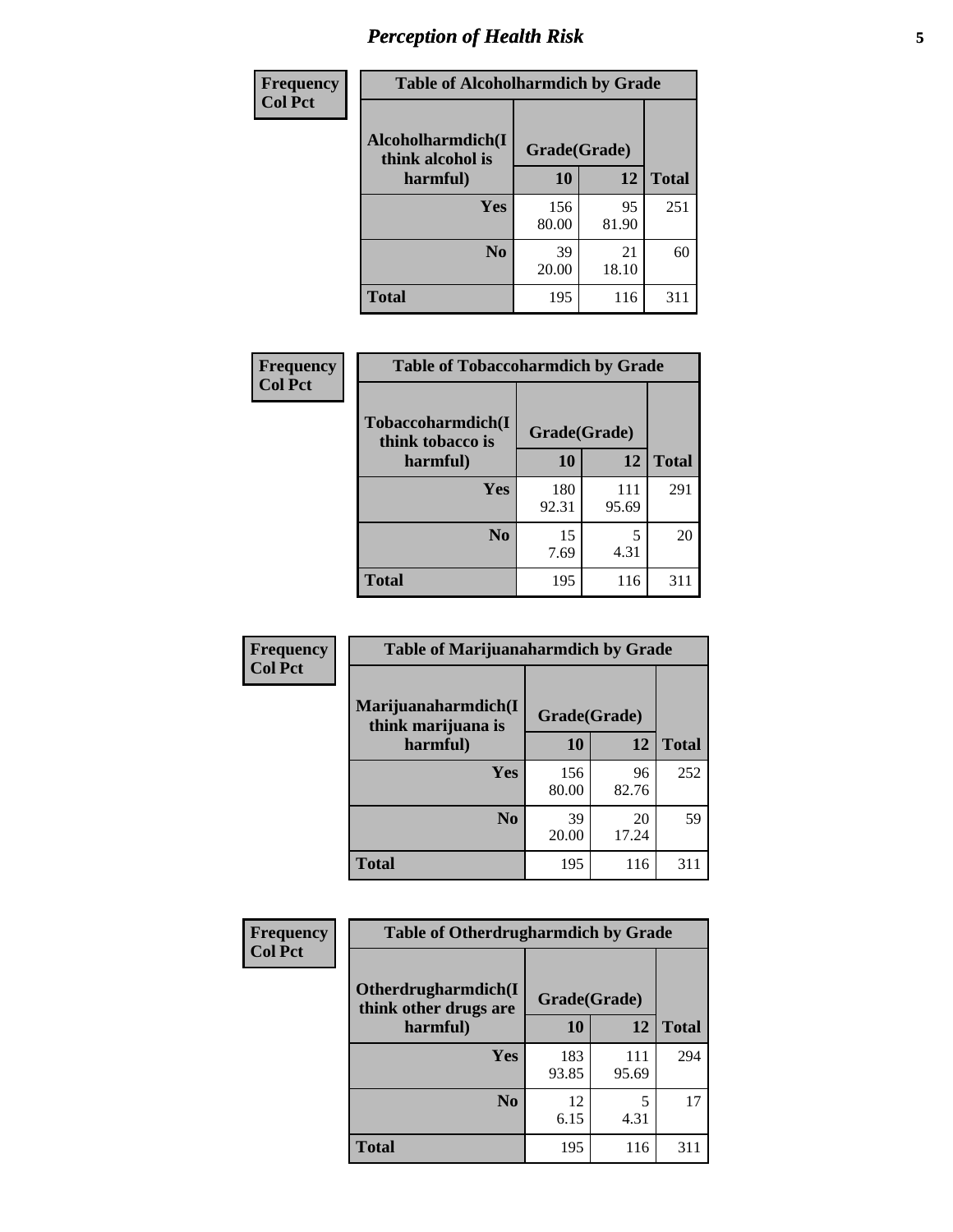## Perception of Health Risk

| Frequency Col Pct | Table of Alcoholharmdich by Grade | | |
|---|---|---|---|
| Alcoholharmdich(I think alcohol is harmful) | Grade(Grade) | | |
| | 10 | 12 | Total |
| Yes | 156 80.00 | 95 81.90 | 251 |
| No | 39 20.00 | 21 18.10 | 60 |
| Total | 195 | 116 | 311 |

| Frequency Col Pct | Table of Tobaccoharmdich by Grade | | |
|---|---|---|---|
| Tobaccoharmdich(I think tobacco is harmful) | Grade(Grade) | | |
| | 10 | 12 | Total |
| Yes | 180 92.31 | 111 95.69 | 291 |
| No | 15 7.69 | 5 4.31 | 20 |
| Total | 195 | 116 | 311 |

| Frequency Col Pct | Table of Marijuanaharmdich by Grade | | |
|---|---|---|---|
| Marijuanaharmdich(I think marijuana is harmful) | Grade(Grade) | | |
| | 10 | 12 | Total |
| Yes | 156 80.00 | 96 82.76 | 252 |
| No | 39 20.00 | 20 17.24 | 59 |
| Total | 195 | 116 | 311 |

| Frequency Col Pct | Table of Otherdrugharmdich by Grade | | |
|---|---|---|---|
| Otherdrugharmdich(I think other drugs are harmful) | Grade(Grade) | | |
| | 10 | 12 | Total |
| Yes | 183 93.85 | 111 95.69 | 294 |
| No | 12 6.15 | 5 4.31 | 17 |
| Total | 195 | 116 | 311 |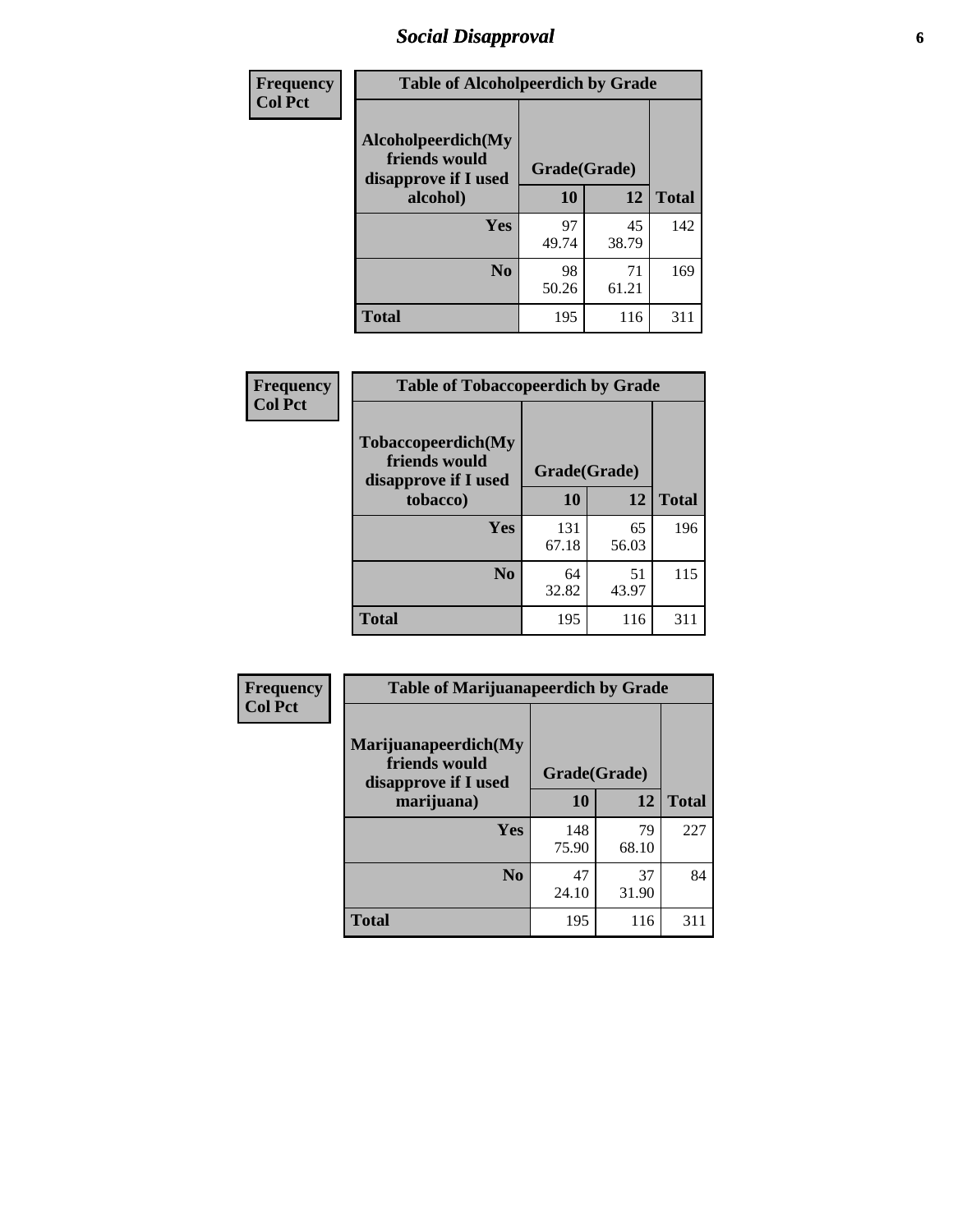# Social Disapproval

| Frequency Col Pct | | | |
|---|---|---|---|
| **Table of Alcoholpeerdich by Grade** | | | |
| **Alcoholpeerdich(My friends would disapprove if I used alcohol)** | **Grade(Grade)** | | |
| | **10** | **12** | **Total** |
| **Yes** | 97<br>49.74 | 45<br>38.79 | 142 |
| **No** | 98<br>50.26 | 71<br>61.21 | 169 |
| **Total** | 195 | 116 | 311 |

| Frequency Col Pct | | | |
|---|---|---|---|
| **Table of Tobaccopeerdich by Grade** | | | |
| **Tobaccopeerdich(My friends would disapprove if I used tobacco)** | **Grade(Grade)** | | |
| | **10** | **12** | **Total** |
| **Yes** | 131<br>67.18 | 65<br>56.03 | 196 |
| **No** | 64<br>32.82 | 51<br>43.97 | 115 |
| **Total** | 195 | 116 | 311 |

| Frequency Col Pct | | | |
|---|---|---|---|
| **Table of Marijuanapeerdich by Grade** | | | |
| **Marijuanapeerdich(My friends would disapprove if I used marijuana)** | **Grade(Grade)** | | |
| | **10** | **12** | **Total** |
| **Yes** | 148<br>75.90 | 79<br>68.10 | 227 |
| **No** | 47<br>24.10 | 37<br>31.90 | 84 |
| **Total** | 195 | 116 | 311 |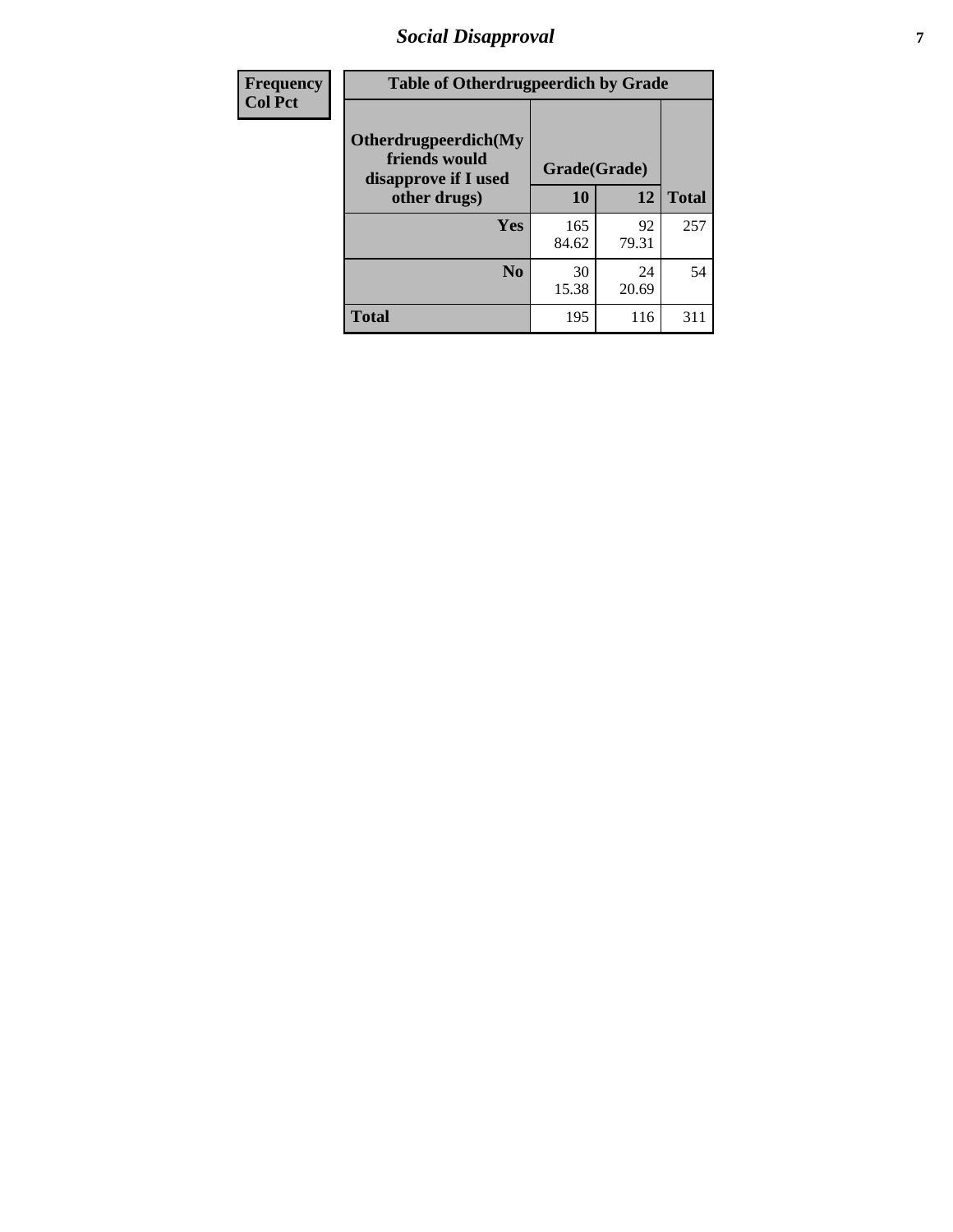# Social Disapproval

| Frequency<br>Col Pct | Table of Otherdrugpeerdich by Grade | | |
|---|---|---|---|
| Otherdrugpeerdich(My friends would disapprove if I used other drugs) | Grade(Grade) | | |
| | 10 | 12 | Total |
| Yes | 165<br>84.62 | 92<br>79.31 | 257 |
| No | 30<br>15.38 | 24<br>20.69 | 54 |
| Total | 195 | 116 | 311 |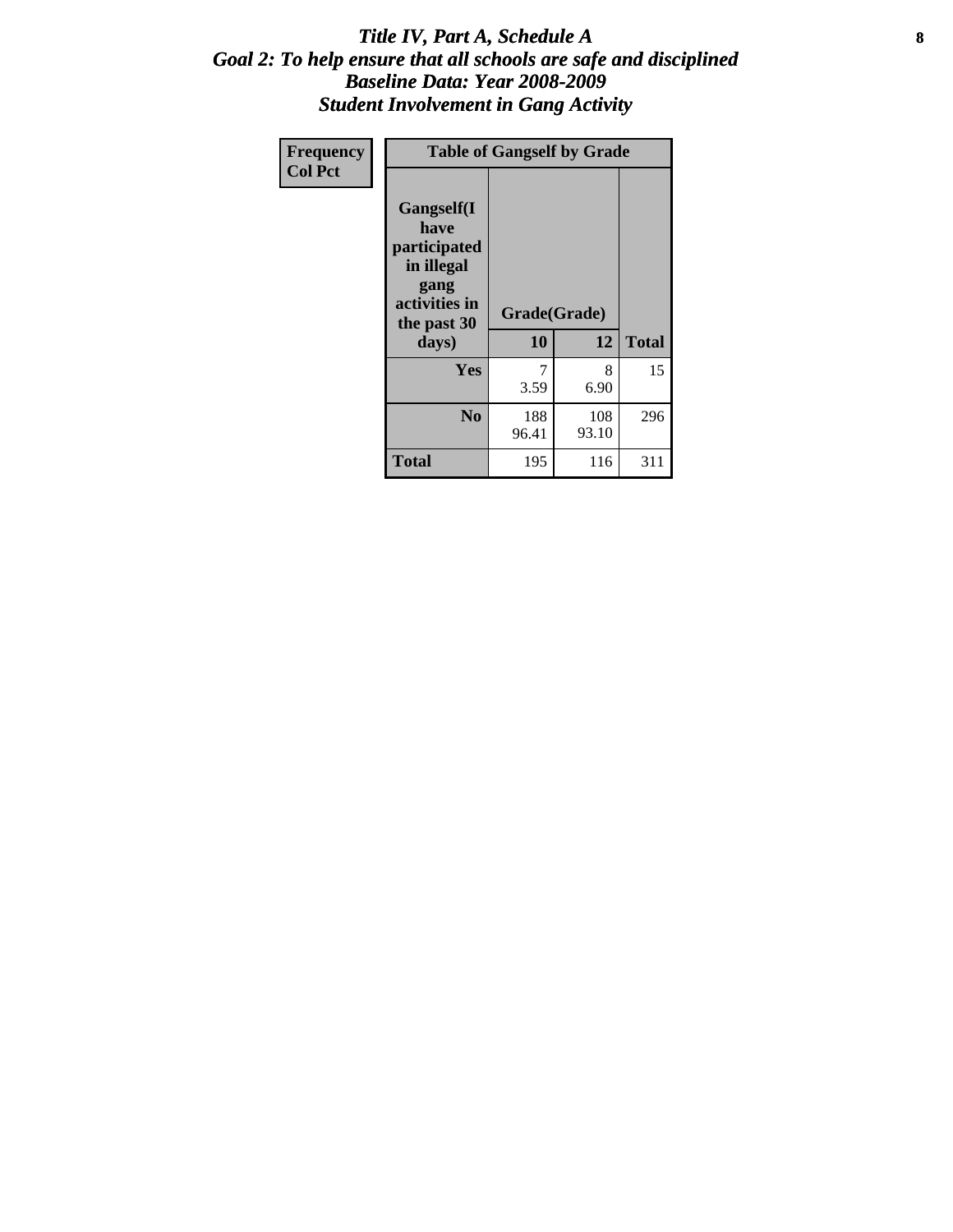# Title IV, Part A, Schedule A
## Goal 2: To help ensure that all schools are safe and disciplined
## Baseline Data: Year 2008-2009
## Student Involvement in Gang Activity

| Frequency<br>Col Pct | Table of Gangself by Grade | | |
|---|---|---|---|
| Gangself(I have participated in illegal gang activities in the past 30 days) | Grade(Grade) | | |
| | 10 | 12 | Total |
| Yes | 7<br>3.59 | 8<br>6.90 | 15 |
| No | 188<br>96.41 | 108<br>93.10 | 296 |
| Total | 195 | 116 | 311 |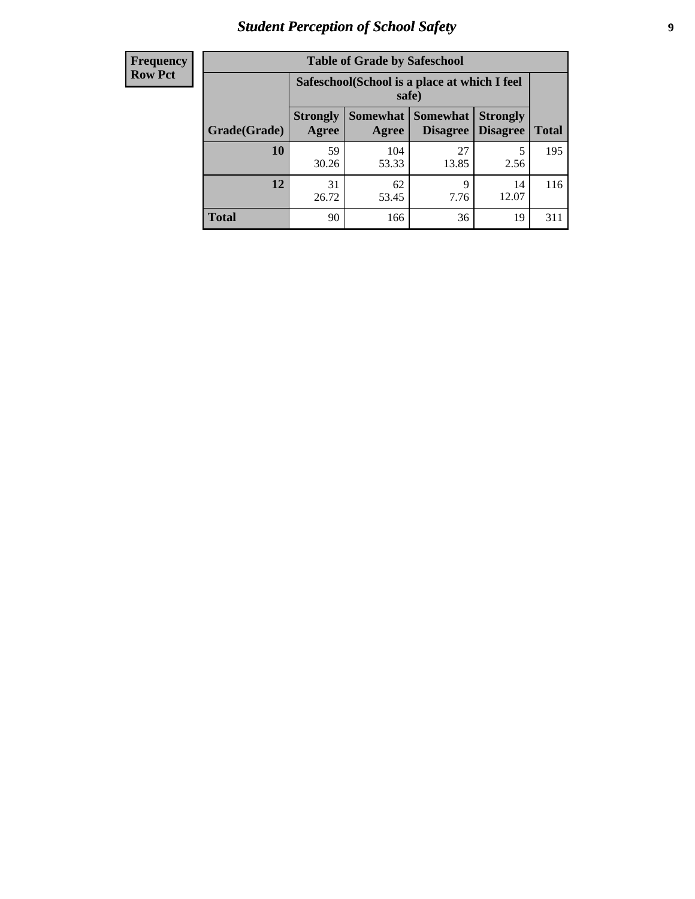| Frequency Row Pct |
|---|

**Table of Grade by Safeschool**

| Grade(Grade) | Safeschool(School is a place at which I feel safe) | | | | Total |
|---|---|---|---|---|---|
| | Strongly Agree | Somewhat Agree | Somewhat Disagree | Strongly Disagree | |
| **10** | 59<br>30.26 | 104<br>53.33 | 27<br>13.85 | 5<br>2.56 | 195 |
| **12** | 31<br>26.72 | 62<br>53.45 | 9<br>7.76 | 14<br>12.07 | 116 |
| **Total** | 90 | 166 | 36 | 19 | 311 |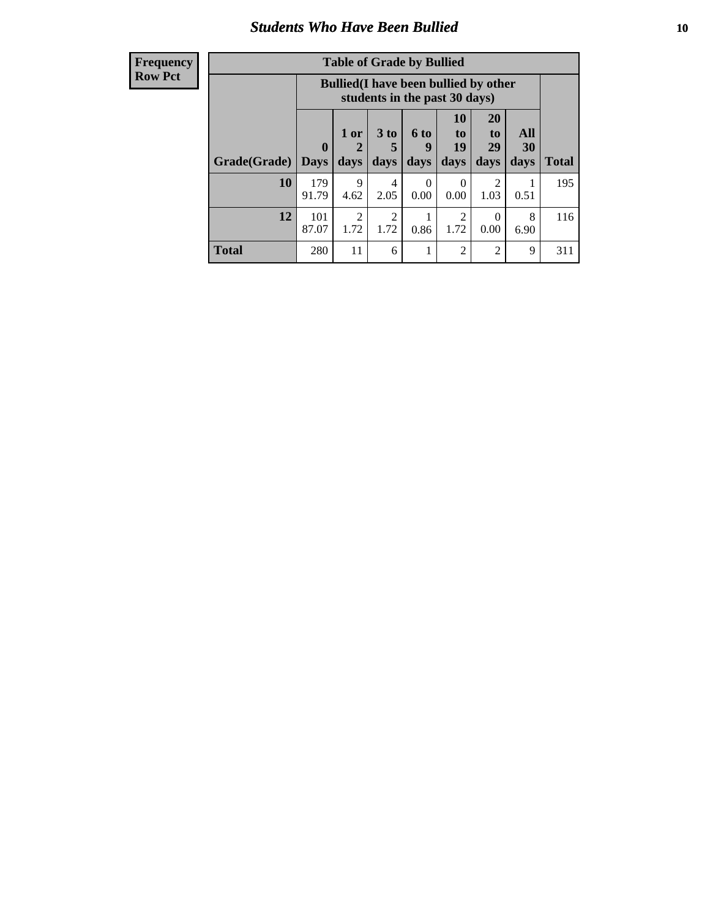# Students Who Have Been Bullied

| Frequency Row Pct |
|---|

**Table of Grade by Bullied**

| Grade(Grade) | Bullied(I have been bullied by other students in the past 30 days) | | | | | | | Total |
|---|---|---|---|---|---|---|---|---|
| | 0 Days | 1 or 2 days | 3 to 5 days | 6 to 9 days | 10 to 19 days | 20 to 29 days | All 30 days | |
| **10** | 179<br>91.79 | 9<br>4.62 | 4<br>2.05 | 0<br>0.00 | 0<br>0.00 | 2<br>1.03 | 1<br>0.51 | 195 |
| **12** | 101<br>87.07 | 2<br>1.72 | 2<br>1.72 | 1<br>0.86 | 2<br>1.72 | 0<br>0.00 | 8<br>6.90 | 116 |
| **Total** | 280 | 11 | 6 | 1 | 2 | 2 | 9 | 311 |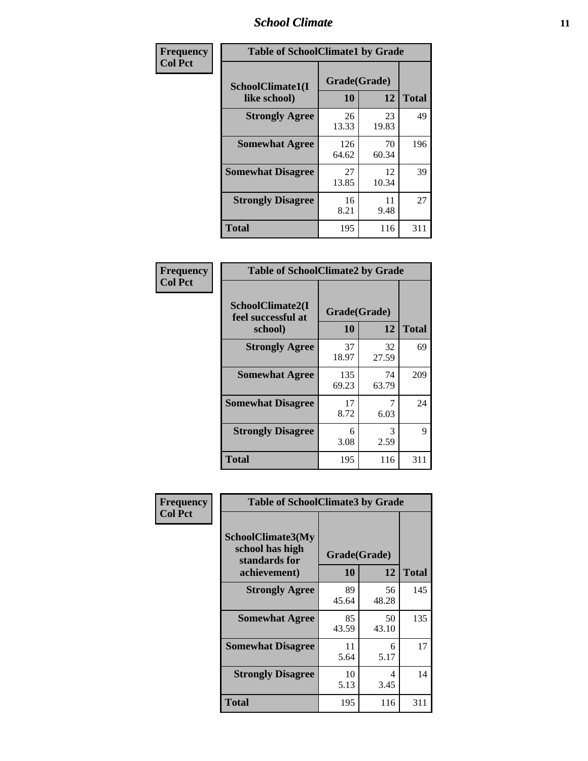| Frequency Col Pct |
|---|

| Table of SchoolClimate1 by Grade | | | |
|---|---|---|---|
| SchoolClimate1(I like school) | Grade(Grade) | | Total |
| | 10 | 12 | |
| Strongly Agree | 26<br>13.33 | 23<br>19.83 | 49 |
| Somewhat Agree | 126<br>64.62 | 70<br>60.34 | 196 |
| Somewhat Disagree | 27<br>13.85 | 12<br>10.34 | 39 |
| Strongly Disagree | 16<br>8.21 | 11<br>9.48 | 27 |
| Total | 195 | 116 | 311 |

| Frequency Col Pct |
|---|

| Table of SchoolClimate2 by Grade | | | |
|---|---|---|---|
| SchoolClimate2(I feel successful at school) | Grade(Grade) | | Total |
| | 10 | 12 | |
| Strongly Agree | 37<br>18.97 | 32<br>27.59 | 69 |
| Somewhat Agree | 135<br>69.23 | 74<br>63.79 | 209 |
| Somewhat Disagree | 17<br>8.72 | 7<br>6.03 | 24 |
| Strongly Disagree | 6<br>3.08 | 3<br>2.59 | 9 |
| Total | 195 | 116 | 311 |

| Frequency Col Pct |
|---|

| Table of SchoolClimate3 by Grade | | | |
|---|---|---|---|
| SchoolClimate3(My school has high standards for achievement) | Grade(Grade) | | Total |
| | 10 | 12 | |
| Strongly Agree | 89<br>45.64 | 56<br>48.28 | 145 |
| Somewhat Agree | 85<br>43.59 | 50<br>43.10 | 135 |
| Somewhat Disagree | 11<br>5.64 | 6<br>5.17 | 17 |
| Strongly Disagree | 10<br>5.13 | 4<br>3.45 | 14 |
| Total | 195 | 116 | 311 |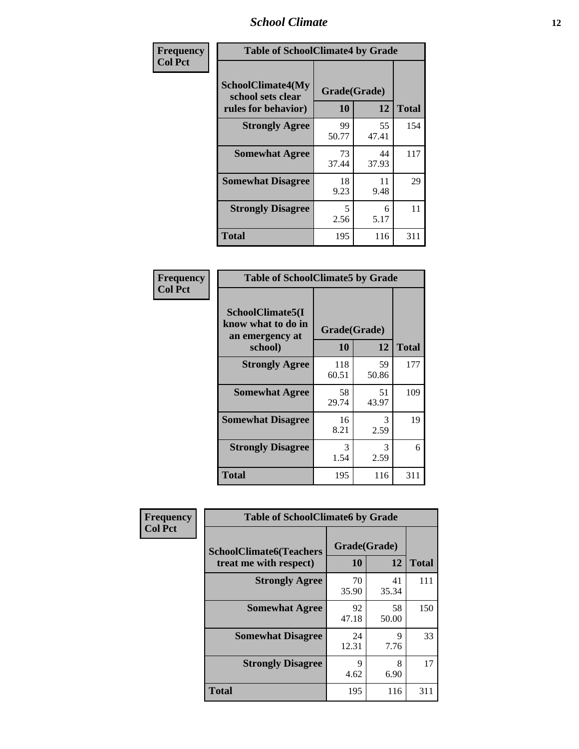| Frequency Col Pct | Table of SchoolClimate4 by Grade | | |
|---|---|---|---|
| SchoolClimate4(My school sets clear rules for behavior) | Grade(Grade) | | |
| | 10 | 12 | Total |
| Strongly Agree | 99<br>50.77 | 55<br>47.41 | 154 |
| Somewhat Agree | 73<br>37.44 | 44<br>37.93 | 117 |
| Somewhat Disagree | 18<br>9.23 | 11<br>9.48 | 29 |
| Strongly Disagree | 5<br>2.56 | 6<br>5.17 | 11 |
| Total | 195 | 116 | 311 |

| Frequency Col Pct | Table of SchoolClimate5 by Grade | | |
|---|---|---|---|
| SchoolClimate5(I know what to do in an emergency at school) | Grade(Grade) | | |
| | 10 | 12 | Total |
| Strongly Agree | 118<br>60.51 | 59<br>50.86 | 177 |
| Somewhat Agree | 58<br>29.74 | 51<br>43.97 | 109 |
| Somewhat Disagree | 16<br>8.21 | 3<br>2.59 | 19 |
| Strongly Disagree | 3<br>1.54 | 3<br>2.59 | 6 |
| Total | 195 | 116 | 311 |

| Frequency Col Pct | Table of SchoolClimate6 by Grade | | |
|---|---|---|---|
| SchoolClimate6(Teachers treat me with respect) | Grade(Grade) | | |
| | 10 | 12 | Total |
| Strongly Agree | 70<br>35.90 | 41<br>35.34 | 111 |
| Somewhat Agree | 92<br>47.18 | 58<br>50.00 | 150 |
| Somewhat Disagree | 24<br>12.31 | 9<br>7.76 | 33 |
| Strongly Disagree | 9<br>4.62 | 8<br>6.90 | 17 |
| Total | 195 | 116 | 311 |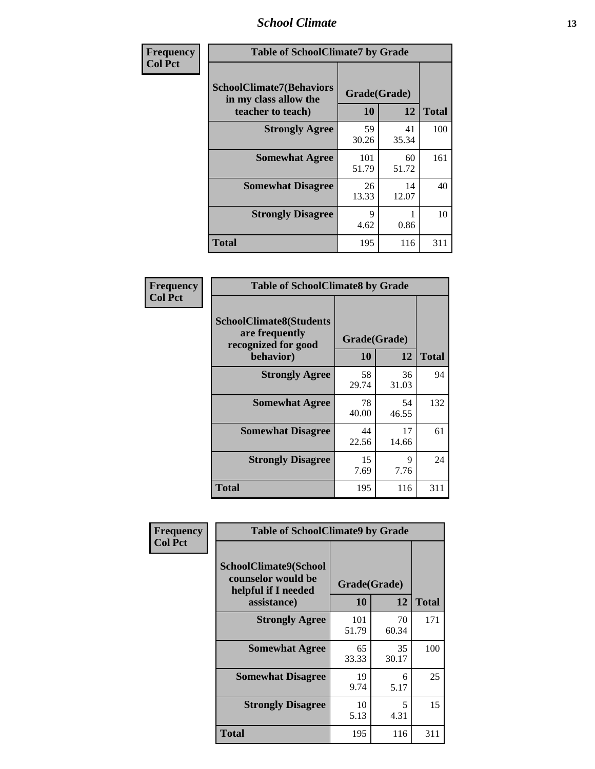| Frequency<br>Col Pct |
|---|

| Table of SchoolClimate7 by Grade | | | |
|---|---|---|---|
| SchoolClimate7(Behaviors in my class allow the teacher to teach) | Grade(Grade) | | |
| | 10 | 12 | Total |
| Strongly Agree | 59<br>30.26 | 41<br>35.34 | 100 |
| Somewhat Agree | 101<br>51.79 | 60<br>51.72 | 161 |
| Somewhat Disagree | 26<br>13.33 | 14<br>12.07 | 40 |
| Strongly Disagree | 9<br>4.62 | 1<br>0.86 | 10 |
| Total | 195 | 116 | 311 |

| Frequency<br>Col Pct |
|---|

| Table of SchoolClimate8 by Grade | | | |
|---|---|---|---|
| SchoolClimate8(Students are frequently recognized for good behavior) | Grade(Grade) | | |
| | 10 | 12 | Total |
| Strongly Agree | 58<br>29.74 | 36<br>31.03 | 94 |
| Somewhat Agree | 78<br>40.00 | 54<br>46.55 | 132 |
| Somewhat Disagree | 44<br>22.56 | 17<br>14.66 | 61 |
| Strongly Disagree | 15<br>7.69 | 9<br>7.76 | 24 |
| Total | 195 | 116 | 311 |

| Frequency<br>Col Pct |
|---|

| Table of SchoolClimate9 by Grade | | | |
|---|---|---|---|
| SchoolClimate9(School counselor would be helpful if I needed assistance) | Grade(Grade) | | |
| | 10 | 12 | Total |
| Strongly Agree | 101<br>51.79 | 70<br>60.34 | 171 |
| Somewhat Agree | 65<br>33.33 | 35<br>30.17 | 100 |
| Somewhat Disagree | 19<br>9.74 | 6<br>5.17 | 25 |
| Strongly Disagree | 10<br>5.13 | 5<br>4.31 | 15 |
| Total | 195 | 116 | 311 |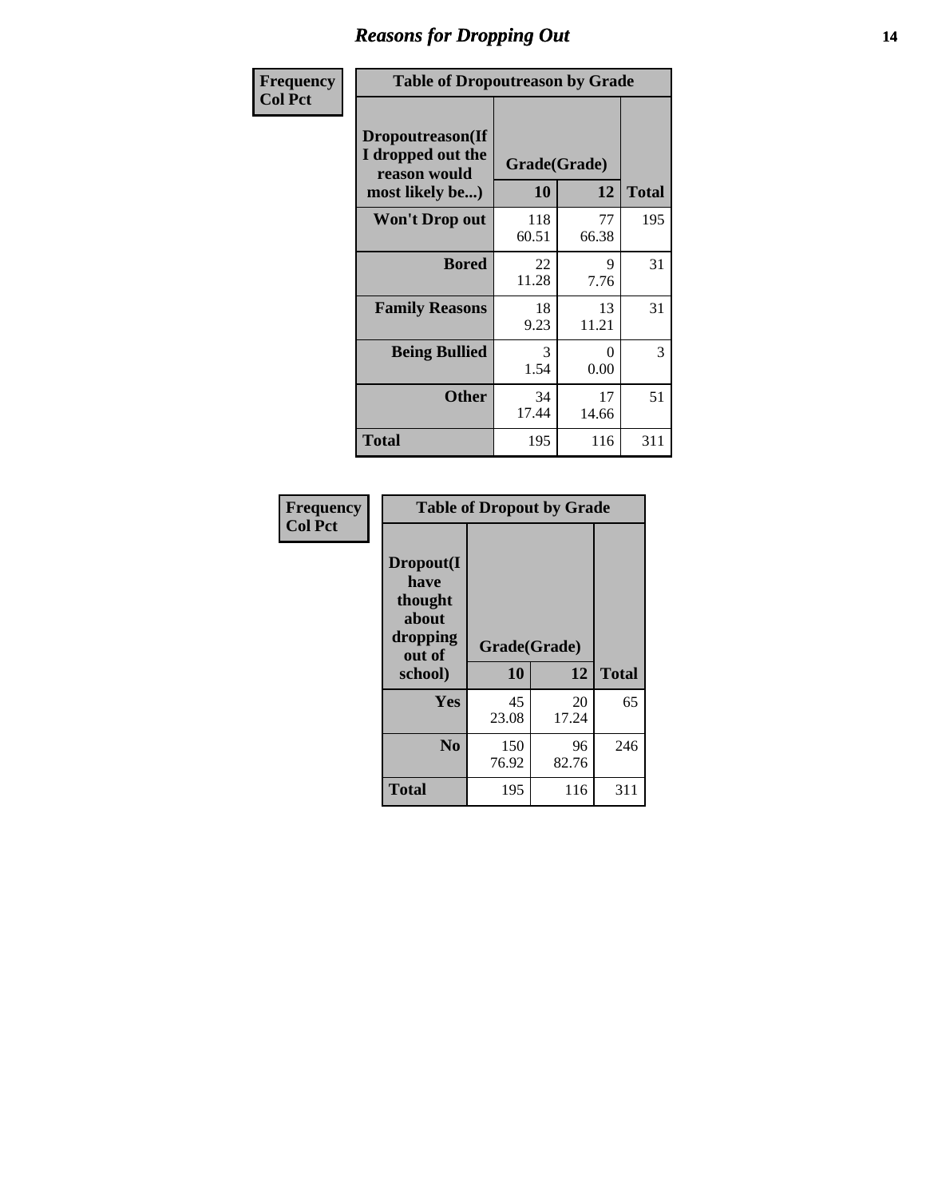# Reasons for Dropping Out

Frequency
Col Pct

**Table of Dropoutreason by Grade**

| Dropoutreason(If I dropped out the reason would most likely be...) | Grade(Grade) | | Total |
|---|---|---|---|
| | 10 | 12 | |
| Won't Drop out | 118<br>60.51 | 77<br>66.38 | 195 |
| Bored | 22<br>11.28 | 9<br>7.76 | 31 |
| Family Reasons | 18<br>9.23 | 13<br>11.21 | 31 |
| Being Bullied | 3<br>1.54 | 0<br>0.00 | 3 |
| Other | 34<br>17.44 | 17<br>14.66 | 51 |
| Total | 195 | 116 | 311 |

Frequency
Col Pct

**Table of Dropout by Grade**

| Dropout(I have thought about dropping out of school) | Grade(Grade) | | Total |
|---|---|---|---|
| | 10 | 12 | |
| Yes | 45<br>23.08 | 20<br>17.24 | 65 |
| No | 150<br>76.92 | 96<br>82.76 | 246 |
| Total | 195 | 116 | 311 |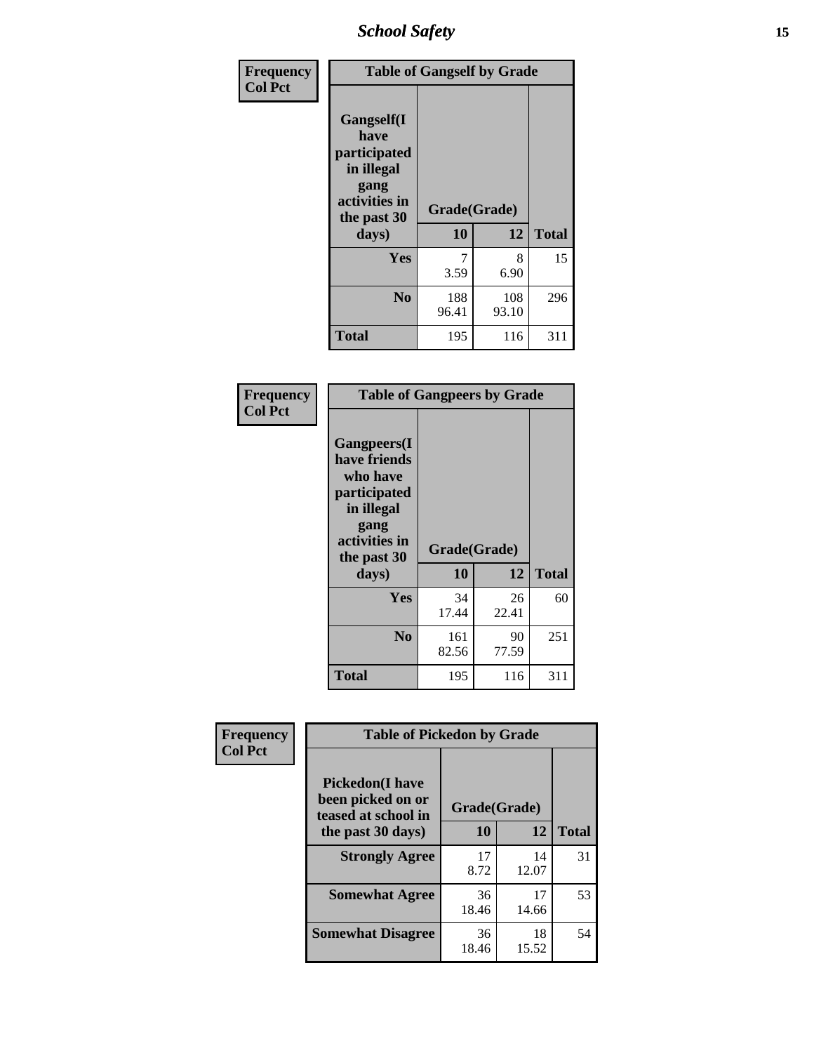| Frequency<br>Col Pct | Table of Gangself by Grade | | |
|---|---|---|---|
| Gangself(I have participated in illegal gang activities in the past 30 days) | Grade(Grade) | | |
| | 10 | 12 | Total |
| Yes | 7<br>3.59 | 8<br>6.90 | 15 |
| No | 188<br>96.41 | 108<br>93.10 | 296 |
| Total | 195 | 116 | 311 |

| Frequency<br>Col Pct | Table of Gangpeers by Grade | | |
|---|---|---|---|
| Gangpeers(I have friends who have participated in illegal gang activities in the past 30 days) | Grade(Grade) | | |
| | 10 | 12 | Total |
| Yes | 34<br>17.44 | 26<br>22.41 | 60 |
| No | 161<br>82.56 | 90<br>77.59 | 251 |
| Total | 195 | 116 | 311 |

| Frequency<br>Col Pct | Table of Pickedon by Grade | | |
|---|---|---|---|
| Pickedon(I have been picked on or teased at school in the past 30 days) | Grade(Grade) | | |
| | 10 | 12 | Total |
| Strongly Agree | 17<br>8.72 | 14<br>12.07 | 31 |
| Somewhat Agree | 36<br>18.46 | 17<br>14.66 | 53 |
| Somewhat Disagree | 36<br>18.46 | 18<br>15.52 | 54 |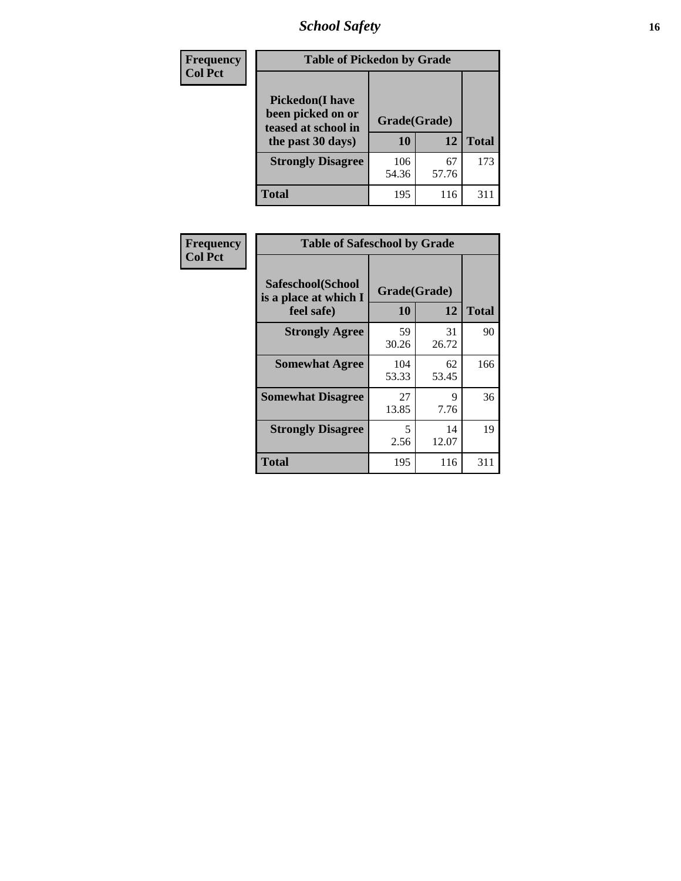| Frequency<br>Col Pct | Table of Pickedon by Grade | | |
|---|---|---|---|
| Pickedon(I have been picked on or teased at school in the past 30 days) | Grade(Grade) | | |
| | 10 | 12 | Total |
| Strongly Disagree | 106<br>54.36 | 67<br>57.76 | 173 |
| Total | 195 | 116 | 311 |

| Frequency<br>Col Pct | Table of Safeschool by Grade | | |
|---|---|---|---|
| Safeschool(School is a place at which I feel safe) | Grade(Grade) | | |
| | 10 | 12 | Total |
| Strongly Agree | 59<br>30.26 | 31<br>26.72 | 90 |
| Somewhat Agree | 104<br>53.33 | 62<br>53.45 | 166 |
| Somewhat Disagree | 27<br>13.85 | 9<br>7.76 | 36 |
| Strongly Disagree | 5<br>2.56 | 14<br>12.07 | 19 |
| Total | 195 | 116 | 311 |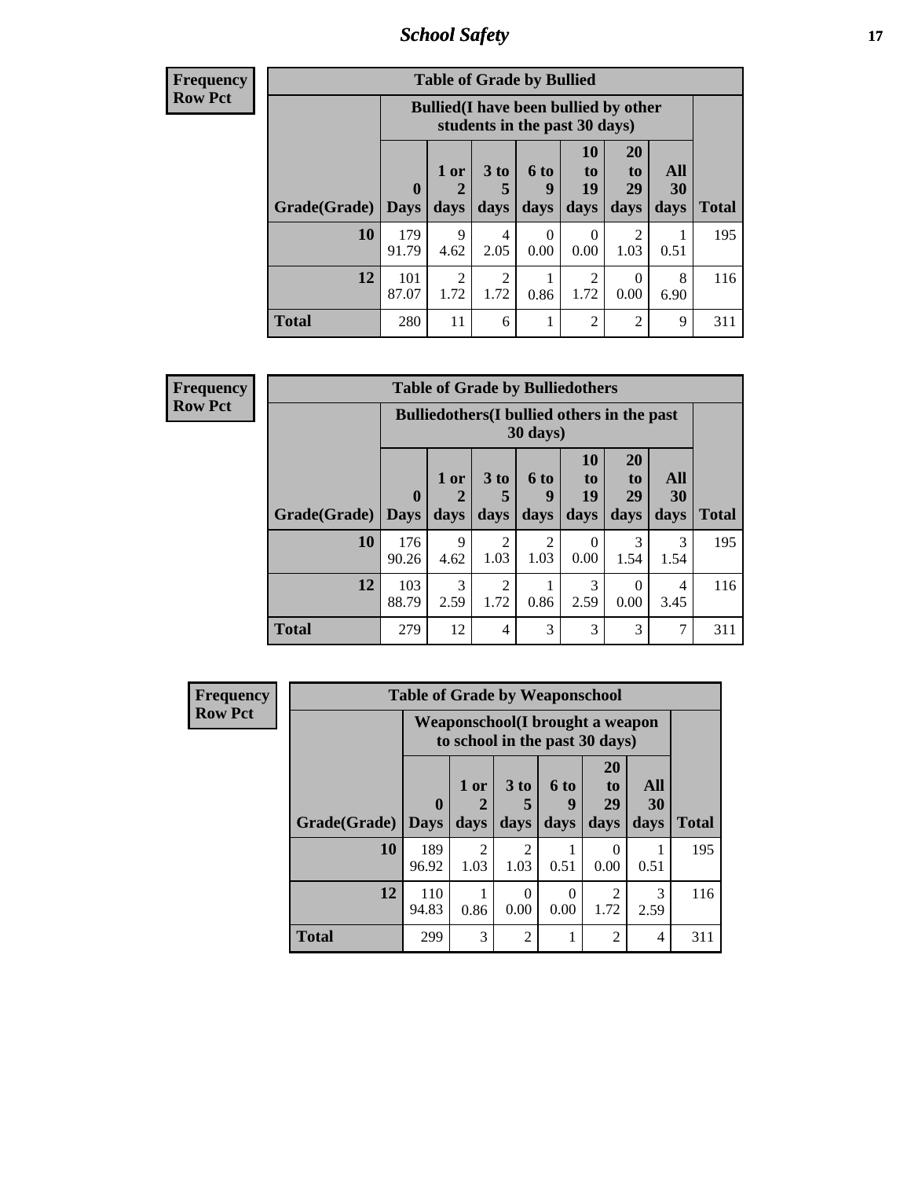| Frequency<br>Row Pct |
|---|

| Table of Grade by Bullied | | | | | | | | |
|---|---|---|---|---|---|---|---|---|
| | Bullied(I have been bullied by other students in the past 30 days) | | | | | | | |
| Grade(Grade) | 0 Days | 1 or 2 days | 3 to 5 days | 6 to 9 days | 10 to 19 days | 20 to 29 days | All 30 days | Total |
| 10 | 179<br>91.79 | 9<br>4.62 | 4<br>2.05 | 0<br>0.00 | 0<br>0.00 | 2<br>1.03 | 1<br>0.51 | 195 |
| 12 | 101<br>87.07 | 2<br>1.72 | 2<br>1.72 | 1<br>0.86 | 2<br>1.72 | 0<br>0.00 | 8<br>6.90 | 116 |
| Total | 280 | 11 | 6 | 1 | 2 | 2 | 9 | 311 |

| Frequency<br>Row Pct |
|---|

| Table of Grade by Bulliedothers | | | | | | | | |
|---|---|---|---|---|---|---|---|---|
| | Bulliedothers(I bullied others in the past 30 days) | | | | | | | |
| Grade(Grade) | 0 Days | 1 or 2 days | 3 to 5 days | 6 to 9 days | 10 to 19 days | 20 to 29 days | All 30 days | Total |
| 10 | 176<br>90.26 | 9<br>4.62 | 2<br>1.03 | 2<br>1.03 | 0<br>0.00 | 3<br>1.54 | 3<br>1.54 | 195 |
| 12 | 103<br>88.79 | 3<br>2.59 | 2<br>1.72 | 1<br>0.86 | 3<br>2.59 | 0<br>0.00 | 4<br>3.45 | 116 |
| Total | 279 | 12 | 4 | 3 | 3 | 3 | 7 | 311 |

| Frequency<br>Row Pct |
|---|

| Table of Grade by Weaponschool | | | | | | | |
|---|---|---|---|---|---|---|---|
| | Weaponschool(I brought a weapon to school in the past 30 days) | | | | | | |
| Grade(Grade) | 0 Days | 1 or 2 days | 3 to 5 days | 6 to 9 days | 20 to 29 days | All 30 days | Total |
| 10 | 189<br>96.92 | 2<br>1.03 | 2<br>1.03 | 1<br>0.51 | 0<br>0.00 | 1<br>0.51 | 195 |
| 12 | 110<br>94.83 | 1<br>0.86 | 0<br>0.00 | 0<br>0.00 | 2<br>1.72 | 3<br>2.59 | 116 |
| Total | 299 | 3 | 2 | 1 | 2 | 4 | 311 |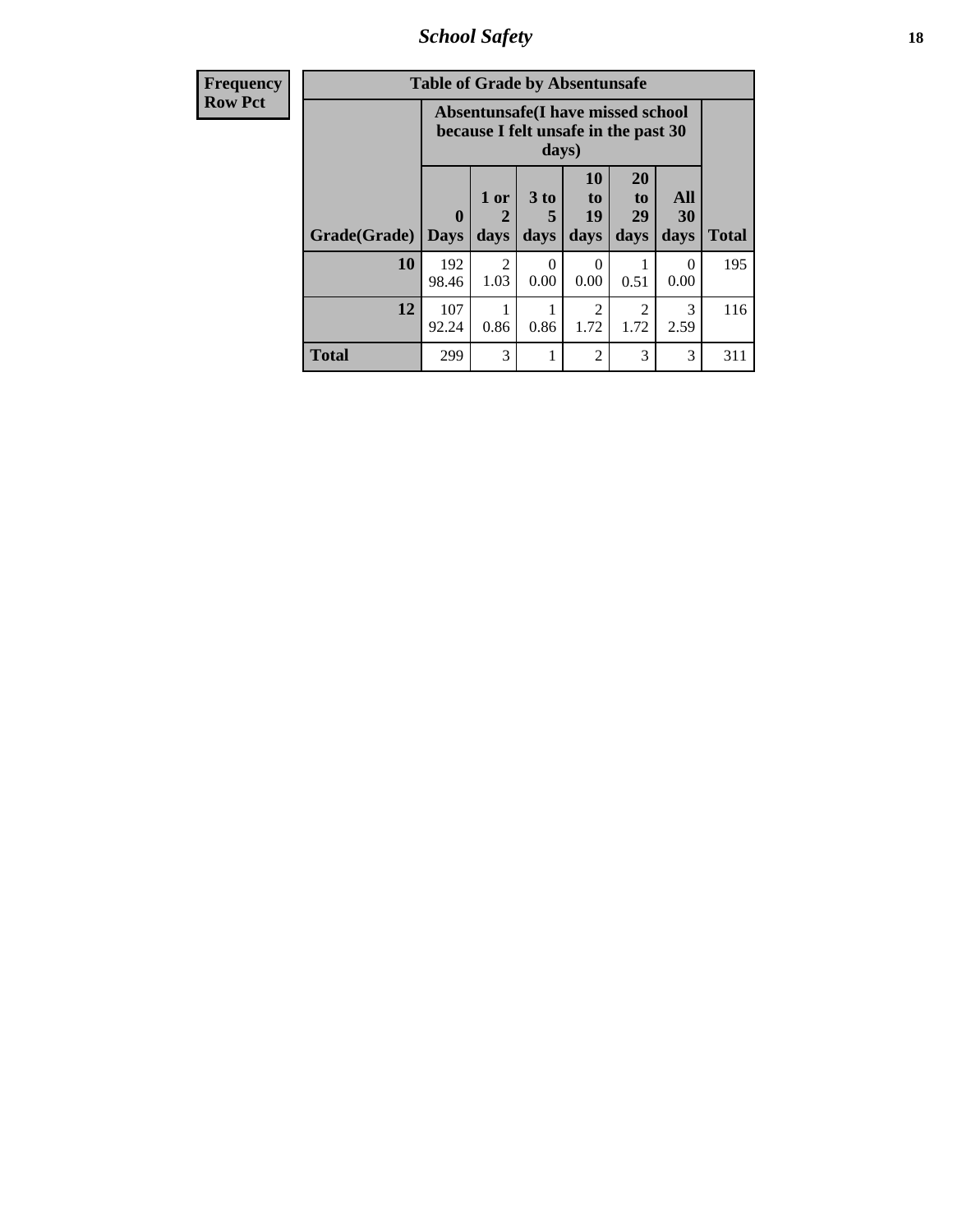| Frequency Row Pct | Table of Grade by Absentunsafe | | | | | | |
|---|---|---|---|---|---|---|---|
| | Absentunsafe(I have missed school because I felt unsafe in the past 30 days) | | | | | | |
| Grade(Grade) | 0 Days | 1 or 2 days | 3 to 5 days | 10 to 19 days | 20 to 29 days | All 30 days | Total |
| 10 | 192<br>98.46 | 2<br>1.03 | 0<br>0.00 | 0<br>0.00 | 1<br>0.51 | 0<br>0.00 | 195 |
| 12 | 107<br>92.24 | 1<br>0.86 | 1<br>0.86 | 2<br>1.72 | 2<br>1.72 | 3<br>2.59 | 116 |
| Total | 299 | 3 | 1 | 2 | 3 | 3 | 311 |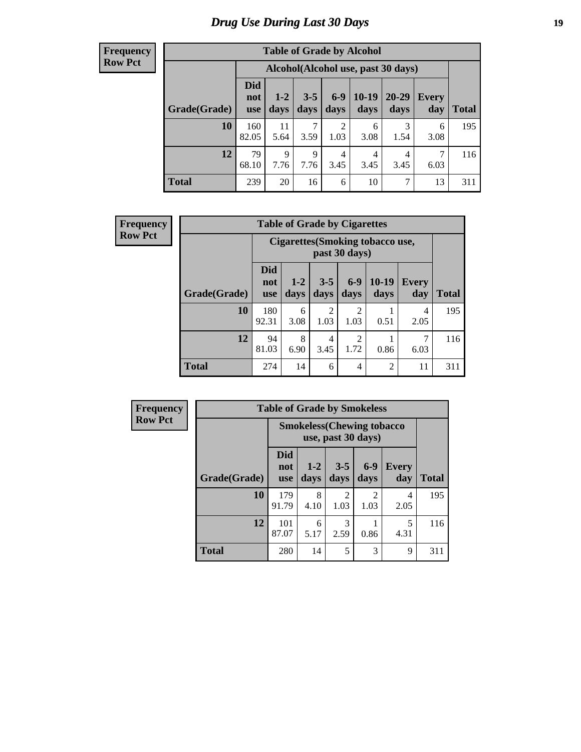# Drug Use During Last 30 Days

**Frequency**
**Row Pct**

| Table of Grade by Alcohol | | | | | | | | |
|---|---|---|---|---|---|---|---|---|
| | Alcohol(Alcohol use, past 30 days) | | | | | | | |
| Grade(Grade) | Did not use | 1-2 days | 3-5 days | 6-9 days | 10-19 days | 20-29 days | Every day | Total |
| 10 | 160<br>82.05 | 11<br>5.64 | 7<br>3.59 | 2<br>1.03 | 6<br>3.08 | 3<br>1.54 | 6<br>3.08 | 195 |
| 12 | 79<br>68.10 | 9<br>7.76 | 9<br>7.76 | 4<br>3.45 | 4<br>3.45 | 4<br>3.45 | 7<br>6.03 | 116 |
| Total | 239 | 20 | 16 | 6 | 10 | 7 | 13 | 311 |

**Frequency**
**Row Pct**

| Table of Grade by Cigarettes | | | | | | | |
|---|---|---|---|---|---|---|---|
| | Cigarettes(Smoking tobacco use, past 30 days) | | | | | | |
| Grade(Grade) | Did not use | 1-2 days | 3-5 days | 6-9 days | 10-19 days | Every day | Total |
| 10 | 180<br>92.31 | 6<br>3.08 | 2<br>1.03 | 2<br>1.03 | 1<br>0.51 | 4<br>2.05 | 195 |
| 12 | 94<br>81.03 | 8<br>6.90 | 4<br>3.45 | 2<br>1.72 | 1<br>0.86 | 7<br>6.03 | 116 |
| Total | 274 | 14 | 6 | 4 | 2 | 11 | 311 |

**Frequency**
**Row Pct**

| Table of Grade by Smokeless | | | | | | |
|---|---|---|---|---|---|---|
| | Smokeless(Chewing tobacco use, past 30 days) | | | | | |
| Grade(Grade) | Did not use | 1-2 days | 3-5 days | 6-9 days | Every day | Total |
| 10 | 179<br>91.79 | 8<br>4.10 | 2<br>1.03 | 2<br>1.03 | 4<br>2.05 | 195 |
| 12 | 101<br>87.07 | 6<br>5.17 | 3<br>2.59 | 1<br>0.86 | 5<br>4.31 | 116 |
| Total | 280 | 14 | 5 | 3 | 9 | 311 |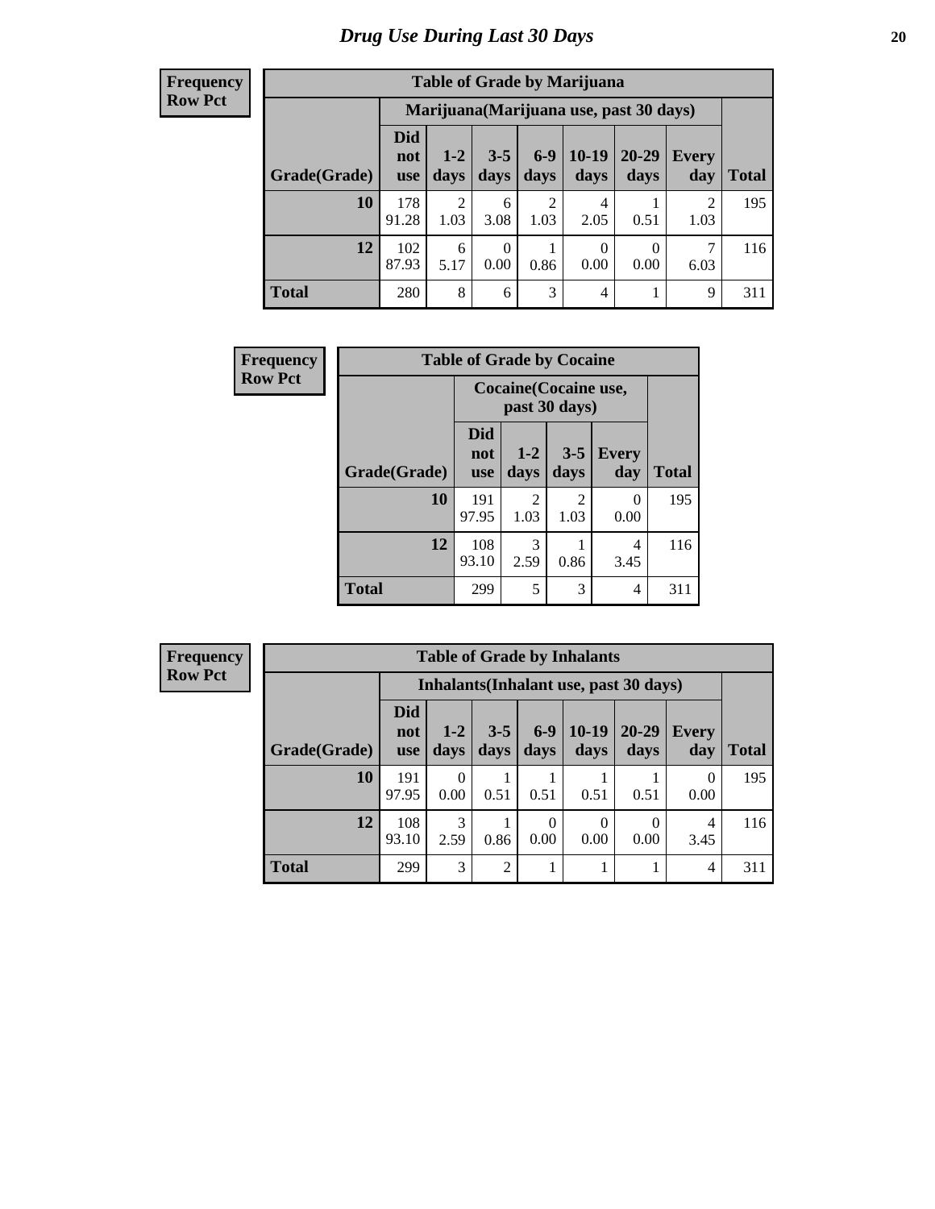# Drug Use During Last 30 Days

**Frequency**
**Row Pct**

| Table of Grade by Marijuana | | | | | | | | |
|---|---|---|---|---|---|---|---|---|
| | Marijuana(Marijuana use, past 30 days) | | | | | | | |
| Grade(Grade) | Did not use | 1-2 days | 3-5 days | 6-9 days | 10-19 days | 20-29 days | Every day | Total |
| **10** | 178<br>91.28 | 2<br>1.03 | 6<br>3.08 | 2<br>1.03 | 4<br>2.05 | 1<br>0.51 | 2<br>1.03 | 195 |
| **12** | 102<br>87.93 | 6<br>5.17 | 0<br>0.00 | 1<br>0.86 | 0<br>0.00 | 0<br>0.00 | 7<br>6.03 | 116 |
| **Total** | 280 | 8 | 6 | 3 | 4 | 1 | 9 | 311 |

**Frequency**
**Row Pct**

| Table of Grade by Cocaine | | | | | |
|---|---|---|---|---|---|
| | Cocaine(Cocaine use, past 30 days) | | | | |
| Grade(Grade) | Did not use | 1-2 days | 3-5 days | Every day | Total |
| **10** | 191<br>97.95 | 2<br>1.03 | 2<br>1.03 | 0<br>0.00 | 195 |
| **12** | 108<br>93.10 | 3<br>2.59 | 1<br>0.86 | 4<br>3.45 | 116 |
| **Total** | 299 | 5 | 3 | 4 | 311 |

**Frequency**
**Row Pct**

| Table of Grade by Inhalants | | | | | | | | |
|---|---|---|---|---|---|---|---|---|
| | Inhalants(Inhalant use, past 30 days) | | | | | | | |
| Grade(Grade) | Did not use | 1-2 days | 3-5 days | 6-9 days | 10-19 days | 20-29 days | Every day | Total |
| **10** | 191<br>97.95 | 0<br>0.00 | 1<br>0.51 | 1<br>0.51 | 1<br>0.51 | 1<br>0.51 | 0<br>0.00 | 195 |
| **12** | 108<br>93.10 | 3<br>2.59 | 1<br>0.86 | 0<br>0.00 | 0<br>0.00 | 0<br>0.00 | 4<br>3.45 | 116 |
| **Total** | 299 | 3 | 2 | 1 | 1 | 1 | 4 | 311 |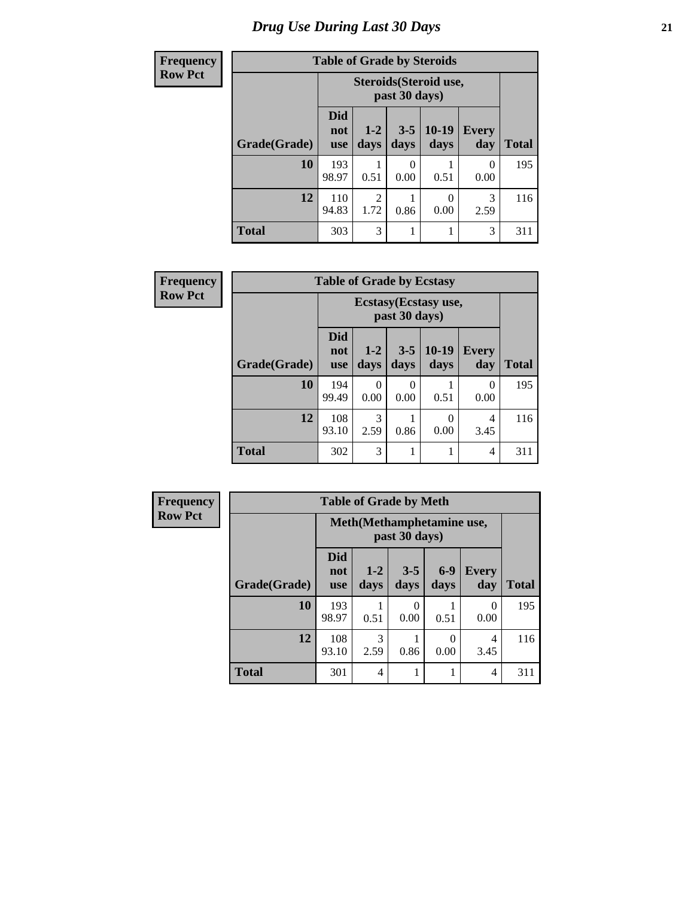# Drug Use During Last 30 Days

| Frequency |
|---|
| Row Pct |

**Table of Grade by Steroids**

| Grade(Grade) | Steroids(Steroid use, past 30 days) | | | | | Total |
|---|---|---|---|---|---|---|
| | Did not use | 1-2 days | 3-5 days | 10-19 days | Every day | |
| 10 | 193<br>98.97 | 1<br>0.51 | 0<br>0.00 | 1<br>0.51 | 0<br>0.00 | 195 |
| 12 | 110<br>94.83 | 2<br>1.72 | 1<br>0.86 | 0<br>0.00 | 3<br>2.59 | 116 |
| Total | 303 | 3 | 1 | 1 | 3 | 311 |

| Frequency |
|---|
| Row Pct |

**Table of Grade by Ecstasy**

| Grade(Grade) | Ecstasy(Ecstasy use, past 30 days) | | | | | Total |
|---|---|---|---|---|---|---|
| | Did not use | 1-2 days | 3-5 days | 10-19 days | Every day | |
| 10 | 194<br>99.49 | 0<br>0.00 | 0<br>0.00 | 1<br>0.51 | 0<br>0.00 | 195 |
| 12 | 108<br>93.10 | 3<br>2.59 | 1<br>0.86 | 0<br>0.00 | 4<br>3.45 | 116 |
| Total | 302 | 3 | 1 | 1 | 4 | 311 |

| Frequency |
|---|
| Row Pct |

**Table of Grade by Meth**

| Grade(Grade) | Meth(Methamphetamine use, past 30 days) | | | | | Total |
|---|---|---|---|---|---|---|
| | Did not use | 1-2 days | 3-5 days | 6-9 days | Every day | |
| 10 | 193<br>98.97 | 1<br>0.51 | 0<br>0.00 | 1<br>0.51 | 0<br>0.00 | 195 |
| 12 | 108<br>93.10 | 3<br>2.59 | 1<br>0.86 | 0<br>0.00 | 4<br>3.45 | 116 |
| Total | 301 | 4 | 1 | 1 | 4 | 311 |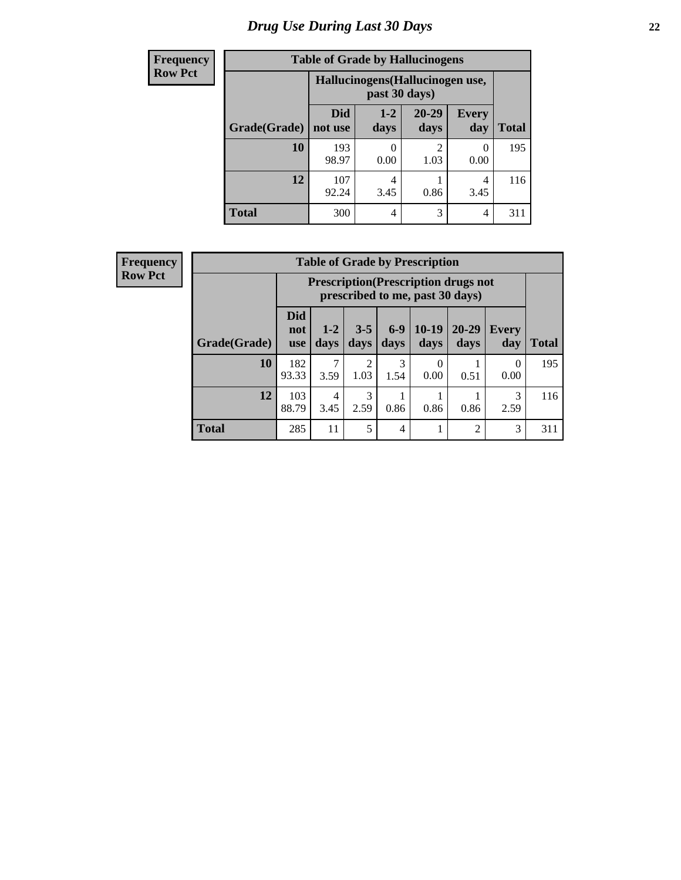# Drug Use During Last 30 Days

**Frequency**
**Row Pct**

| Table of Grade by Hallucinogens | | | | | |
|---|---|---|---|---|---|
| | Hallucinogens(Hallucinogen use, past 30 days) | | | | |
| Grade(Grade) | Did not use | 1-2 days | 20-29 days | Every day | Total |
| 10 | 193<br>98.97 | 0<br>0.00 | 2<br>1.03 | 0<br>0.00 | 195 |
| 12 | 107<br>92.24 | 4<br>3.45 | 1<br>0.86 | 4<br>3.45 | 116 |
| Total | 300 | 4 | 3 | 4 | 311 |

**Frequency**
**Row Pct**

| Table of Grade by Prescription | | | | | | | | |
|---|---|---|---|---|---|---|---|---|
| | Prescription(Prescription drugs not prescribed to me, past 30 days) | | | | | | | |
| Grade(Grade) | Did not use | 1-2 days | 3-5 days | 6-9 days | 10-19 days | 20-29 days | Every day | Total |
| 10 | 182<br>93.33 | 7<br>3.59 | 2<br>1.03 | 3<br>1.54 | 0<br>0.00 | 1<br>0.51 | 0<br>0.00 | 195 |
| 12 | 103<br>88.79 | 4<br>3.45 | 3<br>2.59 | 1<br>0.86 | 1<br>0.86 | 1<br>0.86 | 3<br>2.59 | 116 |
| Total | 285 | 11 | 5 | 4 | 1 | 2 | 3 | 311 |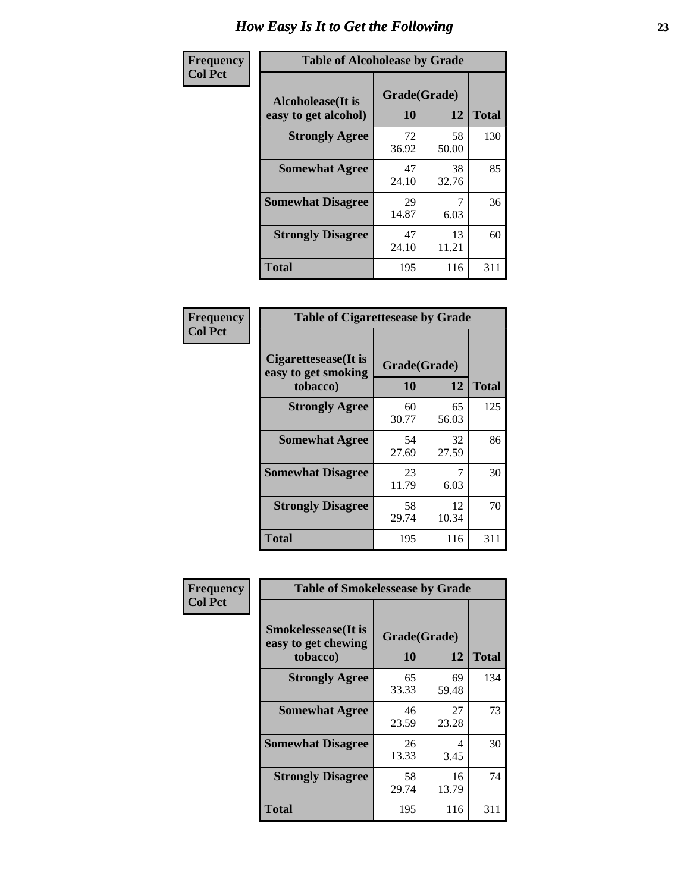# How Easy Is It to Get the Following

**Frequency**
**Col Pct**

**Table of Alcoholease by Grade**

| Alcoholease(It is easy to get alcohol) | Grade(Grade) | | Total |
|---|---|---|---|
| | 10 | 12 | |
| **Strongly Agree** | 72<br>36.92 | 58<br>50.00 | 130 |
| **Somewhat Agree** | 47<br>24.10 | 38<br>32.76 | 85 |
| **Somewhat Disagree** | 29<br>14.87 | 7<br>6.03 | 36 |
| **Strongly Disagree** | 47<br>24.10 | 13<br>11.21 | 60 |
| **Total** | 195 | 116 | 311 |

**Frequency**
**Col Pct**

**Table of Cigarettesease by Grade**

| Cigarettesease(It is easy to get smoking tobacco) | Grade(Grade) | | Total |
|---|---|---|---|
| | 10 | 12 | |
| **Strongly Agree** | 60<br>30.77 | 65<br>56.03 | 125 |
| **Somewhat Agree** | 54<br>27.69 | 32<br>27.59 | 86 |
| **Somewhat Disagree** | 23<br>11.79 | 7<br>6.03 | 30 |
| **Strongly Disagree** | 58<br>29.74 | 12<br>10.34 | 70 |
| **Total** | 195 | 116 | 311 |

**Frequency**
**Col Pct**

**Table of Smokelessease by Grade**

| Smokelessease(It is easy to get chewing tobacco) | Grade(Grade) | | Total |
|---|---|---|---|
| | 10 | 12 | |
| **Strongly Agree** | 65<br>33.33 | 69<br>59.48 | 134 |
| **Somewhat Agree** | 46<br>23.59 | 27<br>23.28 | 73 |
| **Somewhat Disagree** | 26<br>13.33 | 4<br>3.45 | 30 |
| **Strongly Disagree** | 58<br>29.74 | 16<br>13.79 | 74 |
| **Total** | 195 | 116 | 311 |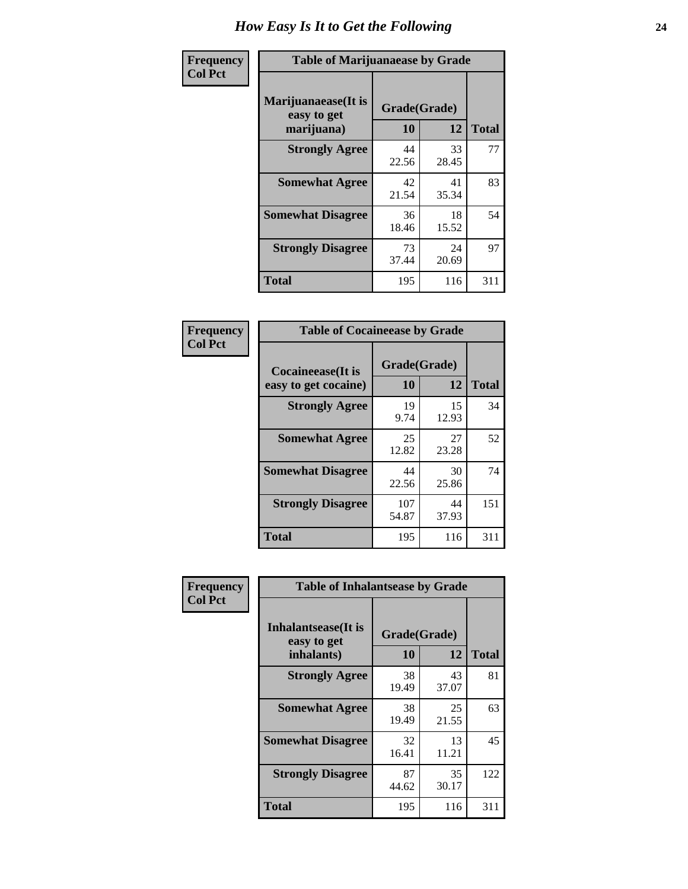# How Easy Is It to Get the Following

**Frequency**
**Col Pct**

**Table of Marijuanaease by Grade**

| Marijuanaease(It is easy to get marijuana) | Grade(Grade) 10 | 12 | Total |
|---|---|---|---|
| **Strongly Agree** | 44<br>22.56 | 33<br>28.45 | 77 |
| **Somewhat Agree** | 42<br>21.54 | 41<br>35.34 | 83 |
| **Somewhat Disagree** | 36<br>18.46 | 18<br>15.52 | 54 |
| **Strongly Disagree** | 73<br>37.44 | 24<br>20.69 | 97 |
| **Total** | 195 | 116 | 311 |

**Frequency**
**Col Pct**

**Table of Cocaineease by Grade**

| Cocaineease(It is easy to get cocaine) | Grade(Grade) 10 | 12 | Total |
|---|---|---|---|
| **Strongly Agree** | 19<br>9.74 | 15<br>12.93 | 34 |
| **Somewhat Agree** | 25<br>12.82 | 27<br>23.28 | 52 |
| **Somewhat Disagree** | 44<br>22.56 | 30<br>25.86 | 74 |
| **Strongly Disagree** | 107<br>54.87 | 44<br>37.93 | 151 |
| **Total** | 195 | 116 | 311 |

**Frequency**
**Col Pct**

**Table of Inhalantsease by Grade**

| Inhalantsease(It is easy to get inhalants) | Grade(Grade) 10 | 12 | Total |
|---|---|---|---|
| **Strongly Agree** | 38<br>19.49 | 43<br>37.07 | 81 |
| **Somewhat Agree** | 38<br>19.49 | 25<br>21.55 | 63 |
| **Somewhat Disagree** | 32<br>16.41 | 13<br>11.21 | 45 |
| **Strongly Disagree** | 87<br>44.62 | 35<br>30.17 | 122 |
| **Total** | 195 | 116 | 311 |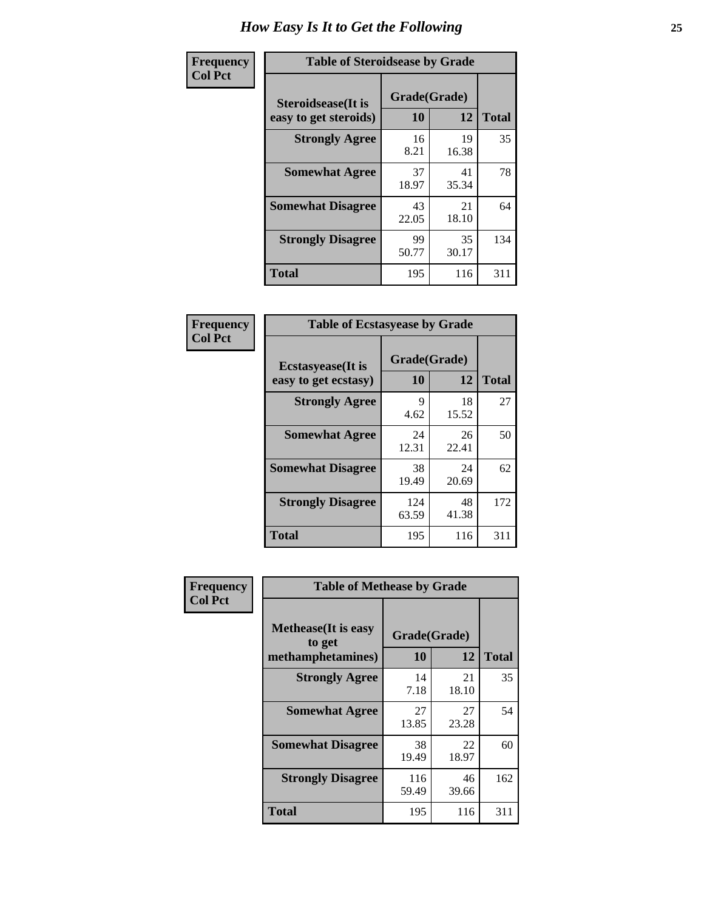# How Easy Is It to Get the Following

**Frequency**
**Col Pct**

| Table of Steroidsease by Grade | | | |
|---|---|---|---|
| Steroidsease(It is easy to get steroids) | Grade(Grade) | | Total |
| | 10 | 12 | |
| **Strongly Agree** | 16<br>8.21 | 19<br>16.38 | 35 |
| **Somewhat Agree** | 37<br>18.97 | 41<br>35.34 | 78 |
| **Somewhat Disagree** | 43<br>22.05 | 21<br>18.10 | 64 |
| **Strongly Disagree** | 99<br>50.77 | 35<br>30.17 | 134 |
| **Total** | 195 | 116 | 311 |

**Frequency**
**Col Pct**

| Table of Ecstasyease by Grade | | | |
|---|---|---|---|
| Ecstasyease(It is easy to get ecstasy) | Grade(Grade) | | Total |
| | 10 | 12 | |
| **Strongly Agree** | 9<br>4.62 | 18<br>15.52 | 27 |
| **Somewhat Agree** | 24<br>12.31 | 26<br>22.41 | 50 |
| **Somewhat Disagree** | 38<br>19.49 | 24<br>20.69 | 62 |
| **Strongly Disagree** | 124<br>63.59 | 48<br>41.38 | 172 |
| **Total** | 195 | 116 | 311 |

**Frequency**
**Col Pct**

| Table of Methease by Grade | | | |
|---|---|---|---|
| Methease(It is easy to get methamphetamines) | Grade(Grade) | | Total |
| | 10 | 12 | |
| **Strongly Agree** | 14<br>7.18 | 21<br>18.10 | 35 |
| **Somewhat Agree** | 27<br>13.85 | 27<br>23.28 | 54 |
| **Somewhat Disagree** | 38<br>19.49 | 22<br>18.97 | 60 |
| **Strongly Disagree** | 116<br>59.49 | 46<br>39.66 | 162 |
| **Total** | 195 | 116 | 311 |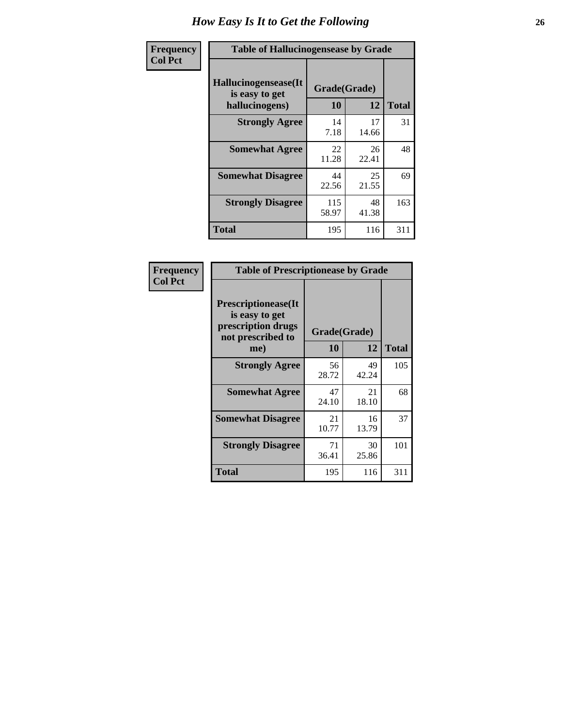# How Easy Is It to Get the Following

**Frequency**
**Col Pct**

| Table of Hallucinogensease by Grade | | | |
|---|---|---|---|
| **Hallucinogensease(It is easy to get hallucinogens)** | **Grade(Grade)** | | **Total** |
| | **10** | **12** | |
| **Strongly Agree** | 14<br>7.18 | 17<br>14.66 | 31 |
| **Somewhat Agree** | 22<br>11.28 | 26<br>22.41 | 48 |
| **Somewhat Disagree** | 44<br>22.56 | 25<br>21.55 | 69 |
| **Strongly Disagree** | 115<br>58.97 | 48<br>41.38 | 163 |
| **Total** | 195 | 116 | 311 |

**Frequency**
**Col Pct**

| Table of Prescriptionease by Grade | | | |
|---|---|---|---|
| **Prescriptionease(It is easy to get prescription drugs not prescribed to me)** | **Grade(Grade)** | | **Total** |
| | **10** | **12** | |
| **Strongly Agree** | 56<br>28.72 | 49<br>42.24 | 105 |
| **Somewhat Agree** | 47<br>24.10 | 21<br>18.10 | 68 |
| **Somewhat Disagree** | 21<br>10.77 | 16<br>13.79 | 37 |
| **Strongly Disagree** | 71<br>36.41 | 30<br>25.86 | 101 |
| **Total** | 195 | 116 | 311 |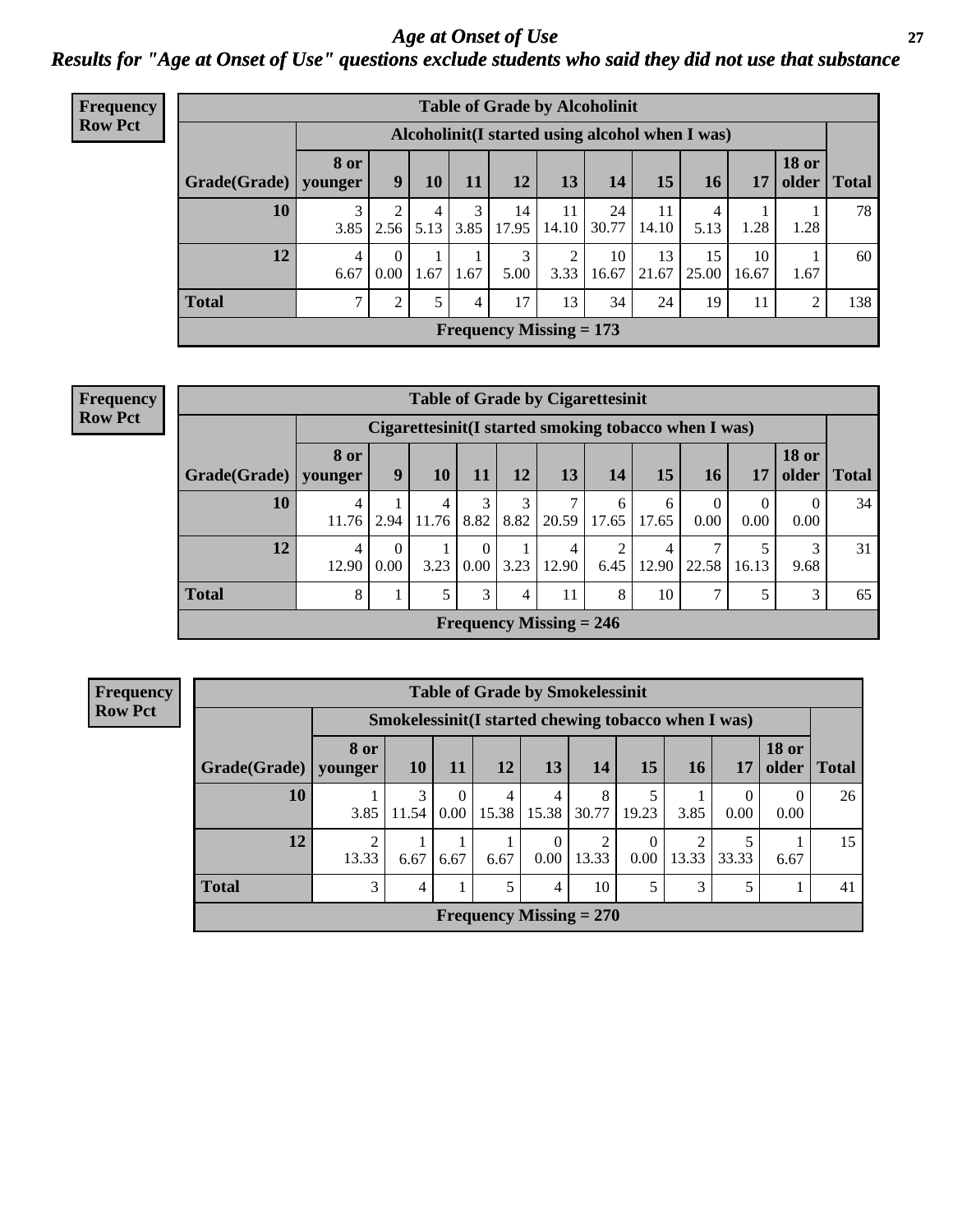# Age at Onset of Use

## Results for "Age at Onset of Use" questions exclude students who said they did not use that substance

**Frequency Row Pct**

| Table of Grade by Alcoholinit | | | | | | | | | | | | |
|---|---|---|---|---|---|---|---|---|---|---|---|---|
| | Alcoholinit(I started using alcohol when I was) | | | | | | | | | | | |
| Grade(Grade) | 8 or younger | 9 | 10 | 11 | 12 | 13 | 14 | 15 | 16 | 17 | 18 or older | Total |
| 10 | 3<br>3.85 | 2<br>2.56 | 4<br>5.13 | 3<br>3.85 | 14<br>17.95 | 11<br>14.10 | 24<br>30.77 | 11<br>14.10 | 4<br>5.13 | 1<br>1.28 | 1<br>1.28 | 78 |
| 12 | 4<br>6.67 | 0<br>0.00 | 1<br>1.67 | 1<br>1.67 | 3<br>5.00 | 2<br>3.33 | 10<br>16.67 | 13<br>21.67 | 15<br>25.00 | 10<br>16.67 | 1<br>1.67 | 60 |
| Total | 7 | 2 | 5 | 4 | 17 | 13 | 34 | 24 | 19 | 11 | 2 | 138 |
| Frequency Missing = 173 | | | | | | | | | | | | |

**Frequency Row Pct**

| Table of Grade by Cigarettesinit | | | | | | | | | | | | |
|---|---|---|---|---|---|---|---|---|---|---|---|---|
| | Cigarettesinit(I started smoking tobacco when I was) | | | | | | | | | | | |
| Grade(Grade) | 8 or younger | 9 | 10 | 11 | 12 | 13 | 14 | 15 | 16 | 17 | 18 or older | Total |
| 10 | 4<br>11.76 | 1<br>2.94 | 4<br>11.76 | 3<br>8.82 | 3<br>8.82 | 7<br>20.59 | 6<br>17.65 | 6<br>17.65 | 0<br>0.00 | 0<br>0.00 | 0<br>0.00 | 34 |
| 12 | 4<br>12.90 | 0<br>0.00 | 1<br>3.23 | 0<br>0.00 | 1<br>3.23 | 4<br>12.90 | 2<br>6.45 | 4<br>12.90 | 7<br>22.58 | 5<br>16.13 | 3<br>9.68 | 31 |
| Total | 8 | 1 | 5 | 3 | 4 | 11 | 8 | 10 | 7 | 5 | 3 | 65 |
| Frequency Missing = 246 | | | | | | | | | | | | |

**Frequency Row Pct**

| Table of Grade by Smokelessinit | | | | | | | | | | | |
|---|---|---|---|---|---|---|---|---|---|---|---|
| | Smokelessinit(I started chewing tobacco when I was) | | | | | | | | | | |
| Grade(Grade) | 8 or younger | 10 | 11 | 12 | 13 | 14 | 15 | 16 | 17 | 18 or older | Total |
| 10 | 1<br>3.85 | 3<br>11.54 | 0<br>0.00 | 4<br>15.38 | 4<br>15.38 | 8<br>30.77 | 5<br>19.23 | 1<br>3.85 | 0<br>0.00 | 0<br>0.00 | 26 |
| 12 | 2<br>13.33 | 1<br>6.67 | 1<br>6.67 | 1<br>6.67 | 0<br>0.00 | 2<br>13.33 | 0<br>0.00 | 2<br>13.33 | 5<br>33.33 | 1<br>6.67 | 15 |
| Total | 3 | 4 | 1 | 5 | 4 | 10 | 5 | 3 | 5 | 1 | 41 |
| Frequency Missing = 270 | | | | | | | | | | | |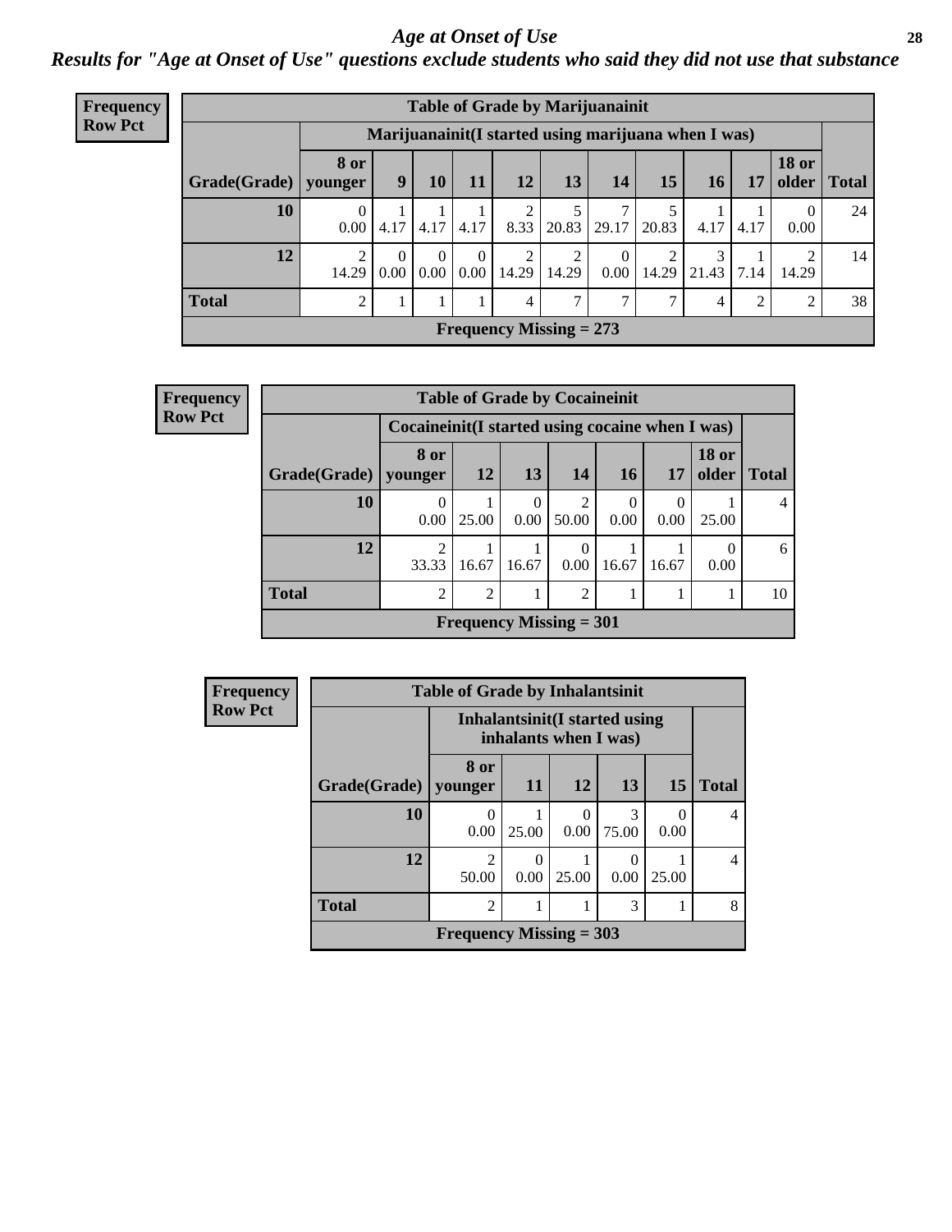## *Age at Onset of Use*

***Results for "Age at Onset of Use" questions exclude students who said they did not use that substance***

**Frequency**
**Row Pct**

| Table of Grade by Marijuanainit | | | | | | | | | | | | |
|---|---|---|---|---|---|---|---|---|---|---|---|---|
| | Marijuanainit(I started using marijuana when I was) | | | | | | | | | | | |
| **Grade(Grade)** | **8 or younger** | **9** | **10** | **11** | **12** | **13** | **14** | **15** | **16** | **17** | **18 or older** | **Total** |
| **10** | 0<br>0.00 | 1<br>4.17 | 1<br>4.17 | 1<br>4.17 | 2<br>8.33 | 5<br>20.83 | 7<br>29.17 | 5<br>20.83 | 1<br>4.17 | 1<br>4.17 | 0<br>0.00 | 24 |
| **12** | 2<br>14.29 | 0<br>0.00 | 0<br>0.00 | 0<br>0.00 | 2<br>14.29 | 2<br>14.29 | 0<br>0.00 | 2<br>14.29 | 3<br>21.43 | 1<br>7.14 | 2<br>14.29 | 14 |
| **Total** | 2 | 1 | 1 | 1 | 4 | 7 | 7 | 7 | 4 | 2 | 2 | 38 |
| **Frequency Missing = 273** | | | | | | | | | | | | |

**Frequency**
**Row Pct**

| Table of Grade by Cocaineinit | | | | | | | | |
|---|---|---|---|---|---|---|---|---|
| | Cocaineinit(I started using cocaine when I was) | | | | | | | |
| **Grade(Grade)** | **8 or younger** | **12** | **13** | **14** | **16** | **17** | **18 or older** | **Total** |
| **10** | 0<br>0.00 | 1<br>25.00 | 0<br>0.00 | 2<br>50.00 | 0<br>0.00 | 0<br>0.00 | 1<br>25.00 | 4 |
| **12** | 2<br>33.33 | 1<br>16.67 | 1<br>16.67 | 0<br>0.00 | 1<br>16.67 | 1<br>16.67 | 0<br>0.00 | 6 |
| **Total** | 2 | 2 | 1 | 2 | 1 | 1 | 1 | 10 |
| **Frequency Missing = 301** | | | | | | | | |

**Frequency**
**Row Pct**

| Table of Grade by Inhalantsinit | | | | | | |
|---|---|---|---|---|---|---|
| | Inhalantsinit(I started using inhalants when I was) | | | | | |
| **Grade(Grade)** | **8 or younger** | **11** | **12** | **13** | **15** | **Total** |
| **10** | 0<br>0.00 | 1<br>25.00 | 0<br>0.00 | 3<br>75.00 | 0<br>0.00 | 4 |
| **12** | 2<br>50.00 | 0<br>0.00 | 1<br>25.00 | 0<br>0.00 | 1<br>25.00 | 4 |
| **Total** | 2 | 1 | 1 | 3 | 1 | 8 |
| **Frequency Missing = 303** | | | | | | |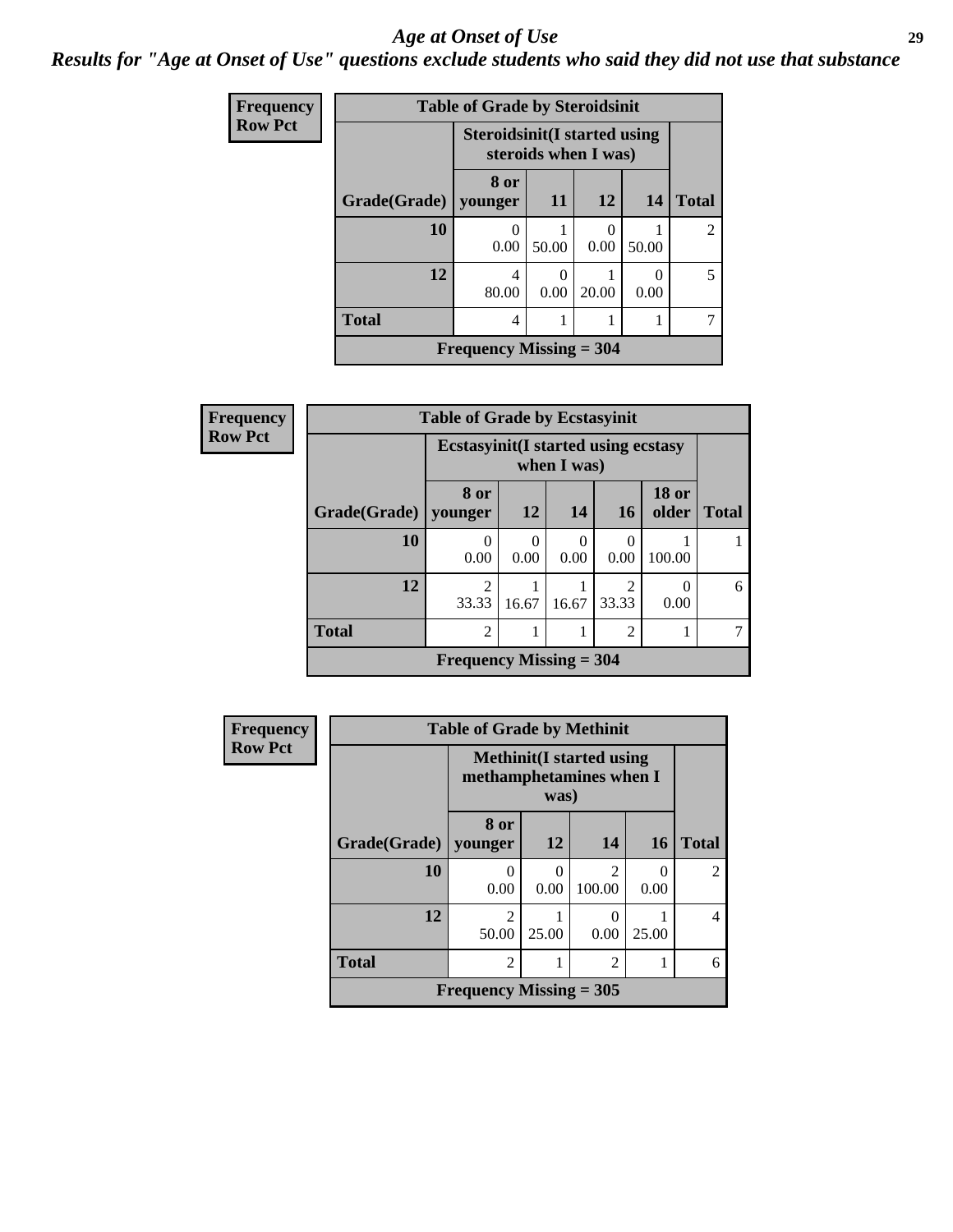## *Age at Onset of Use*

### *Results for "Age at Onset of Use" questions exclude students who said they did not use that substance*

**Frequency**
**Row Pct**

**Table of Grade by Steroidsinit**

| Grade(Grade) | Steroidsinit(I started using steroids when I was) | | | | Total |
|---|---|---|---|---|---|
| | 8 or younger | 11 | 12 | 14 | |
| **10** | 0<br>0.00 | 1<br>50.00 | 0<br>0.00 | 1<br>50.00 | 2 |
| **12** | 4<br>80.00 | 0<br>0.00 | 1<br>20.00 | 0<br>0.00 | 5 |
| **Total** | 4 | 1 | 1 | 1 | 7 |

**Frequency Missing = 304**

**Frequency**
**Row Pct**

**Table of Grade by Ecstasyinit**

| Grade(Grade) | Ecstasyinit(I started using ecstasy when I was) | | | | | Total |
|---|---|---|---|---|---|---|
| | 8 or younger | 12 | 14 | 16 | 18 or older | |
| **10** | 0<br>0.00 | 0<br>0.00 | 0<br>0.00 | 0<br>0.00 | 1<br>100.00 | 1 |
| **12** | 2<br>33.33 | 1<br>16.67 | 1<br>16.67 | 2<br>33.33 | 0<br>0.00 | 6 |
| **Total** | 2 | 1 | 1 | 2 | 1 | 7 |

**Frequency Missing = 304**

**Frequency**
**Row Pct**

**Table of Grade by Methinit**

| Grade(Grade) | Methinit(I started using methamphetamines when I was) | | | | Total |
|---|---|---|---|---|---|
| | 8 or younger | 12 | 14 | 16 | |
| **10** | 0<br>0.00 | 0<br>0.00 | 2<br>100.00 | 0<br>0.00 | 2 |
| **12** | 2<br>50.00 | 1<br>25.00 | 0<br>0.00 | 1<br>25.00 | 4 |
| **Total** | 2 | 1 | 2 | 1 | 6 |

**Frequency Missing = 305**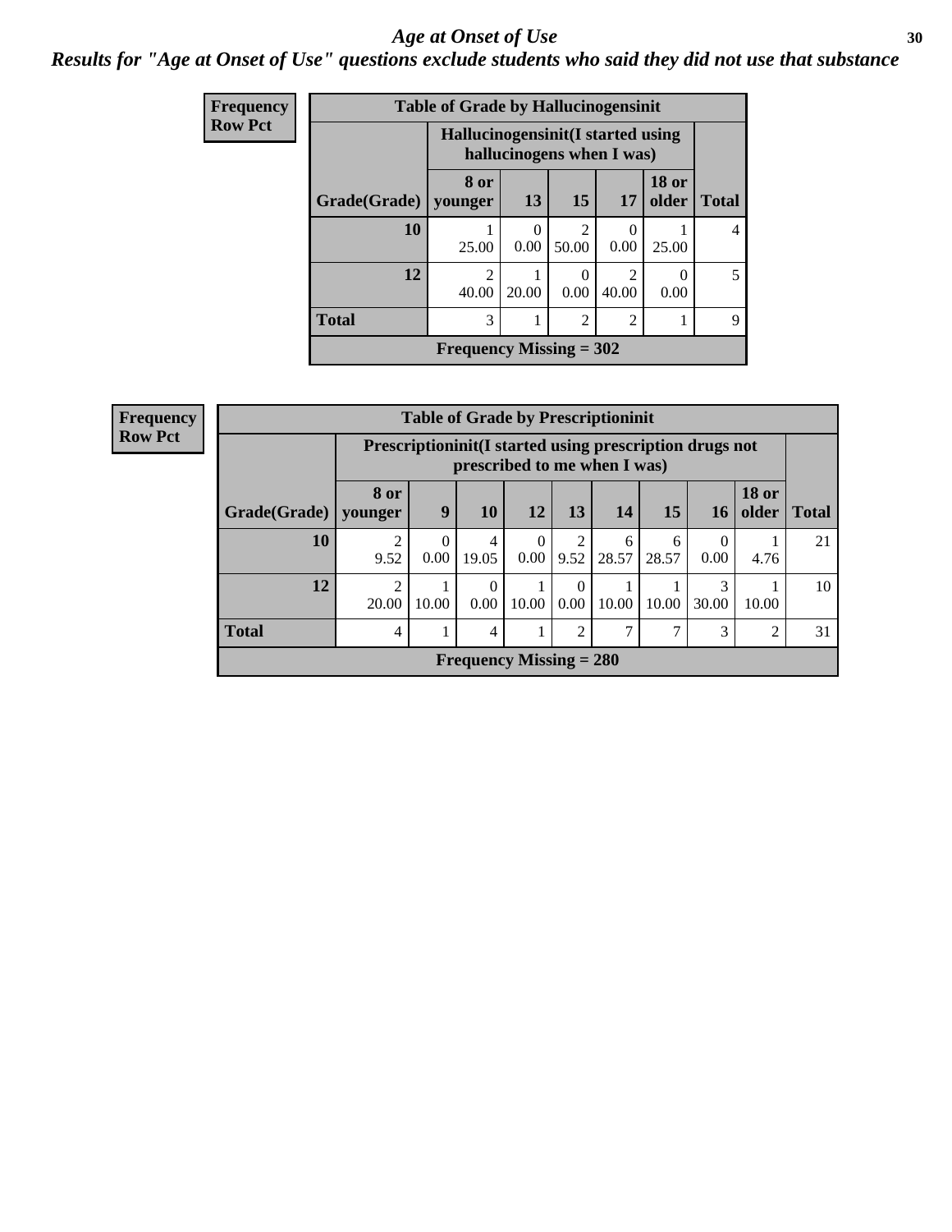## Age at Onset of Use

***Results for "Age at Onset of Use" questions exclude students who said they did not use that substance***

**Frequency**
**Row Pct**

| Table of Grade by Hallucinogensinit | | | | | | |
|---|---|---|---|---|---|---|
| | Hallucinogensinit(I started using hallucinogens when I was) | | | | | |
| Grade(Grade) | 8 or younger | 13 | 15 | 17 | 18 or older | Total |
| 10 | 1<br>25.00 | 0<br>0.00 | 2<br>50.00 | 0<br>0.00 | 1<br>25.00 | 4 |
| 12 | 2<br>40.00 | 1<br>20.00 | 0<br>0.00 | 2<br>40.00 | 0<br>0.00 | 5 |
| Total | 3 | 1 | 2 | 2 | 1 | 9 |
| Frequency Missing = 302 | | | | | | |

**Frequency**
**Row Pct**

| Table of Grade by Prescriptioninit | | | | | | | | | | |
|---|---|---|---|---|---|---|---|---|---|---|
| | Prescriptioninit(I started using prescription drugs not prescribed to me when I was) | | | | | | | | | |
| Grade(Grade) | 8 or younger | 9 | 10 | 12 | 13 | 14 | 15 | 16 | 18 or older | Total |
| 10 | 2<br>9.52 | 0<br>0.00 | 4<br>19.05 | 0<br>0.00 | 2<br>9.52 | 6<br>28.57 | 6<br>28.57 | 0<br>0.00 | 1<br>4.76 | 21 |
| 12 | 2<br>20.00 | 1<br>10.00 | 0<br>0.00 | 1<br>10.00 | 0<br>0.00 | 1<br>10.00 | 1<br>10.00 | 3<br>30.00 | 1<br>10.00 | 10 |
| Total | 4 | 1 | 4 | 1 | 2 | 7 | 7 | 3 | 2 | 31 |
| Frequency Missing = 280 | | | | | | | | | | |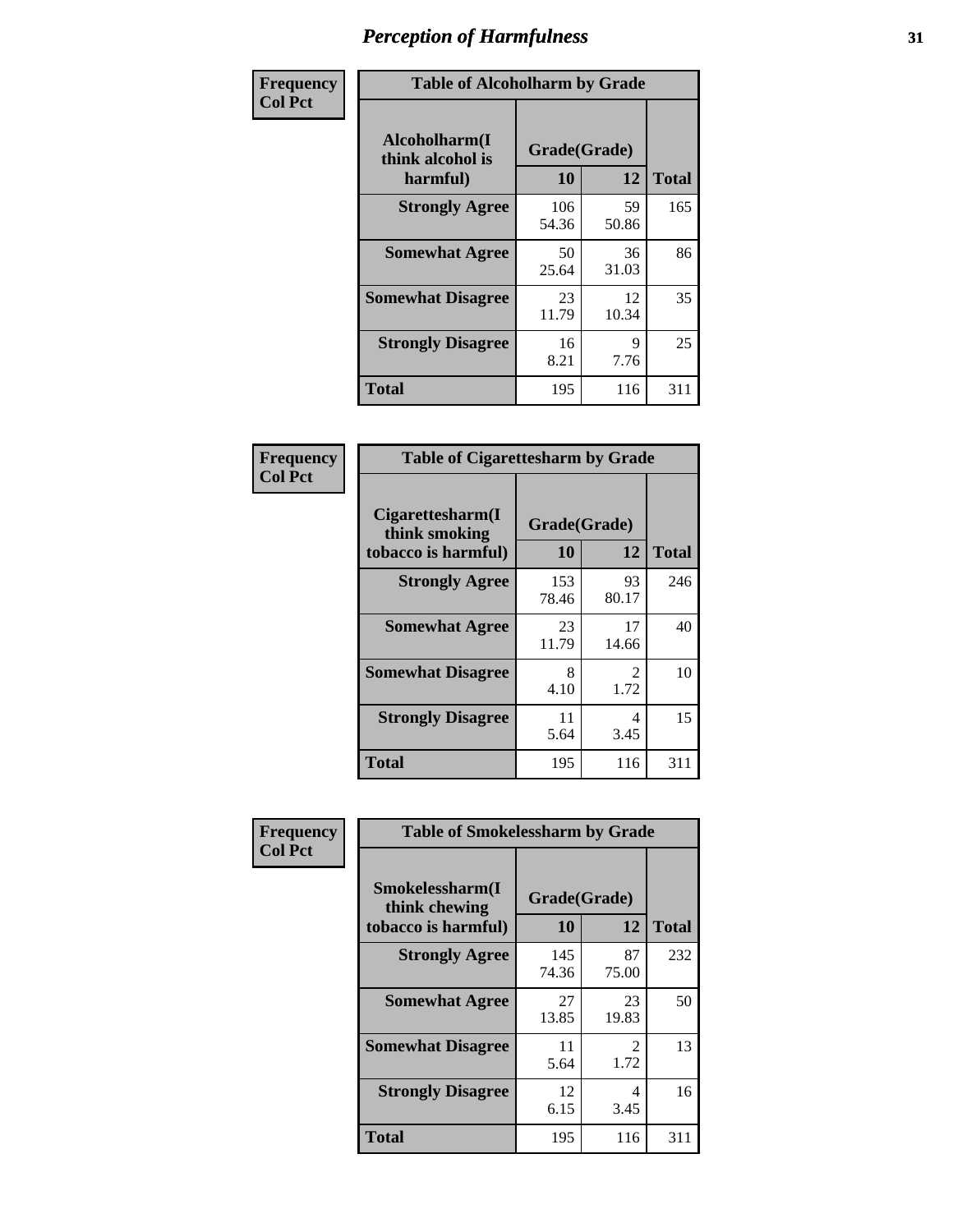# Perception of Harmfulness

**Frequency**
**Col Pct**

| Table of Alcoholharm by Grade | | | |
|---|---|---|---|
| Alcoholharm(I think alcohol is harmful) | Grade(Grade) | | Total |
| | 10 | 12 | |
| **Strongly Agree** | 106<br>54.36 | 59<br>50.86 | 165 |
| **Somewhat Agree** | 50<br>25.64 | 36<br>31.03 | 86 |
| **Somewhat Disagree** | 23<br>11.79 | 12<br>10.34 | 35 |
| **Strongly Disagree** | 16<br>8.21 | 9<br>7.76 | 25 |
| **Total** | 195 | 116 | 311 |

**Frequency**
**Col Pct**

| Table of Cigarettesharm by Grade | | | |
|---|---|---|---|
| Cigarettesharm(I think smoking tobacco is harmful) | Grade(Grade) | | Total |
| | 10 | 12 | |
| **Strongly Agree** | 153<br>78.46 | 93<br>80.17 | 246 |
| **Somewhat Agree** | 23<br>11.79 | 17<br>14.66 | 40 |
| **Somewhat Disagree** | 8<br>4.10 | 2<br>1.72 | 10 |
| **Strongly Disagree** | 11<br>5.64 | 4<br>3.45 | 15 |
| **Total** | 195 | 116 | 311 |

**Frequency**
**Col Pct**

| Table of Smokelessharm by Grade | | | |
|---|---|---|---|
| Smokelessharm(I think chewing tobacco is harmful) | Grade(Grade) | | Total |
| | 10 | 12 | |
| **Strongly Agree** | 145<br>74.36 | 87<br>75.00 | 232 |
| **Somewhat Agree** | 27<br>13.85 | 23<br>19.83 | 50 |
| **Somewhat Disagree** | 11<br>5.64 | 2<br>1.72 | 13 |
| **Strongly Disagree** | 12<br>6.15 | 4<br>3.45 | 16 |
| **Total** | 195 | 116 | 311 |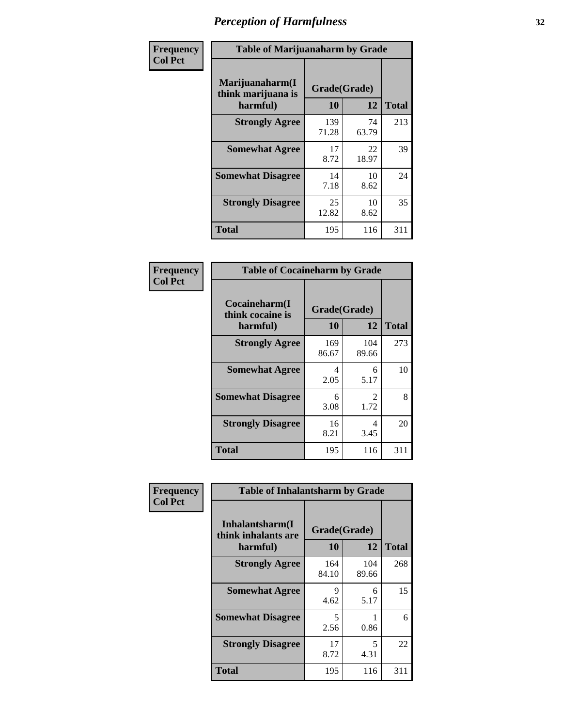# Perception of Harmfulness

| Frequency Col Pct | Table of Marijuanaharm by Grade | | |
|---|---|---|---|
| Marijuanaharm(I think marijuana is harmful) | Grade(Grade) | | Total |
| | 10 | 12 | |
| Strongly Agree | 139 71.28 | 74 63.79 | 213 |
| Somewhat Agree | 17 8.72 | 22 18.97 | 39 |
| Somewhat Disagree | 14 7.18 | 10 8.62 | 24 |
| Strongly Disagree | 25 12.82 | 10 8.62 | 35 |
| Total | 195 | 116 | 311 |

| Frequency Col Pct | Table of Cocaineharm by Grade | | |
|---|---|---|---|
| Cocaineharm(I think cocaine is harmful) | Grade(Grade) | | Total |
| | 10 | 12 | |
| Strongly Agree | 169 86.67 | 104 89.66 | 273 |
| Somewhat Agree | 4 2.05 | 6 5.17 | 10 |
| Somewhat Disagree | 6 3.08 | 2 1.72 | 8 |
| Strongly Disagree | 16 8.21 | 4 3.45 | 20 |
| Total | 195 | 116 | 311 |

| Frequency Col Pct | Table of Inhalantsharm by Grade | | |
|---|---|---|---|
| Inhalantsharm(I think inhalants are harmful) | Grade(Grade) | | Total |
| | 10 | 12 | |
| Strongly Agree | 164 84.10 | 104 89.66 | 268 |
| Somewhat Agree | 9 4.62 | 6 5.17 | 15 |
| Somewhat Disagree | 5 2.56 | 1 0.86 | 6 |
| Strongly Disagree | 17 8.72 | 5 4.31 | 22 |
| Total | 195 | 116 | 311 |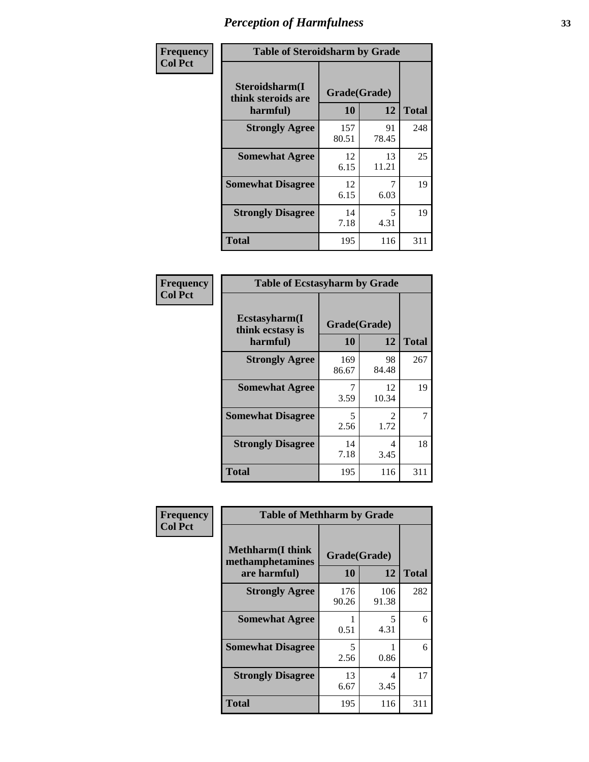# Perception of Harmfulness

**Frequency**
**Col Pct**

| Table of Steroidsharm by Grade | | | |
|---|---|---|---|
| Steroidsharm(I think steroids are harmful) | Grade(Grade) | | Total |
| | 10 | 12 | |
| Strongly Agree | 157<br>80.51 | 91<br>78.45 | 248 |
| Somewhat Agree | 12<br>6.15 | 13<br>11.21 | 25 |
| Somewhat Disagree | 12<br>6.15 | 7<br>6.03 | 19 |
| Strongly Disagree | 14<br>7.18 | 5<br>4.31 | 19 |
| Total | 195 | 116 | 311 |

**Frequency**
**Col Pct**

| Table of Ecstasyharm by Grade | | | |
|---|---|---|---|
| Ecstasyharm(I think ecstasy is harmful) | Grade(Grade) | | Total |
| | 10 | 12 | |
| Strongly Agree | 169<br>86.67 | 98<br>84.48 | 267 |
| Somewhat Agree | 7<br>3.59 | 12<br>10.34 | 19 |
| Somewhat Disagree | 5<br>2.56 | 2<br>1.72 | 7 |
| Strongly Disagree | 14<br>7.18 | 4<br>3.45 | 18 |
| Total | 195 | 116 | 311 |

**Frequency**
**Col Pct**

| Table of Methharm by Grade | | | |
|---|---|---|---|
| Methharm(I think methamphetamines are harmful) | Grade(Grade) | | Total |
| | 10 | 12 | |
| Strongly Agree | 176<br>90.26 | 106<br>91.38 | 282 |
| Somewhat Agree | 1<br>0.51 | 5<br>4.31 | 6 |
| Somewhat Disagree | 5<br>2.56 | 1<br>0.86 | 6 |
| Strongly Disagree | 13<br>6.67 | 4<br>3.45 | 17 |
| Total | 195 | 116 | 311 |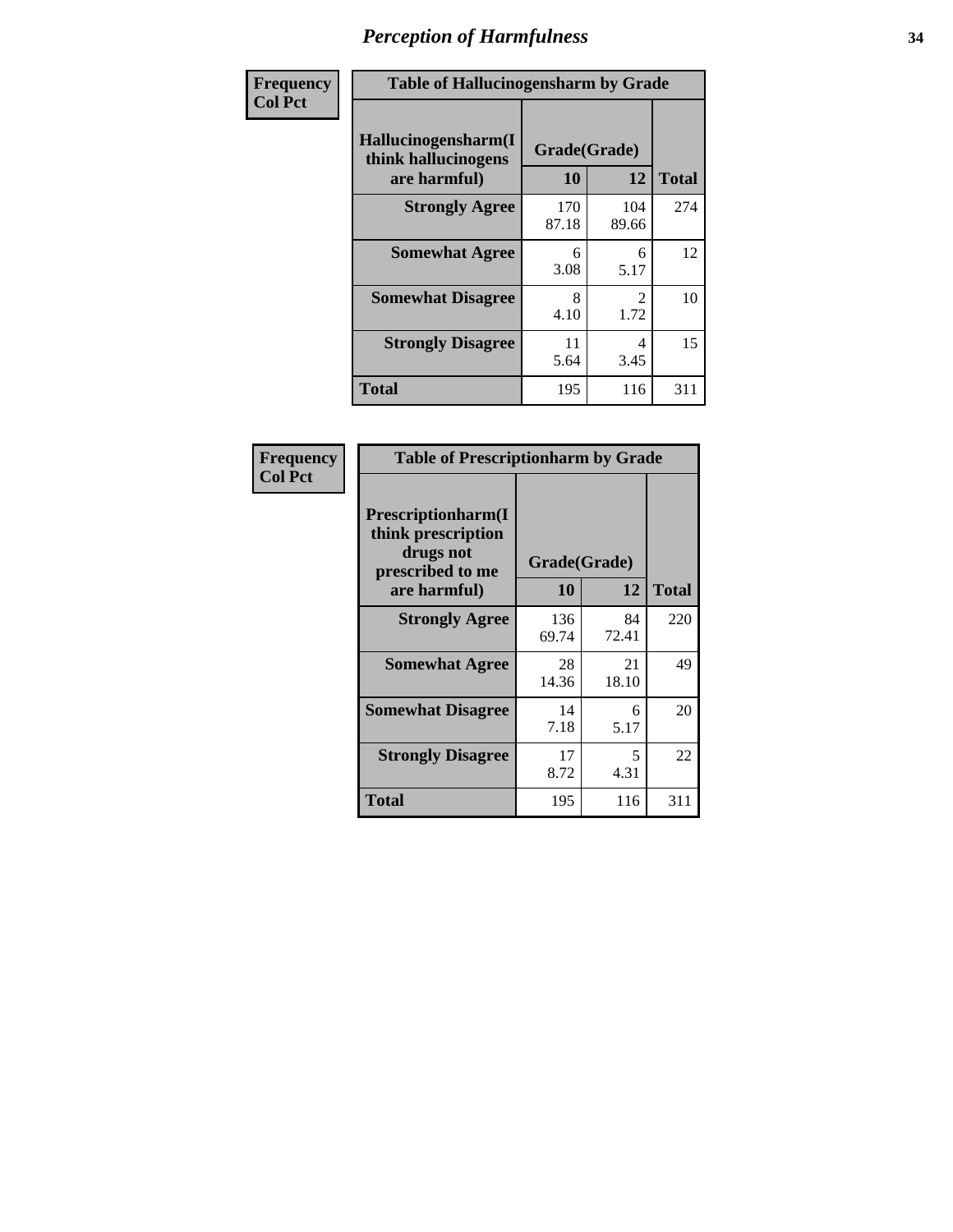# Perception of Harmfulness

**Frequency**
**Col Pct**

| Table of Hallucinogensharm by Grade | | | |
|---|---|---|---|
| **Hallucinogensharm(I think hallucinogens are harmful)** | **Grade(Grade)** | | **Total** |
| | **10** | **12** | |
| **Strongly Agree** | 170<br>87.18 | 104<br>89.66 | 274 |
| **Somewhat Agree** | 6<br>3.08 | 6<br>5.17 | 12 |
| **Somewhat Disagree** | 8<br>4.10 | 2<br>1.72 | 10 |
| **Strongly Disagree** | 11<br>5.64 | 4<br>3.45 | 15 |
| **Total** | 195 | 116 | 311 |

**Frequency**
**Col Pct**

| Table of Prescriptionharm by Grade | | | |
|---|---|---|---|
| **Prescriptionharm(I think prescription drugs not prescribed to me are harmful)** | **Grade(Grade)** | | **Total** |
| | **10** | **12** | |
| **Strongly Agree** | 136<br>69.74 | 84<br>72.41 | 220 |
| **Somewhat Agree** | 28<br>14.36 | 21<br>18.10 | 49 |
| **Somewhat Disagree** | 14<br>7.18 | 6<br>5.17 | 20 |
| **Strongly Disagree** | 17<br>8.72 | 5<br>4.31 | 22 |
| **Total** | 195 | 116 | 311 |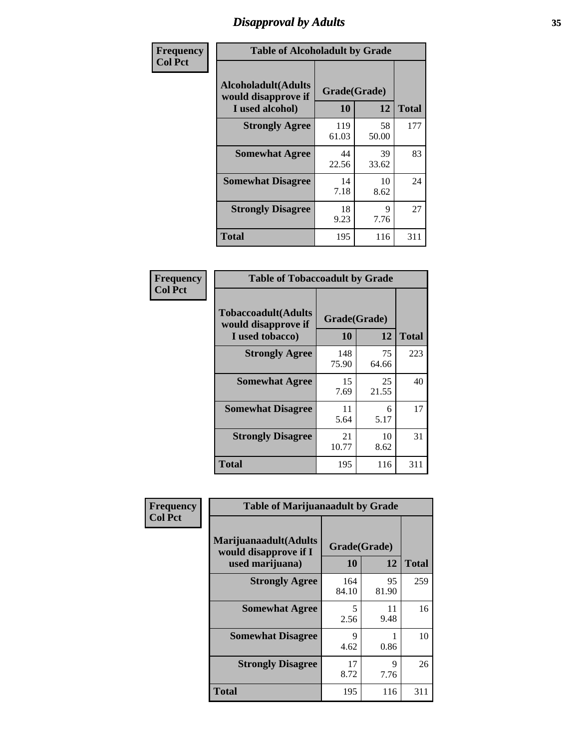# Disapproval by Adults

**Frequency**
**Col Pct**

| Table of Alcoholadult by Grade | | | |
|---|---|---|---|
| Alcoholadult(Adults would disapprove if I used alcohol) | Grade(Grade) | | Total |
| | 10 | 12 | |
| **Strongly Agree** | 119<br>61.03 | 58<br>50.00 | 177 |
| **Somewhat Agree** | 44<br>22.56 | 39<br>33.62 | 83 |
| **Somewhat Disagree** | 14<br>7.18 | 10<br>8.62 | 24 |
| **Strongly Disagree** | 18<br>9.23 | 9<br>7.76 | 27 |
| **Total** | 195 | 116 | 311 |

**Frequency**
**Col Pct**

| Table of Tobaccoadult by Grade | | | |
|---|---|---|---|
| Tobaccoadult(Adults would disapprove if I used tobacco) | Grade(Grade) | | Total |
| | 10 | 12 | |
| **Strongly Agree** | 148<br>75.90 | 75<br>64.66 | 223 |
| **Somewhat Agree** | 15<br>7.69 | 25<br>21.55 | 40 |
| **Somewhat Disagree** | 11<br>5.64 | 6<br>5.17 | 17 |
| **Strongly Disagree** | 21<br>10.77 | 10<br>8.62 | 31 |
| **Total** | 195 | 116 | 311 |

**Frequency**
**Col Pct**

| Table of Marijuanaadult by Grade | | | |
|---|---|---|---|
| Marijuanaadult(Adults would disapprove if I used marijuana) | Grade(Grade) | | Total |
| | 10 | 12 | |
| **Strongly Agree** | 164<br>84.10 | 95<br>81.90 | 259 |
| **Somewhat Agree** | 5<br>2.56 | 11<br>9.48 | 16 |
| **Somewhat Disagree** | 9<br>4.62 | 1<br>0.86 | 10 |
| **Strongly Disagree** | 17<br>8.72 | 9<br>7.76 | 26 |
| **Total** | 195 | 116 | 311 |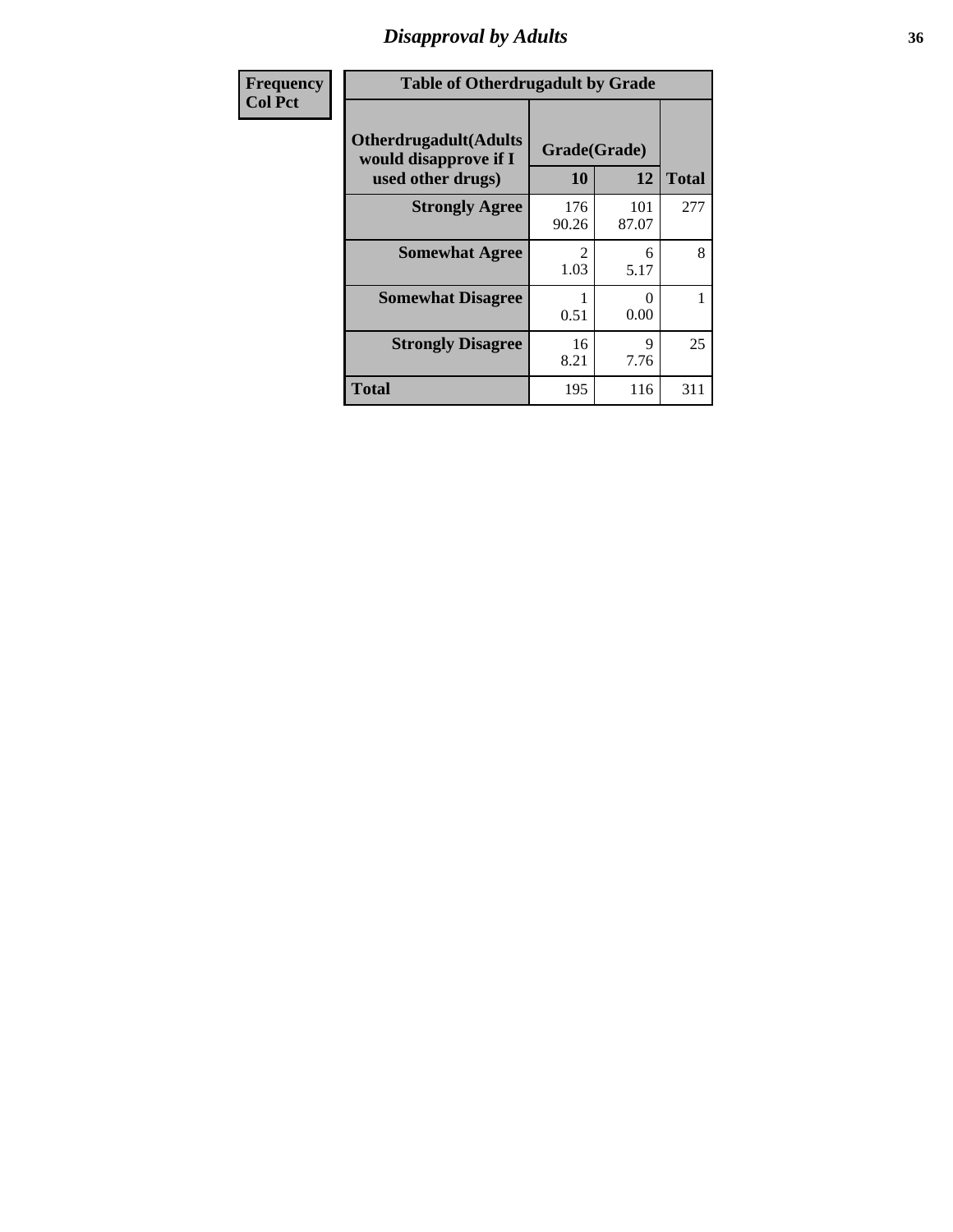## Disapproval by Adults

| Frequency Col Pct | Table of Otherdrugadult by Grade | | | |
|---|---|---|---|---|
| | Otherdrugadult(Adults would disapprove if I used other drugs) | Grade(Grade) | | |
| | | 10 | 12 | Total |
| | Strongly Agree | 176<br>90.26 | 101<br>87.07 | 277 |
| | Somewhat Agree | 2<br>1.03 | 6<br>5.17 | 8 |
| | Somewhat Disagree | 1<br>0.51 | 0<br>0.00 | 1 |
| | Strongly Disagree | 16<br>8.21 | 9<br>7.76 | 25 |
| | Total | 195 | 116 | 311 |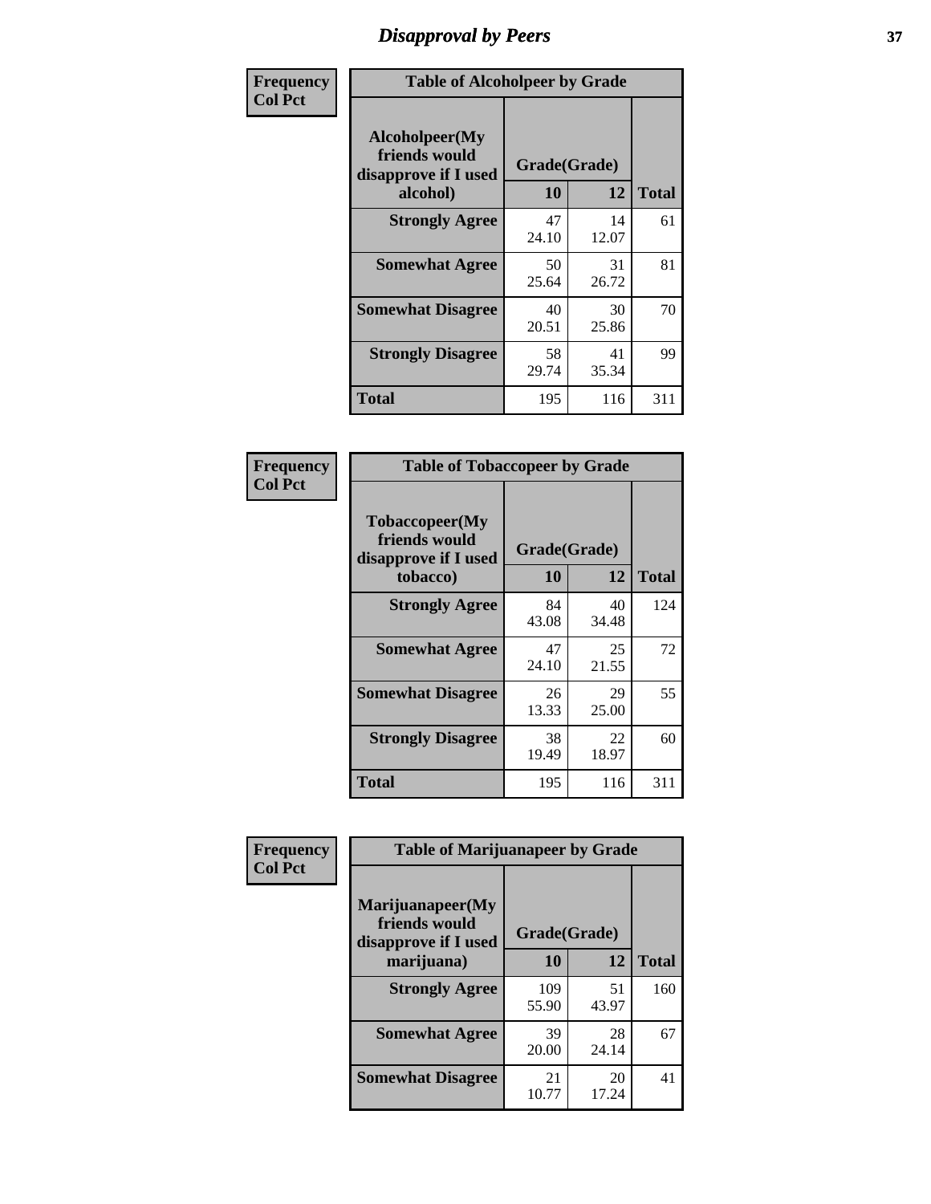# Disapproval by Peers

| Frequency<br>Col Pct | Table of Alcoholpeer by Grade | | |
|---|---|---|---|
| Alcoholpeer(My friends would disapprove if I used alcohol) | Grade(Grade) | | |
| | 10 | 12 | Total |
| Strongly Agree | 47<br>24.10 | 14<br>12.07 | 61 |
| Somewhat Agree | 50<br>25.64 | 31<br>26.72 | 81 |
| Somewhat Disagree | 40<br>20.51 | 30<br>25.86 | 70 |
| Strongly Disagree | 58<br>29.74 | 41<br>35.34 | 99 |
| Total | 195 | 116 | 311 |

| Frequency<br>Col Pct | Table of Tobaccopeer by Grade | | |
|---|---|---|---|
| Tobaccopeer(My friends would disapprove if I used tobacco) | Grade(Grade) | | |
| | 10 | 12 | Total |
| Strongly Agree | 84<br>43.08 | 40<br>34.48 | 124 |
| Somewhat Agree | 47<br>24.10 | 25<br>21.55 | 72 |
| Somewhat Disagree | 26<br>13.33 | 29<br>25.00 | 55 |
| Strongly Disagree | 38<br>19.49 | 22<br>18.97 | 60 |
| Total | 195 | 116 | 311 |

| Frequency<br>Col Pct | Table of Marijuanapeer by Grade | | |
|---|---|---|---|
| Marijuanapeer(My friends would disapprove if I used marijuana) | Grade(Grade) | | |
| | 10 | 12 | Total |
| Strongly Agree | 109<br>55.90 | 51<br>43.97 | 160 |
| Somewhat Agree | 39<br>20.00 | 28<br>24.14 | 67 |
| Somewhat Disagree | 21<br>10.77 | 20<br>17.24 | 41 |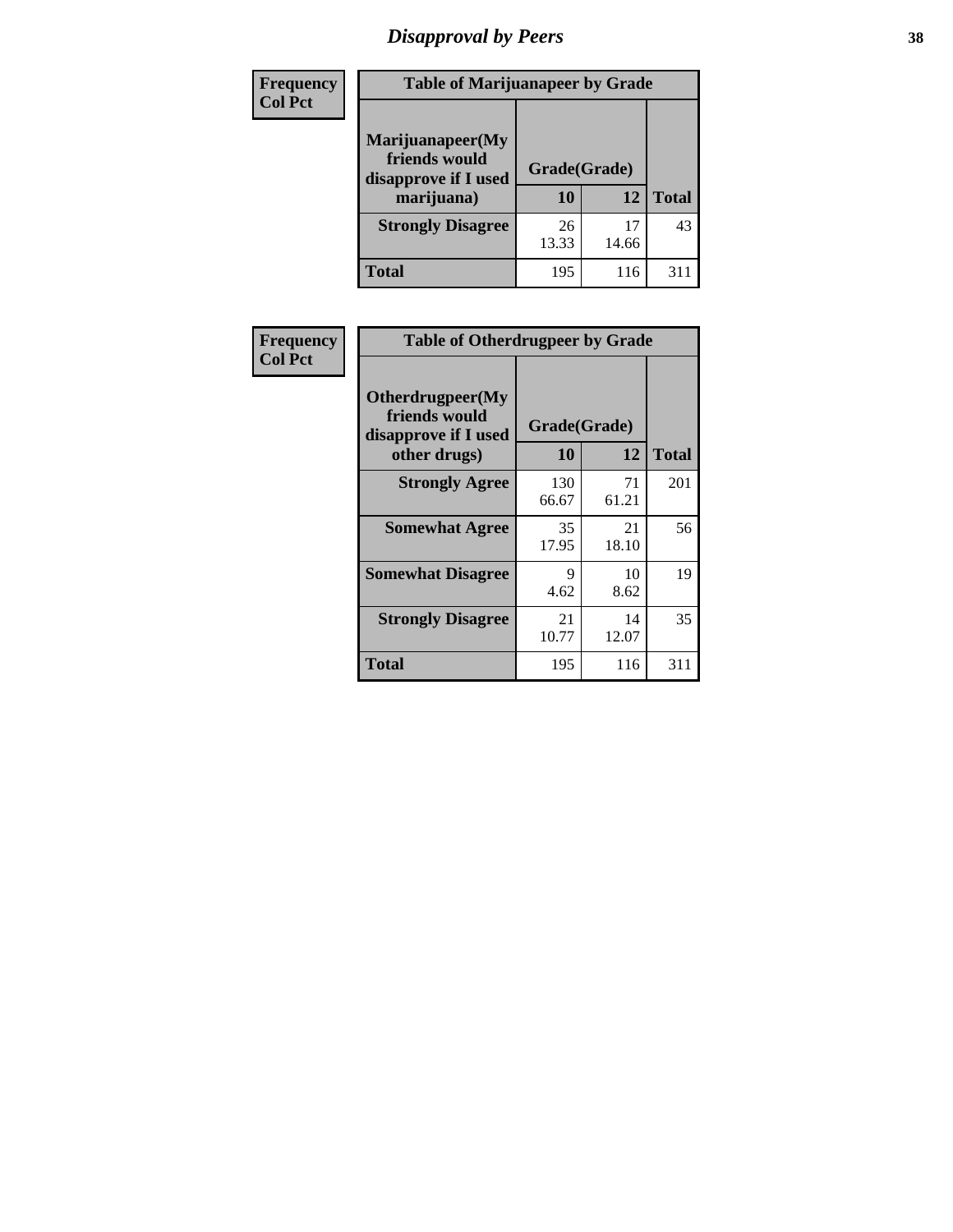# Disapproval by Peers

| Frequency Col Pct | Table of Marijuanapeer by Grade | | |
|---|---|---|---|
| Marijuanapeer(My friends would disapprove if I used marijuana) | Grade(Grade) | | |
| | 10 | 12 | Total |
| Strongly Disagree | 26<br>13.33 | 17<br>14.66 | 43 |
| Total | 195 | 116 | 311 |

| Frequency Col Pct | Table of Otherdrugpeer by Grade | | |
|---|---|---|---|
| Otherdrugpeer(My friends would disapprove if I used other drugs) | Grade(Grade) | | |
| | 10 | 12 | Total |
| Strongly Agree | 130<br>66.67 | 71<br>61.21 | 201 |
| Somewhat Agree | 35<br>17.95 | 21<br>18.10 | 56 |
| Somewhat Disagree | 9<br>4.62 | 10<br>8.62 | 19 |
| Strongly Disagree | 21<br>10.77 | 14<br>12.07 | 35 |
| Total | 195 | 116 | 311 |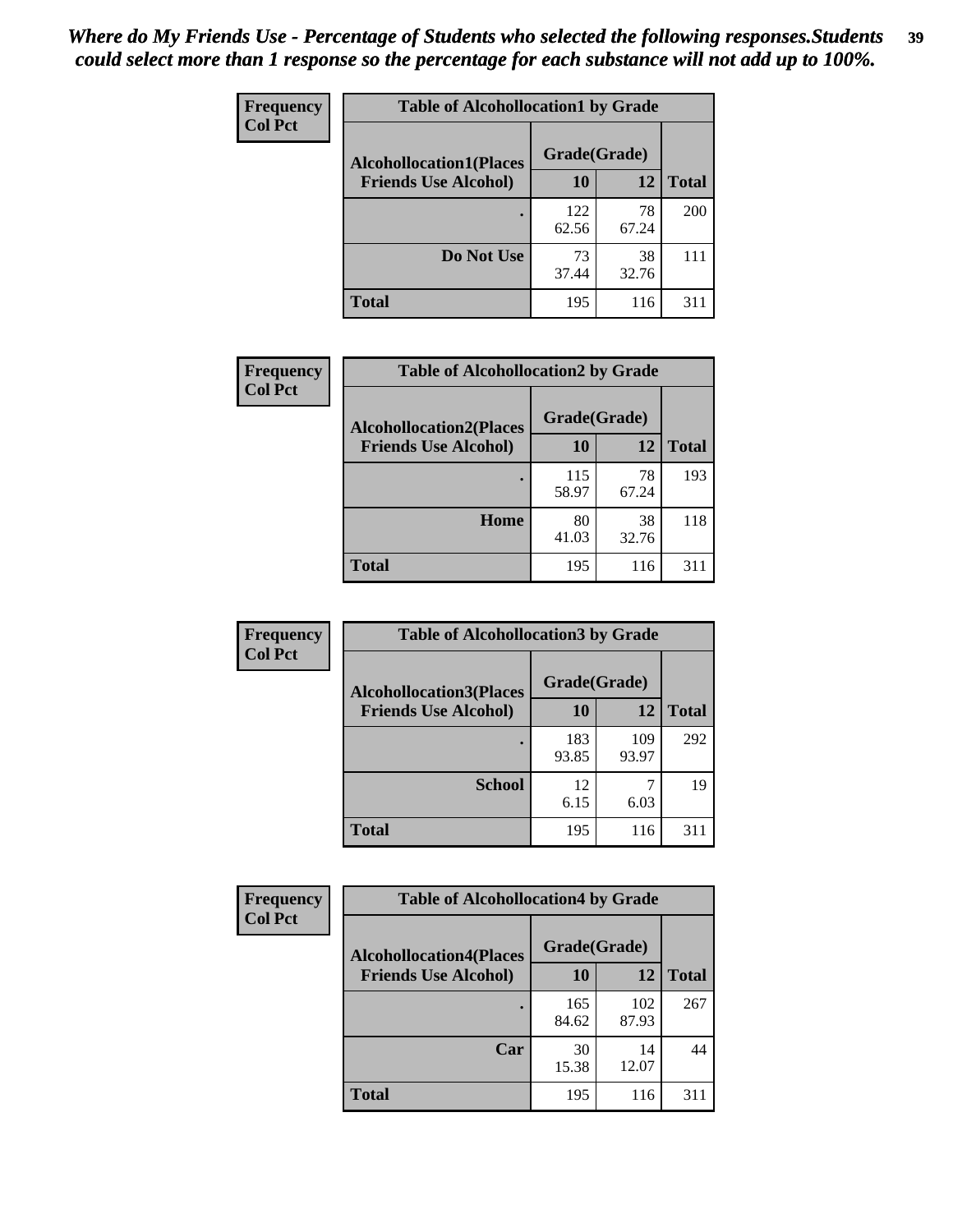*Where do My Friends Use - Percentage of Students who selected the following responses.Students could select more than 1 response so the percentage for each substance will not add up to 100%.*

**Frequency**
**Col Pct**

| Table of Alcohollocation1 by Grade | | | |
|---|---|---|---|
| **Alcohollocation1(Places Friends Use Alcohol)** | **Grade(Grade)** | | **Total** |
| | **10** | **12** | |
| **.** | 122<br>62.56 | 78<br>67.24 | 200 |
| **Do Not Use** | 73<br>37.44 | 38<br>32.76 | 111 |
| **Total** | 195 | 116 | 311 |

**Frequency**
**Col Pct**

| Table of Alcohollocation2 by Grade | | | |
|---|---|---|---|
| **Alcohollocation2(Places Friends Use Alcohol)** | **Grade(Grade)** | | **Total** |
| | **10** | **12** | |
| **.** | 115<br>58.97 | 78<br>67.24 | 193 |
| **Home** | 80<br>41.03 | 38<br>32.76 | 118 |
| **Total** | 195 | 116 | 311 |

**Frequency**
**Col Pct**

| Table of Alcohollocation3 by Grade | | | |
|---|---|---|---|
| **Alcohollocation3(Places Friends Use Alcohol)** | **Grade(Grade)** | | **Total** |
| | **10** | **12** | |
| **.** | 183<br>93.85 | 109<br>93.97 | 292 |
| **School** | 12<br>6.15 | 7<br>6.03 | 19 |
| **Total** | 195 | 116 | 311 |

**Frequency**
**Col Pct**

| Table of Alcohollocation4 by Grade | | | |
|---|---|---|---|
| **Alcohollocation4(Places Friends Use Alcohol)** | **Grade(Grade)** | | **Total** |
| | **10** | **12** | |
| **.** | 165<br>84.62 | 102<br>87.93 | 267 |
| **Car** | 30<br>15.38 | 14<br>12.07 | 44 |
| **Total** | 195 | 116 | 311 |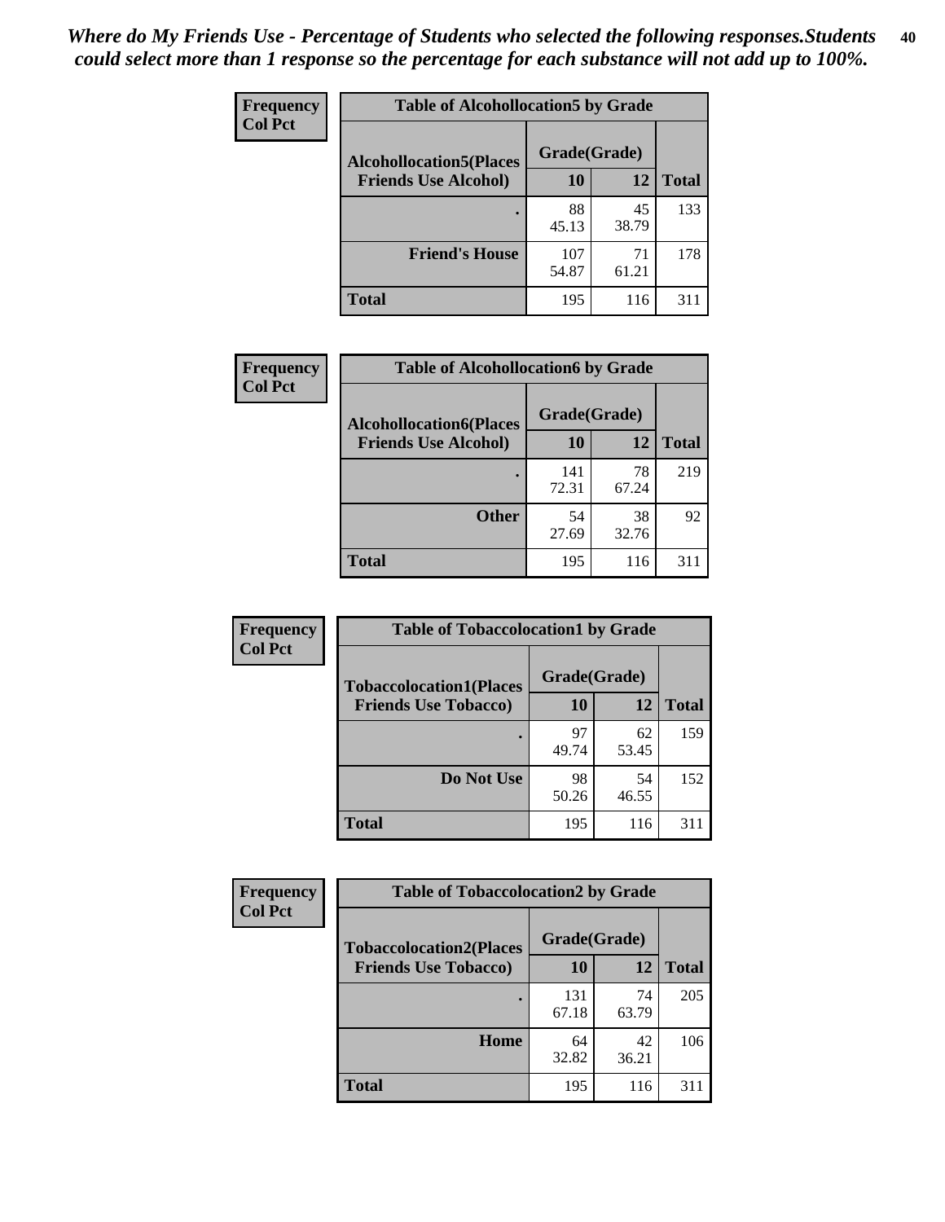*Where do My Friends Use - Percentage of Students who selected the following responses.Students could select more than 1 response so the percentage for each substance will not add up to 100%.*

**Frequency**
**Col Pct**

| Table of Alcohollocation5 by Grade | | | |
|---|---|---|---|
| **Alcohollocation5(Places Friends Use Alcohol)** | **Grade(Grade)** | | **Total** |
| | **10** | **12** | |
| **.** | 88<br>45.13 | 45<br>38.79 | 133 |
| **Friend's House** | 107<br>54.87 | 71<br>61.21 | 178 |
| **Total** | 195 | 116 | 311 |

**Frequency**
**Col Pct**

| Table of Alcohollocation6 by Grade | | | |
|---|---|---|---|
| **Alcohollocation6(Places Friends Use Alcohol)** | **Grade(Grade)** | | **Total** |
| | **10** | **12** | |
| **.** | 141<br>72.31 | 78<br>67.24 | 219 |
| **Other** | 54<br>27.69 | 38<br>32.76 | 92 |
| **Total** | 195 | 116 | 311 |

**Frequency**
**Col Pct**

| Table of Tobaccolocation1 by Grade | | | |
|---|---|---|---|
| **Tobaccolocation1(Places Friends Use Tobacco)** | **Grade(Grade)** | | **Total** |
| | **10** | **12** | |
| **.** | 97<br>49.74 | 62<br>53.45 | 159 |
| **Do Not Use** | 98<br>50.26 | 54<br>46.55 | 152 |
| **Total** | 195 | 116 | 311 |

**Frequency**
**Col Pct**

| Table of Tobaccolocation2 by Grade | | | |
|---|---|---|---|
| **Tobaccolocation2(Places Friends Use Tobacco)** | **Grade(Grade)** | | **Total** |
| | **10** | **12** | |
| **.** | 131<br>67.18 | 74<br>63.79 | 205 |
| **Home** | 64<br>32.82 | 42<br>36.21 | 106 |
| **Total** | 195 | 116 | 311 |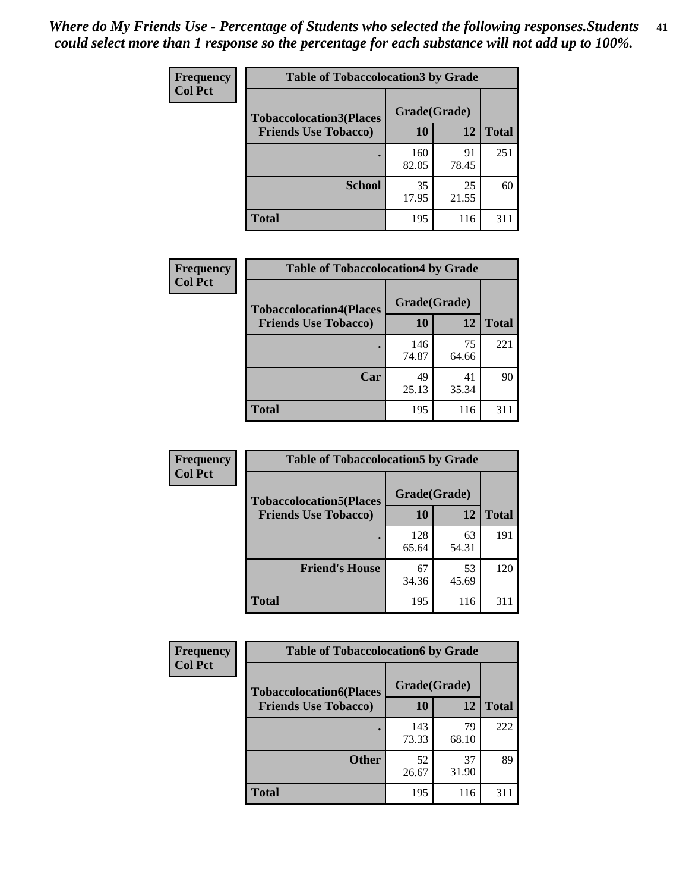*Where do My Friends Use - Percentage of Students who selected the following responses.Students could select more than 1 response so the percentage for each substance will not add up to 100%.*

**Frequency**
**Col Pct**

| Table of Tobaccolocation3 by Grade | | | |
|---|---|---|---|
| **Tobaccolocation3(Places Friends Use Tobacco)** | **Grade(Grade)** | | |
| | **10** | **12** | **Total** |
| **.** | 160<br>82.05 | 91<br>78.45 | 251 |
| **School** | 35<br>17.95 | 25<br>21.55 | 60 |
| **Total** | 195 | 116 | 311 |

**Frequency**
**Col Pct**

| Table of Tobaccolocation4 by Grade | | | |
|---|---|---|---|
| **Tobaccolocation4(Places Friends Use Tobacco)** | **Grade(Grade)** | | |
| | **10** | **12** | **Total** |
| **.** | 146<br>74.87 | 75<br>64.66 | 221 |
| **Car** | 49<br>25.13 | 41<br>35.34 | 90 |
| **Total** | 195 | 116 | 311 |

**Frequency**
**Col Pct**

| Table of Tobaccolocation5 by Grade | | | |
|---|---|---|---|
| **Tobaccolocation5(Places Friends Use Tobacco)** | **Grade(Grade)** | | |
| | **10** | **12** | **Total** |
| **.** | 128<br>65.64 | 63<br>54.31 | 191 |
| **Friend's House** | 67<br>34.36 | 53<br>45.69 | 120 |
| **Total** | 195 | 116 | 311 |

**Frequency**
**Col Pct**

| Table of Tobaccolocation6 by Grade | | | |
|---|---|---|---|
| **Tobaccolocation6(Places Friends Use Tobacco)** | **Grade(Grade)** | | |
| | **10** | **12** | **Total** |
| **.** | 143<br>73.33 | 79<br>68.10 | 222 |
| **Other** | 52<br>26.67 | 37<br>31.90 | 89 |
| **Total** | 195 | 116 | 311 |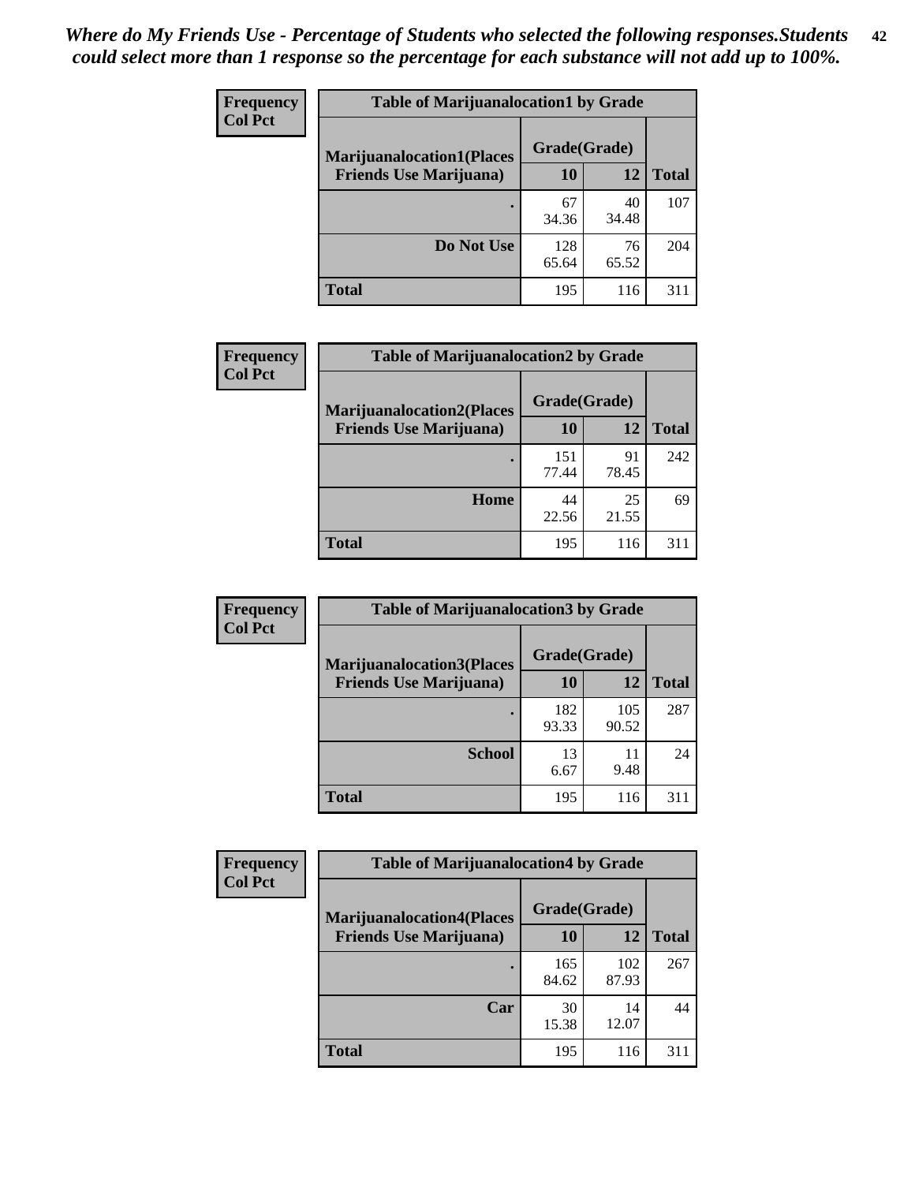*Where do My Friends Use - Percentage of Students who selected the following responses.Students could select more than 1 response so the percentage for each substance will not add up to 100%.*

**Frequency**
**Col Pct**

| Table of Marijuanalocation1 by Grade | | | |
|---|---|---|---|
| **Marijuanalocation1(Places Friends Use Marijuana)** | **Grade(Grade)** | | |
| | **10** | **12** | **Total** |
| **.** | 67<br>34.36 | 40<br>34.48 | 107 |
| **Do Not Use** | 128<br>65.64 | 76<br>65.52 | 204 |
| **Total** | 195 | 116 | 311 |

**Frequency**
**Col Pct**

| Table of Marijuanalocation2 by Grade | | | |
|---|---|---|---|
| **Marijuanalocation2(Places Friends Use Marijuana)** | **Grade(Grade)** | | |
| | **10** | **12** | **Total** |
| **.** | 151<br>77.44 | 91<br>78.45 | 242 |
| **Home** | 44<br>22.56 | 25<br>21.55 | 69 |
| **Total** | 195 | 116 | 311 |

**Frequency**
**Col Pct**

| Table of Marijuanalocation3 by Grade | | | |
|---|---|---|---|
| **Marijuanalocation3(Places Friends Use Marijuana)** | **Grade(Grade)** | | |
| | **10** | **12** | **Total** |
| **.** | 182<br>93.33 | 105<br>90.52 | 287 |
| **School** | 13<br>6.67 | 11<br>9.48 | 24 |
| **Total** | 195 | 116 | 311 |

**Frequency**
**Col Pct**

| Table of Marijuanalocation4 by Grade | | | |
|---|---|---|---|
| **Marijuanalocation4(Places Friends Use Marijuana)** | **Grade(Grade)** | | |
| | **10** | **12** | **Total** |
| **.** | 165<br>84.62 | 102<br>87.93 | 267 |
| **Car** | 30<br>15.38 | 14<br>12.07 | 44 |
| **Total** | 195 | 116 | 311 |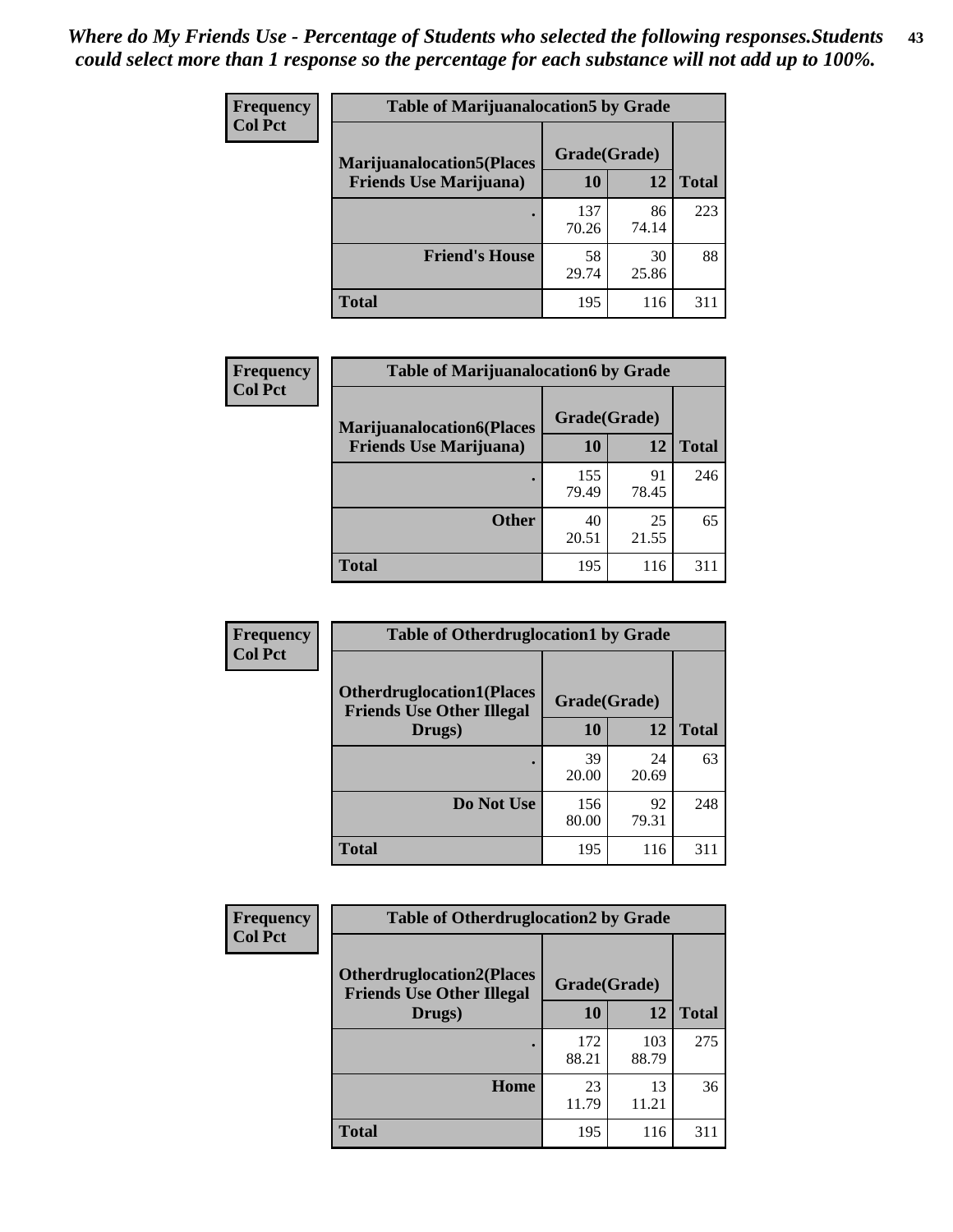*Where do My Friends Use - Percentage of Students who selected the following responses.Students could select more than 1 response so the percentage for each substance will not add up to 100%.*

**Frequency**
**Col Pct**

| Table of Marijuanalocation5 by Grade | | | |
|---|---|---|---|
| **Marijuanalocation5(Places Friends Use Marijuana)** | **Grade(Grade)** | | **Total** |
| | **10** | **12** | |
| **.** | 137<br>70.26 | 86<br>74.14 | 223 |
| **Friend's House** | 58<br>29.74 | 30<br>25.86 | 88 |
| **Total** | 195 | 116 | 311 |

**Frequency**
**Col Pct**

| Table of Marijuanalocation6 by Grade | | | |
|---|---|---|---|
| **Marijuanalocation6(Places Friends Use Marijuana)** | **Grade(Grade)** | | **Total** |
| | **10** | **12** | |
| **.** | 155<br>79.49 | 91<br>78.45 | 246 |
| **Other** | 40<br>20.51 | 25<br>21.55 | 65 |
| **Total** | 195 | 116 | 311 |

**Frequency**
**Col Pct**

| Table of Otherdruglocation1 by Grade | | | |
|---|---|---|---|
| **Otherdruglocation1(Places Friends Use Other Illegal Drugs)** | **Grade(Grade)** | | **Total** |
| | **10** | **12** | |
| **.** | 39<br>20.00 | 24<br>20.69 | 63 |
| **Do Not Use** | 156<br>80.00 | 92<br>79.31 | 248 |
| **Total** | 195 | 116 | 311 |

**Frequency**
**Col Pct**

| Table of Otherdruglocation2 by Grade | | | |
|---|---|---|---|
| **Otherdruglocation2(Places Friends Use Other Illegal Drugs)** | **Grade(Grade)** | | **Total** |
| | **10** | **12** | |
| **.** | 172<br>88.21 | 103<br>88.79 | 275 |
| **Home** | 23<br>11.79 | 13<br>11.21 | 36 |
| **Total** | 195 | 116 | 311 |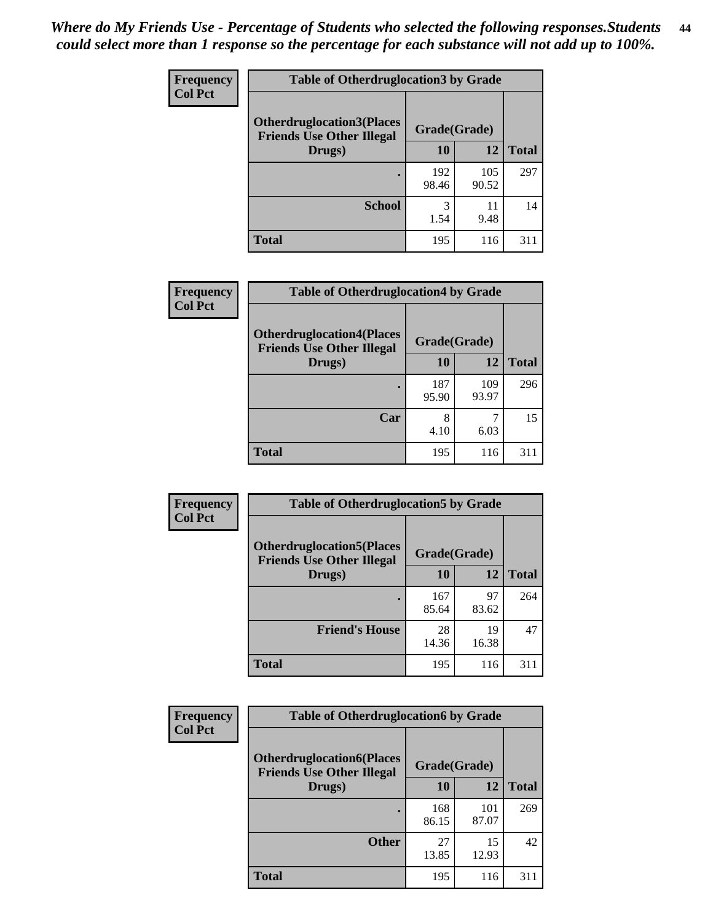*Where do My Friends Use - Percentage of Students who selected the following responses.Students could select more than 1 response so the percentage for each substance will not add up to 100%.*

**Frequency**
**Col Pct**

**Table of Otherdruglocation3 by Grade**

| Otherdruglocation3(Places Friends Use Other Illegal Drugs) | Grade(Grade) | | Total |
|---|---|---|---|
| | 10 | 12 | |
| . | 192<br>98.46 | 105<br>90.52 | 297 |
| School | 3<br>1.54 | 11<br>9.48 | 14 |
| Total | 195 | 116 | 311 |

**Frequency**
**Col Pct**

**Table of Otherdruglocation4 by Grade**

| Otherdruglocation4(Places Friends Use Other Illegal Drugs) | Grade(Grade) | | Total |
|---|---|---|---|
| | 10 | 12 | |
| . | 187<br>95.90 | 109<br>93.97 | 296 |
| Car | 8<br>4.10 | 7<br>6.03 | 15 |
| Total | 195 | 116 | 311 |

**Frequency**
**Col Pct**

**Table of Otherdruglocation5 by Grade**

| Otherdruglocation5(Places Friends Use Other Illegal Drugs) | Grade(Grade) | | Total |
|---|---|---|---|
| | 10 | 12 | |
| . | 167<br>85.64 | 97<br>83.62 | 264 |
| Friend's House | 28<br>14.36 | 19<br>16.38 | 47 |
| Total | 195 | 116 | 311 |

**Frequency**
**Col Pct**

**Table of Otherdruglocation6 by Grade**

| Otherdruglocation6(Places Friends Use Other Illegal Drugs) | Grade(Grade) | | Total |
|---|---|---|---|
| | 10 | 12 | |
| . | 168<br>86.15 | 101<br>87.07 | 269 |
| Other | 27<br>13.85 | 15<br>12.93 | 42 |
| Total | 195 | 116 | 311 |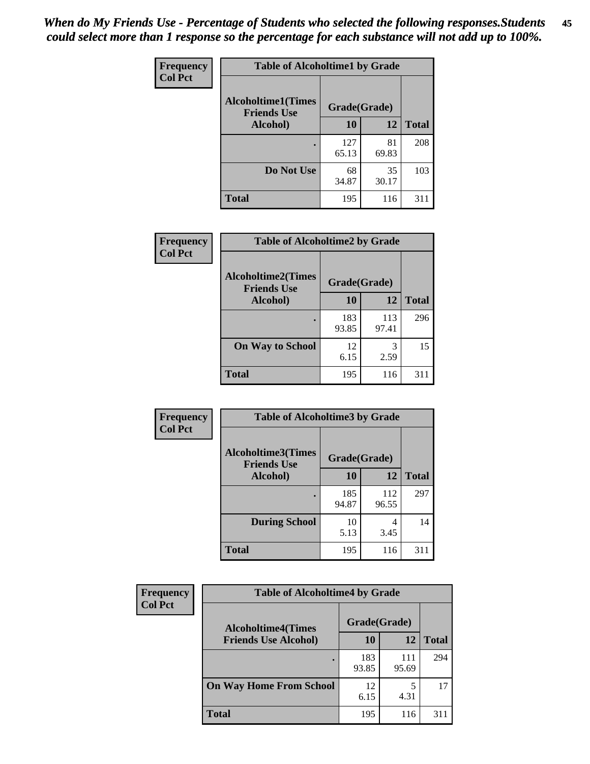*When do My Friends Use - Percentage of Students who selected the following responses.Students could select more than 1 response so the percentage for each substance will not add up to 100%.*

**Frequency**
**Col Pct**

| Table of Alcoholtime1 by Grade | | | |
|---|---|---|---|
| **Alcoholtime1(Times Friends Use Alcohol)** | **Grade(Grade)** | | |
| | **10** | **12** | **Total** |
| **.** | 127<br>65.13 | 81<br>69.83 | 208 |
| **Do Not Use** | 68<br>34.87 | 35<br>30.17 | 103 |
| **Total** | 195 | 116 | 311 |

**Frequency**
**Col Pct**

| Table of Alcoholtime2 by Grade | | | |
|---|---|---|---|
| **Alcoholtime2(Times Friends Use Alcohol)** | **Grade(Grade)** | | |
| | **10** | **12** | **Total** |
| **.** | 183<br>93.85 | 113<br>97.41 | 296 |
| **On Way to School** | 12<br>6.15 | 3<br>2.59 | 15 |
| **Total** | 195 | 116 | 311 |

**Frequency**
**Col Pct**

| Table of Alcoholtime3 by Grade | | | |
|---|---|---|---|
| **Alcoholtime3(Times Friends Use Alcohol)** | **Grade(Grade)** | | |
| | **10** | **12** | **Total** |
| **.** | 185<br>94.87 | 112<br>96.55 | 297 |
| **During School** | 10<br>5.13 | 4<br>3.45 | 14 |
| **Total** | 195 | 116 | 311 |

**Frequency**
**Col Pct**

| Table of Alcoholtime4 by Grade | | | |
|---|---|---|---|
| **Alcoholtime4(Times Friends Use Alcohol)** | **Grade(Grade)** | | |
| | **10** | **12** | **Total** |
| **.** | 183<br>93.85 | 111<br>95.69 | 294 |
| **On Way Home From School** | 12<br>6.15 | 5<br>4.31 | 17 |
| **Total** | 195 | 116 | 311 |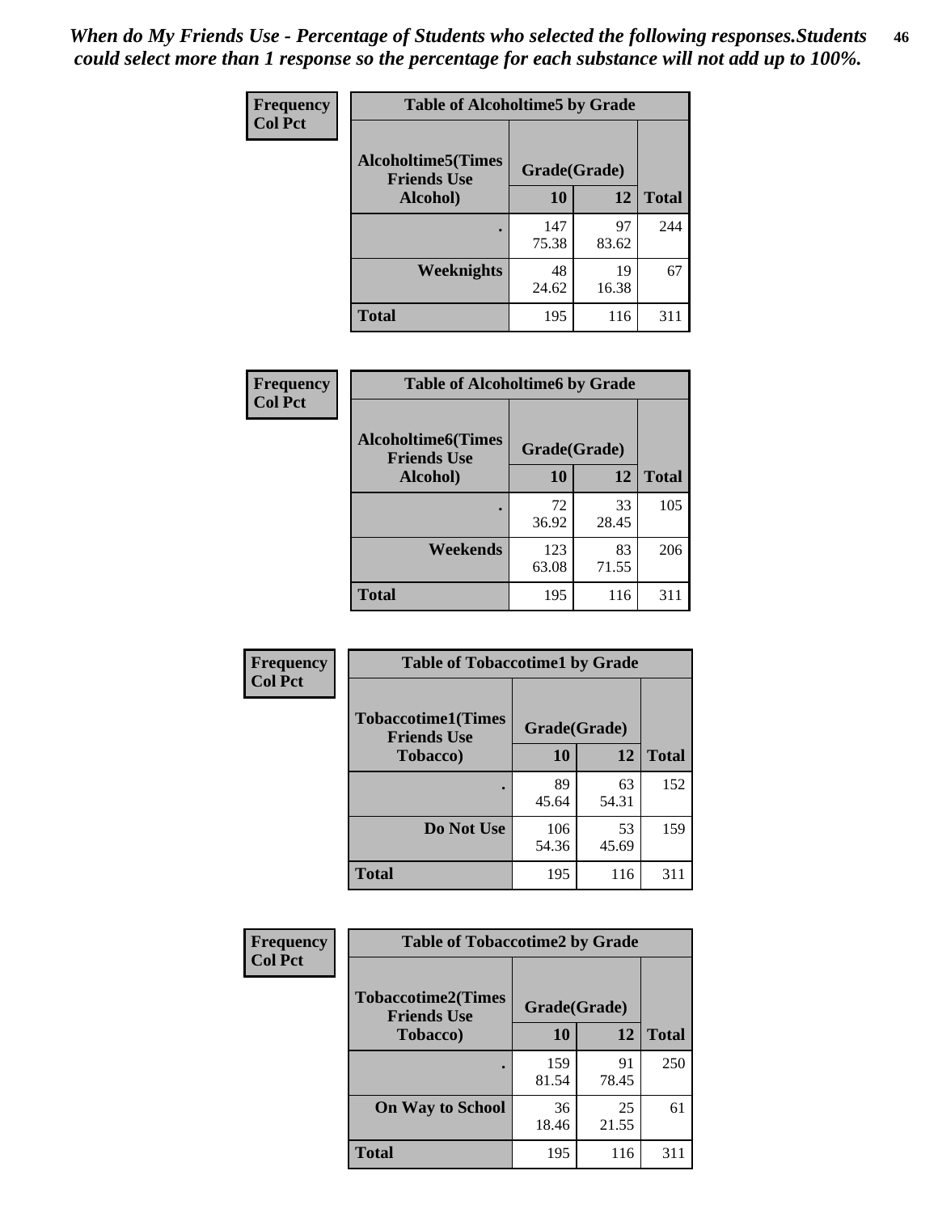*When do My Friends Use - Percentage of Students who selected the following responses.Students could select more than 1 response so the percentage for each substance will not add up to 100%.*

**Frequency**
**Col Pct**

| Table of Alcoholtime5 by Grade | | | |
|---|---|---|---|
| **Alcoholtime5(Times Friends Use Alcohol)** | **Grade(Grade)** | | |
| | **10** | **12** | **Total** |
| **.** | 147<br>75.38 | 97<br>83.62 | 244 |
| **Weeknights** | 48<br>24.62 | 19<br>16.38 | 67 |
| **Total** | 195 | 116 | 311 |

**Frequency**
**Col Pct**

| Table of Alcoholtime6 by Grade | | | |
|---|---|---|---|
| **Alcoholtime6(Times Friends Use Alcohol)** | **Grade(Grade)** | | |
| | **10** | **12** | **Total** |
| **.** | 72<br>36.92 | 33<br>28.45 | 105 |
| **Weekends** | 123<br>63.08 | 83<br>71.55 | 206 |
| **Total** | 195 | 116 | 311 |

**Frequency**
**Col Pct**

| Table of Tobaccotime1 by Grade | | | |
|---|---|---|---|
| **Tobaccotime1(Times Friends Use Tobacco)** | **Grade(Grade)** | | |
| | **10** | **12** | **Total** |
| **.** | 89<br>45.64 | 63<br>54.31 | 152 |
| **Do Not Use** | 106<br>54.36 | 53<br>45.69 | 159 |
| **Total** | 195 | 116 | 311 |

**Frequency**
**Col Pct**

| Table of Tobaccotime2 by Grade | | | |
|---|---|---|---|
| **Tobaccotime2(Times Friends Use Tobacco)** | **Grade(Grade)** | | |
| | **10** | **12** | **Total** |
| **.** | 159<br>81.54 | 91<br>78.45 | 250 |
| **On Way to School** | 36<br>18.46 | 25<br>21.55 | 61 |
| **Total** | 195 | 116 | 311 |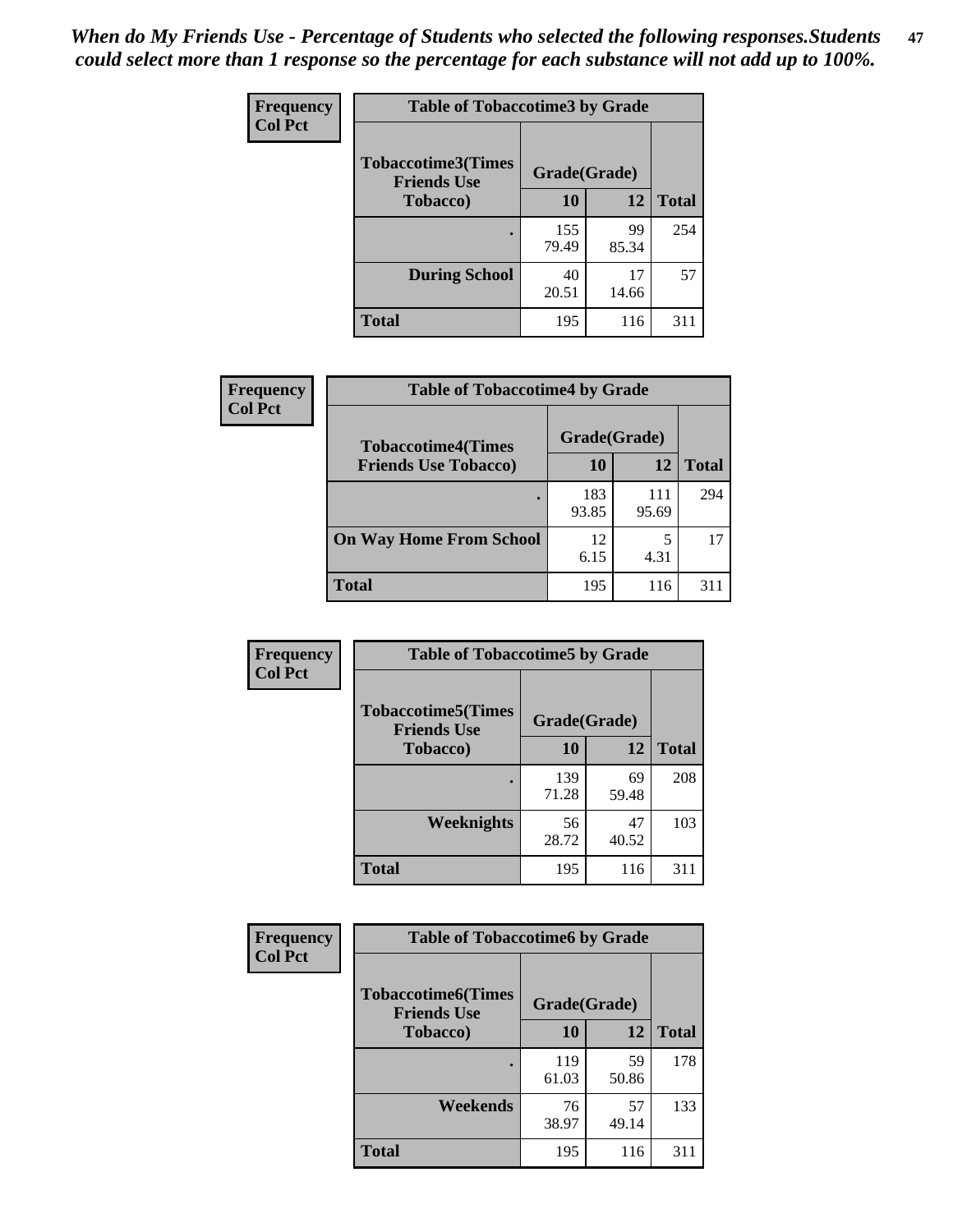*When do My Friends Use - Percentage of Students who selected the following responses.Students could select more than 1 response so the percentage for each substance will not add up to 100%.*

**Frequency**
**Col Pct**

| Table of Tobaccotime3 by Grade | | | |
|---|---|---|---|
| **Tobaccotime3(Times Friends Use Tobacco)** | **Grade(Grade)** | | **Total** |
| | **10** | **12** | |
| . | 155<br>79.49 | 99<br>85.34 | 254 |
| **During School** | 40<br>20.51 | 17<br>14.66 | 57 |
| **Total** | 195 | 116 | 311 |

**Frequency**
**Col Pct**

| Table of Tobaccotime4 by Grade | | | |
|---|---|---|---|
| **Tobaccotime4(Times Friends Use Tobacco)** | **Grade(Grade)** | | **Total** |
| | **10** | **12** | |
| . | 183<br>93.85 | 111<br>95.69 | 294 |
| **On Way Home From School** | 12<br>6.15 | 5<br>4.31 | 17 |
| **Total** | 195 | 116 | 311 |

**Frequency**
**Col Pct**

| Table of Tobaccotime5 by Grade | | | |
|---|---|---|---|
| **Tobaccotime5(Times Friends Use Tobacco)** | **Grade(Grade)** | | **Total** |
| | **10** | **12** | |
| . | 139<br>71.28 | 69<br>59.48 | 208 |
| **Weeknights** | 56<br>28.72 | 47<br>40.52 | 103 |
| **Total** | 195 | 116 | 311 |

**Frequency**
**Col Pct**

| Table of Tobaccotime6 by Grade | | | |
|---|---|---|---|
| **Tobaccotime6(Times Friends Use Tobacco)** | **Grade(Grade)** | | **Total** |
| | **10** | **12** | |
| . | 119<br>61.03 | 59<br>50.86 | 178 |
| **Weekends** | 76<br>38.97 | 57<br>49.14 | 133 |
| **Total** | 195 | 116 | 311 |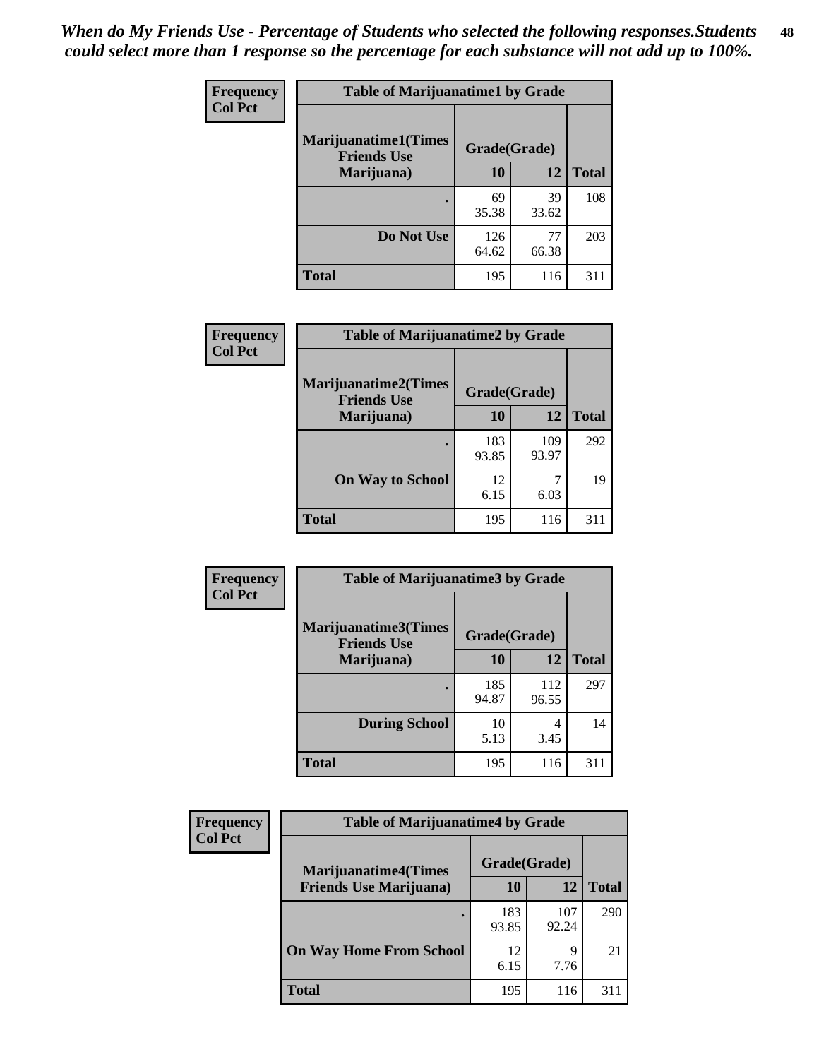*When do My Friends Use - Percentage of Students who selected the following responses.Students could select more than 1 response so the percentage for each substance will not add up to 100%.*

**Frequency**
**Col Pct**

| Table of Marijuanatime1 by Grade | | | |
|---|---|---|---|
| **Marijuanatime1(Times Friends Use Marijuana)** | **Grade(Grade)** | | |
| | **10** | **12** | **Total** |
| **.** | 69<br>35.38 | 39<br>33.62 | 108 |
| **Do Not Use** | 126<br>64.62 | 77<br>66.38 | 203 |
| **Total** | 195 | 116 | 311 |

**Frequency**
**Col Pct**

| Table of Marijuanatime2 by Grade | | | |
|---|---|---|---|
| **Marijuanatime2(Times Friends Use Marijuana)** | **Grade(Grade)** | | |
| | **10** | **12** | **Total** |
| **.** | 183<br>93.85 | 109<br>93.97 | 292 |
| **On Way to School** | 12<br>6.15 | 7<br>6.03 | 19 |
| **Total** | 195 | 116 | 311 |

**Frequency**
**Col Pct**

| Table of Marijuanatime3 by Grade | | | |
|---|---|---|---|
| **Marijuanatime3(Times Friends Use Marijuana)** | **Grade(Grade)** | | |
| | **10** | **12** | **Total** |
| **.** | 185<br>94.87 | 112<br>96.55 | 297 |
| **During School** | 10<br>5.13 | 4<br>3.45 | 14 |
| **Total** | 195 | 116 | 311 |

**Frequency**
**Col Pct**

| Table of Marijuanatime4 by Grade | | | |
|---|---|---|---|
| **Marijuanatime4(Times Friends Use Marijuana)** | **Grade(Grade)** | | |
| | **10** | **12** | **Total** |
| **.** | 183<br>93.85 | 107<br>92.24 | 290 |
| **On Way Home From School** | 12<br>6.15 | 9<br>7.76 | 21 |
| **Total** | 195 | 116 | 311 |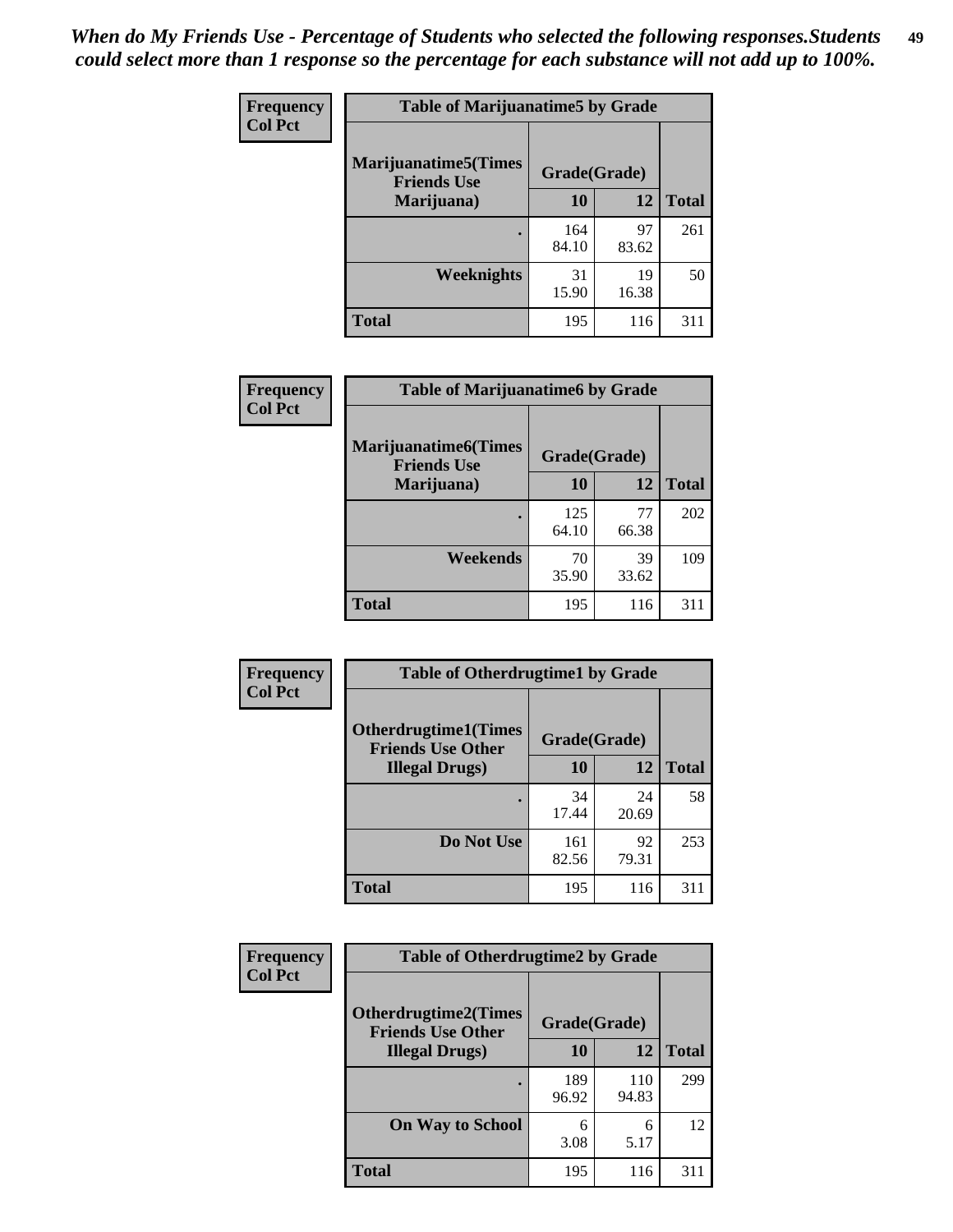*When do My Friends Use - Percentage of Students who selected the following responses.Students could select more than 1 response so the percentage for each substance will not add up to 100%.*

**Frequency**
**Col Pct**

| Table of Marijuanatime5 by Grade | | | |
|---|---|---|---|
| **Marijuanatime5(Times Friends Use Marijuana)** | **Grade(Grade)** | | |
| | **10** | **12** | **Total** |
| **.** | 164<br>84.10 | 97<br>83.62 | 261 |
| **Weeknights** | 31<br>15.90 | 19<br>16.38 | 50 |
| **Total** | 195 | 116 | 311 |

**Frequency**
**Col Pct**

| Table of Marijuanatime6 by Grade | | | |
|---|---|---|---|
| **Marijuanatime6(Times Friends Use Marijuana)** | **Grade(Grade)** | | |
| | **10** | **12** | **Total** |
| **.** | 125<br>64.10 | 77<br>66.38 | 202 |
| **Weekends** | 70<br>35.90 | 39<br>33.62 | 109 |
| **Total** | 195 | 116 | 311 |

**Frequency**
**Col Pct**

| Table of Otherdrugtime1 by Grade | | | |
|---|---|---|---|
| **Otherdrugtime1(Times Friends Use Other Illegal Drugs)** | **Grade(Grade)** | | |
| | **10** | **12** | **Total** |
| **.** | 34<br>17.44 | 24<br>20.69 | 58 |
| **Do Not Use** | 161<br>82.56 | 92<br>79.31 | 253 |
| **Total** | 195 | 116 | 311 |

**Frequency**
**Col Pct**

| Table of Otherdrugtime2 by Grade | | | |
|---|---|---|---|
| **Otherdrugtime2(Times Friends Use Other Illegal Drugs)** | **Grade(Grade)** | | |
| | **10** | **12** | **Total** |
| **.** | 189<br>96.92 | 110<br>94.83 | 299 |
| **On Way to School** | 6<br>3.08 | 6<br>5.17 | 12 |
| **Total** | 195 | 116 | 311 |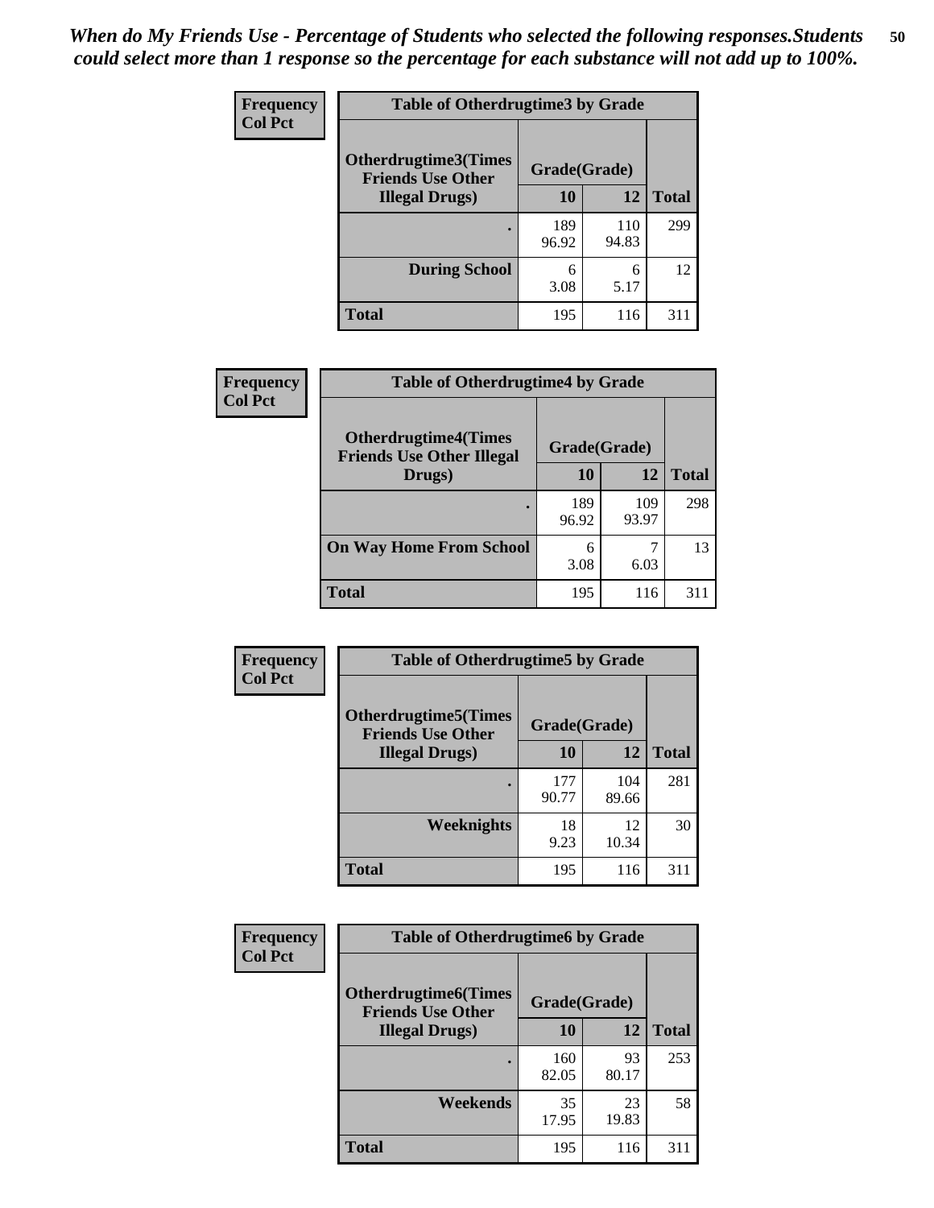*When do My Friends Use - Percentage of Students who selected the following responses.Students could select more than 1 response so the percentage for each substance will not add up to 100%.*

**Frequency**
**Col Pct**

| Table of Otherdrugtime3 by Grade | | | |
|---|---|---|---|
| **Otherdrugtime3(Times Friends Use Other Illegal Drugs)** | **Grade(Grade)** | | |
| | **10** | **12** | **Total** |
| **.** | 189<br>96.92 | 110<br>94.83 | 299 |
| **During School** | 6<br>3.08 | 6<br>5.17 | 12 |
| **Total** | 195 | 116 | 311 |

**Frequency**
**Col Pct**

| Table of Otherdrugtime4 by Grade | | | |
|---|---|---|---|
| **Otherdrugtime4(Times Friends Use Other Illegal Drugs)** | **Grade(Grade)** | | |
| | **10** | **12** | **Total** |
| **.** | 189<br>96.92 | 109<br>93.97 | 298 |
| **On Way Home From School** | 6<br>3.08 | 7<br>6.03 | 13 |
| **Total** | 195 | 116 | 311 |

**Frequency**
**Col Pct**

| Table of Otherdrugtime5 by Grade | | | |
|---|---|---|---|
| **Otherdrugtime5(Times Friends Use Other Illegal Drugs)** | **Grade(Grade)** | | |
| | **10** | **12** | **Total** |
| **.** | 177<br>90.77 | 104<br>89.66 | 281 |
| **Weeknights** | 18<br>9.23 | 12<br>10.34 | 30 |
| **Total** | 195 | 116 | 311 |

**Frequency**
**Col Pct**

| Table of Otherdrugtime6 by Grade | | | |
|---|---|---|---|
| **Otherdrugtime6(Times Friends Use Other Illegal Drugs)** | **Grade(Grade)** | | |
| | **10** | **12** | **Total** |
| **.** | 160<br>82.05 | 93<br>80.17 | 253 |
| **Weekends** | 35<br>17.95 | 23<br>19.83 | 58 |
| **Total** | 195 | 116 | 311 |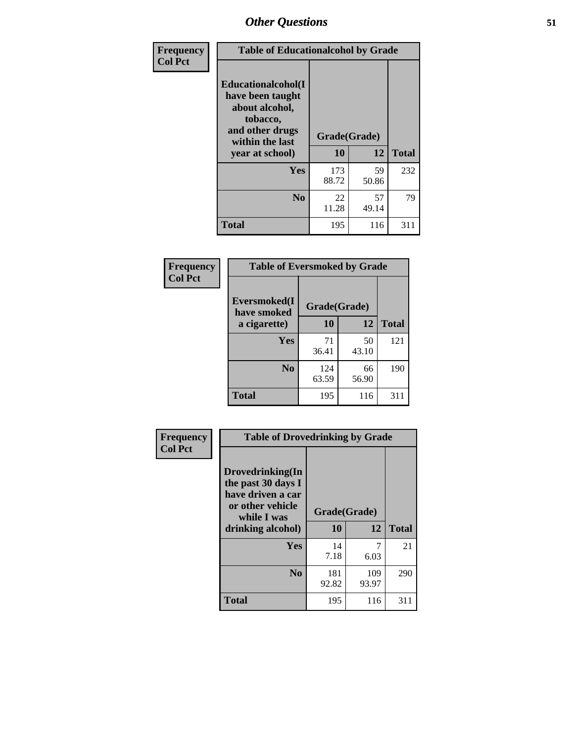## Other Questions

| Frequency<br>Col Pct | Table of Educationalalcohol by Grade | | |
|---|---|---|---|
| Educationalalcohol(I have been taught about alcohol, tobacco, and other drugs within the last year at school) | Grade(Grade) | | |
| | 10 | 12 | Total |
| Yes | 173<br>88.72 | 59<br>50.86 | 232 |
| No | 22<br>11.28 | 57<br>49.14 | 79 |
| Total | 195 | 116 | 311 |

| Frequency<br>Col Pct | Table of Eversmoked by Grade | | |
|---|---|---|---|
| Eversmoked(I have smoked a cigarette) | Grade(Grade) | | |
| | 10 | 12 | Total |
| Yes | 71<br>36.41 | 50<br>43.10 | 121 |
| No | 124<br>63.59 | 66<br>56.90 | 190 |
| Total | 195 | 116 | 311 |

| Frequency<br>Col Pct | Table of Drovedrinking by Grade | | |
|---|---|---|---|
| Drovedrinking(In the past 30 days I have driven a car or other vehicle while I was drinking alcohol) | Grade(Grade) | | |
| | 10 | 12 | Total |
| Yes | 14<br>7.18 | 7<br>6.03 | 21 |
| No | 181<br>92.82 | 109<br>93.97 | 290 |
| Total | 195 | 116 | 311 |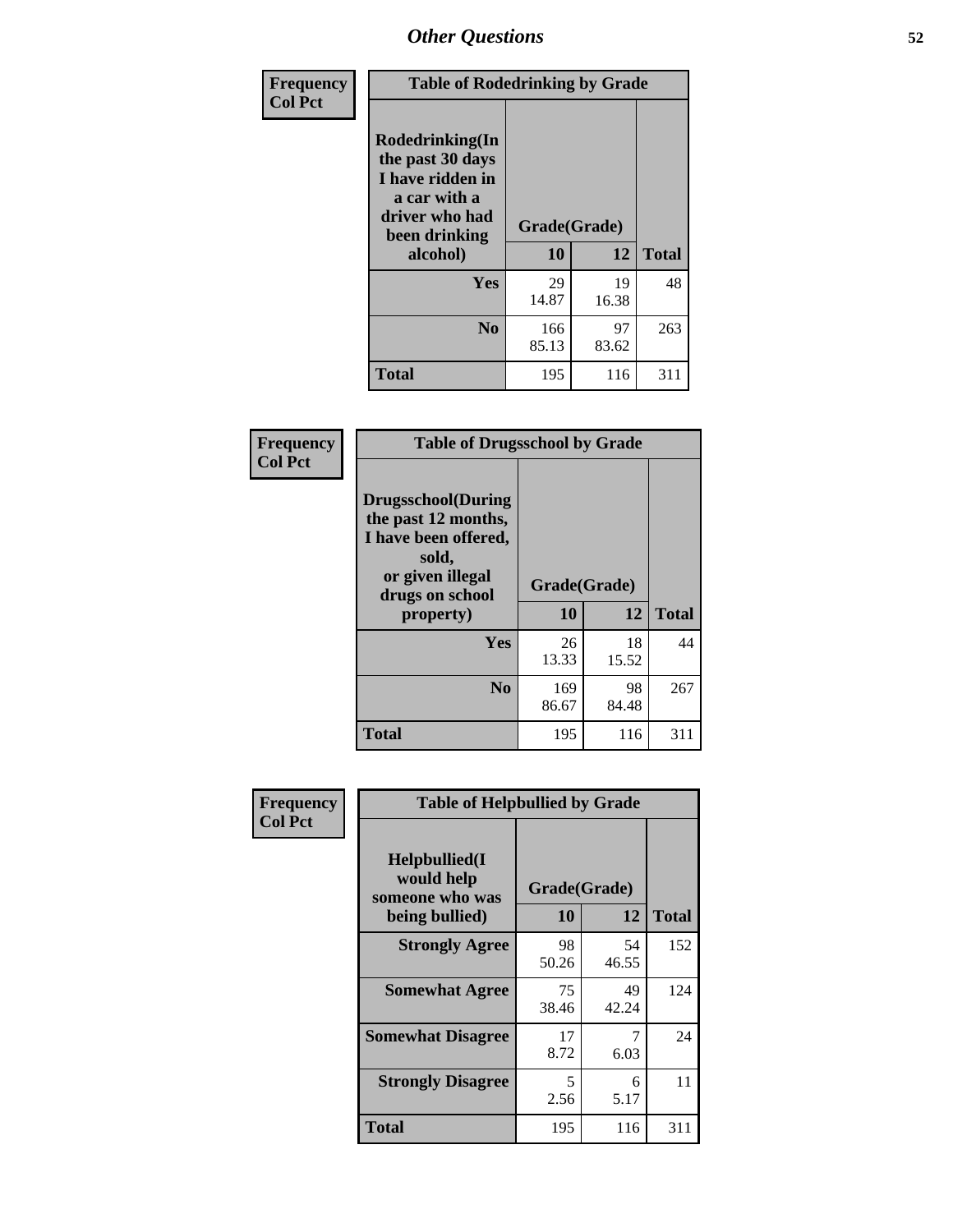# Other Questions

**Frequency**
**Col Pct**

| Table of Rodedrinking by Grade | | | |
|---|---|---|---|
| Rodedrinking(In the past 30 days I have ridden in a car with a driver who had been drinking alcohol) | Grade(Grade) | | |
| | 10 | 12 | Total |
| Yes | 29<br>14.87 | 19<br>16.38 | 48 |
| No | 166<br>85.13 | 97<br>83.62 | 263 |
| Total | 195 | 116 | 311 |

**Frequency**
**Col Pct**

| Table of Drugsschool by Grade | | | |
|---|---|---|---|
| Drugsschool(During the past 12 months, I have been offered, sold, or given illegal drugs on school property) | Grade(Grade) | | |
| | 10 | 12 | Total |
| Yes | 26<br>13.33 | 18<br>15.52 | 44 |
| No | 169<br>86.67 | 98<br>84.48 | 267 |
| Total | 195 | 116 | 311 |

**Frequency**
**Col Pct**

| Table of Helpbullied by Grade | | | |
|---|---|---|---|
| Helpbullied(I would help someone who was being bullied) | Grade(Grade) | | |
| | 10 | 12 | Total |
| Strongly Agree | 98<br>50.26 | 54<br>46.55 | 152 |
| Somewhat Agree | 75<br>38.46 | 49<br>42.24 | 124 |
| Somewhat Disagree | 17<br>8.72 | 7<br>6.03 | 24 |
| Strongly Disagree | 5<br>2.56 | 6<br>5.17 | 11 |
| Total | 195 | 116 | 311 |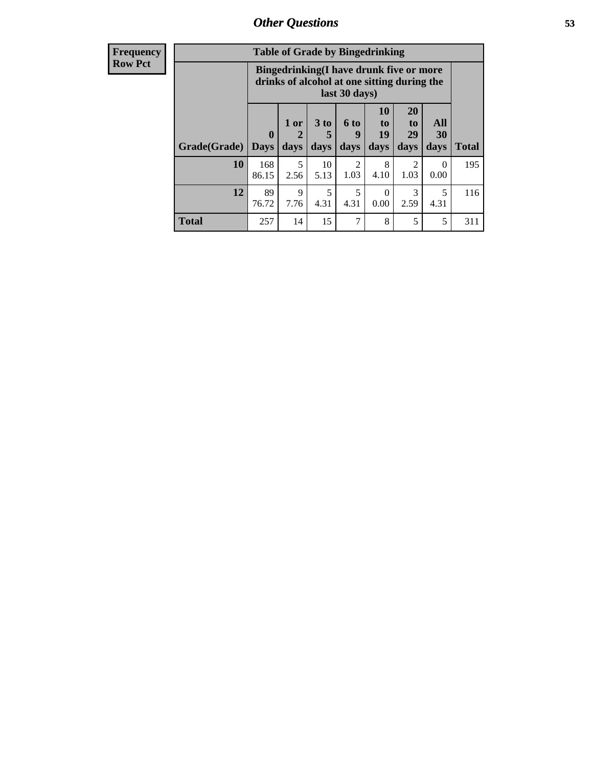| Frequency Row Pct | Table of Grade by Bingedrinking | | | | | | | |
|---|---|---|---|---|---|---|---|---|
| | Bingedrinking(I have drunk five or more drinks of alcohol at one sitting during the last 30 days) | | | | | | | |
| Grade(Grade) | 0 Days | 1 or 2 days | 3 to 5 days | 6 to 9 days | 10 to 19 days | 20 to 29 days | All 30 days | Total |
| 10 | 168<br>86.15 | 5<br>2.56 | 10<br>5.13 | 2<br>1.03 | 8<br>4.10 | 2<br>1.03 | 0<br>0.00 | 195 |
| 12 | 89<br>76.72 | 9<br>7.76 | 5<br>4.31 | 5<br>4.31 | 0<br>0.00 | 3<br>2.59 | 5<br>4.31 | 116 |
| Total | 257 | 14 | 15 | 7 | 8 | 5 | 5 | 311 |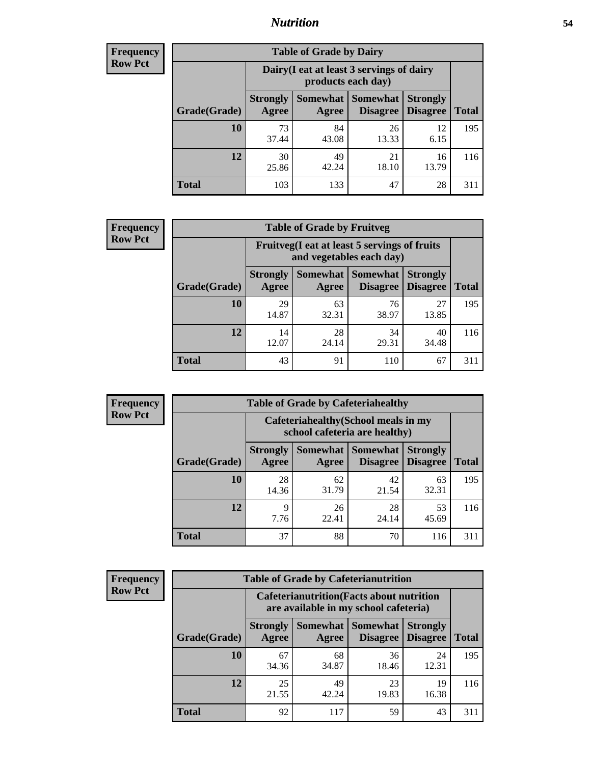# Nutrition

**Frequency**
**Row Pct**

| Table of Grade by Dairy | | | | | |
|---|---|---|---|---|---|
| | Dairy(I eat at least 3 servings of dairy products each day) | | | | |
| Grade(Grade) | Strongly Agree | Somewhat Agree | Somewhat Disagree | Strongly Disagree | Total |
| 10 | 73<br>37.44 | 84<br>43.08 | 26<br>13.33 | 12<br>6.15 | 195 |
| 12 | 30<br>25.86 | 49<br>42.24 | 21<br>18.10 | 16<br>13.79 | 116 |
| Total | 103 | 133 | 47 | 28 | 311 |

**Frequency**
**Row Pct**

| Table of Grade by Fruitveg | | | | | |
|---|---|---|---|---|---|
| | Fruitveg(I eat at least 5 servings of fruits and vegetables each day) | | | | |
| Grade(Grade) | Strongly Agree | Somewhat Agree | Somewhat Disagree | Strongly Disagree | Total |
| 10 | 29<br>14.87 | 63<br>32.31 | 76<br>38.97 | 27<br>13.85 | 195 |
| 12 | 14<br>12.07 | 28<br>24.14 | 34<br>29.31 | 40<br>34.48 | 116 |
| Total | 43 | 91 | 110 | 67 | 311 |

**Frequency**
**Row Pct**

| Table of Grade by Cafeteriahealthy | | | | | |
|---|---|---|---|---|---|
| | Cafeteriahealthy(School meals in my school cafeteria are healthy) | | | | |
| Grade(Grade) | Strongly Agree | Somewhat Agree | Somewhat Disagree | Strongly Disagree | Total |
| 10 | 28<br>14.36 | 62<br>31.79 | 42<br>21.54 | 63<br>32.31 | 195 |
| 12 | 9<br>7.76 | 26<br>22.41 | 28<br>24.14 | 53<br>45.69 | 116 |
| Total | 37 | 88 | 70 | 116 | 311 |

**Frequency**
**Row Pct**

| Table of Grade by Cafeterianutrition | | | | | |
|---|---|---|---|---|---|
| | Cafeterianutrition(Facts about nutrition are available in my school cafeteria) | | | | |
| Grade(Grade) | Strongly Agree | Somewhat Agree | Somewhat Disagree | Strongly Disagree | Total |
| 10 | 67<br>34.36 | 68<br>34.87 | 36<br>18.46 | 24<br>12.31 | 195 |
| 12 | 25<br>21.55 | 49<br>42.24 | 23<br>19.83 | 19<br>16.38 | 116 |
| Total | 92 | 117 | 59 | 43 | 311 |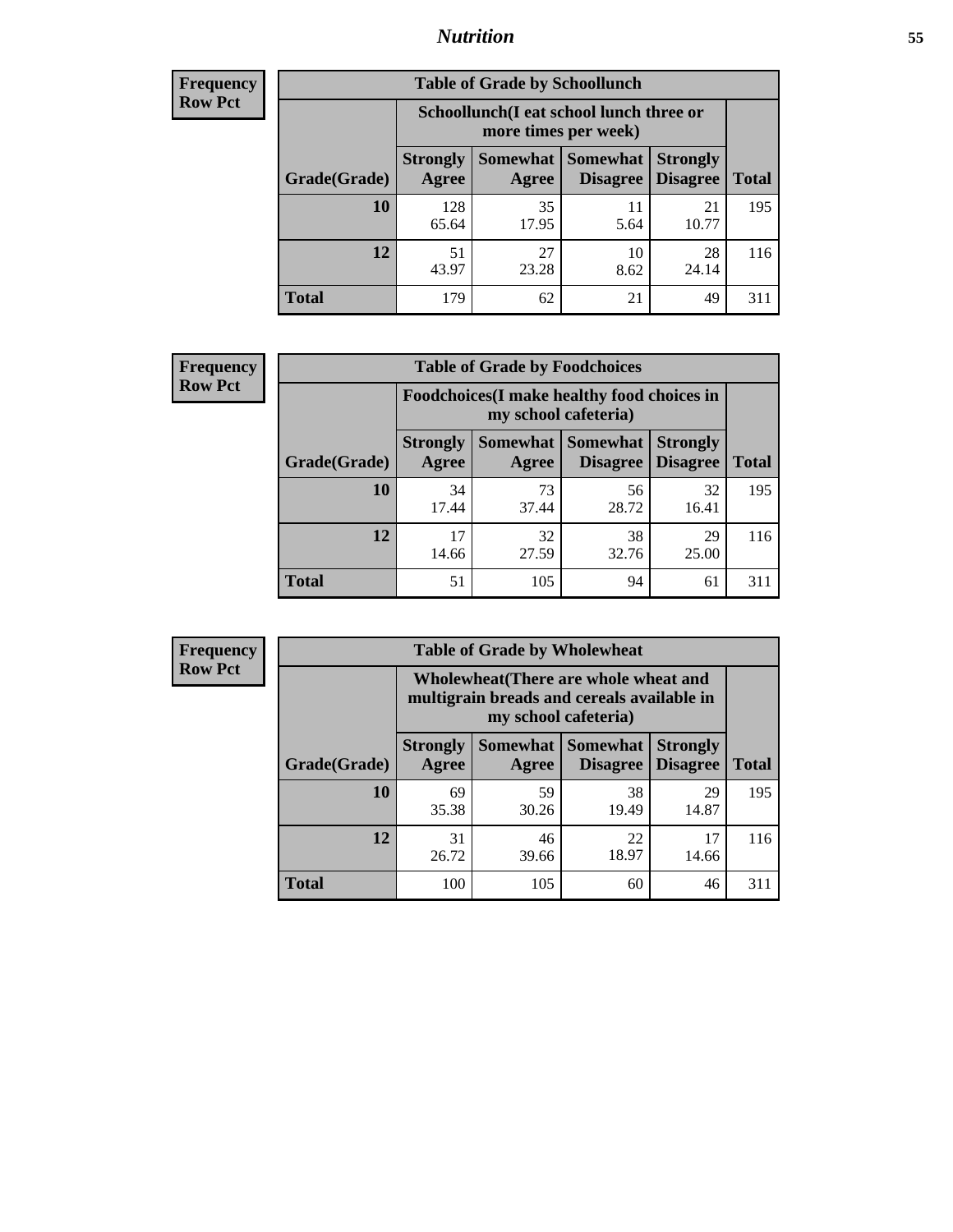## Nutrition

**Frequency**
**Row Pct**

| Table of Grade by Schoollunch | | | | | |
|---|---|---|---|---|---|
| | Schoollunch(I eat school lunch three or more times per week) | | | | |
| Grade(Grade) | Strongly Agree | Somewhat Agree | Somewhat Disagree | Strongly Disagree | Total |
| **10** | 128<br>65.64 | 35<br>17.95 | 11<br>5.64 | 21<br>10.77 | 195 |
| **12** | 51<br>43.97 | 27<br>23.28 | 10<br>8.62 | 28<br>24.14 | 116 |
| **Total** | 179 | 62 | 21 | 49 | 311 |

**Frequency**
**Row Pct**

| Table of Grade by Foodchoices | | | | | |
|---|---|---|---|---|---|
| | Foodchoices(I make healthy food choices in my school cafeteria) | | | | |
| Grade(Grade) | Strongly Agree | Somewhat Agree | Somewhat Disagree | Strongly Disagree | Total |
| **10** | 34<br>17.44 | 73<br>37.44 | 56<br>28.72 | 32<br>16.41 | 195 |
| **12** | 17<br>14.66 | 32<br>27.59 | 38<br>32.76 | 29<br>25.00 | 116 |
| **Total** | 51 | 105 | 94 | 61 | 311 |

**Frequency**
**Row Pct**

| Table of Grade by Wholewheat | | | | | |
|---|---|---|---|---|---|
| | Wholewheat(There are whole wheat and multigrain breads and cereals available in my school cafeteria) | | | | |
| Grade(Grade) | Strongly Agree | Somewhat Agree | Somewhat Disagree | Strongly Disagree | Total |
| **10** | 69<br>35.38 | 59<br>30.26 | 38<br>19.49 | 29<br>14.87 | 195 |
| **12** | 31<br>26.72 | 46<br>39.66 | 22<br>18.97 | 17<br>14.66 | 116 |
| **Total** | 100 | 105 | 60 | 46 | 311 |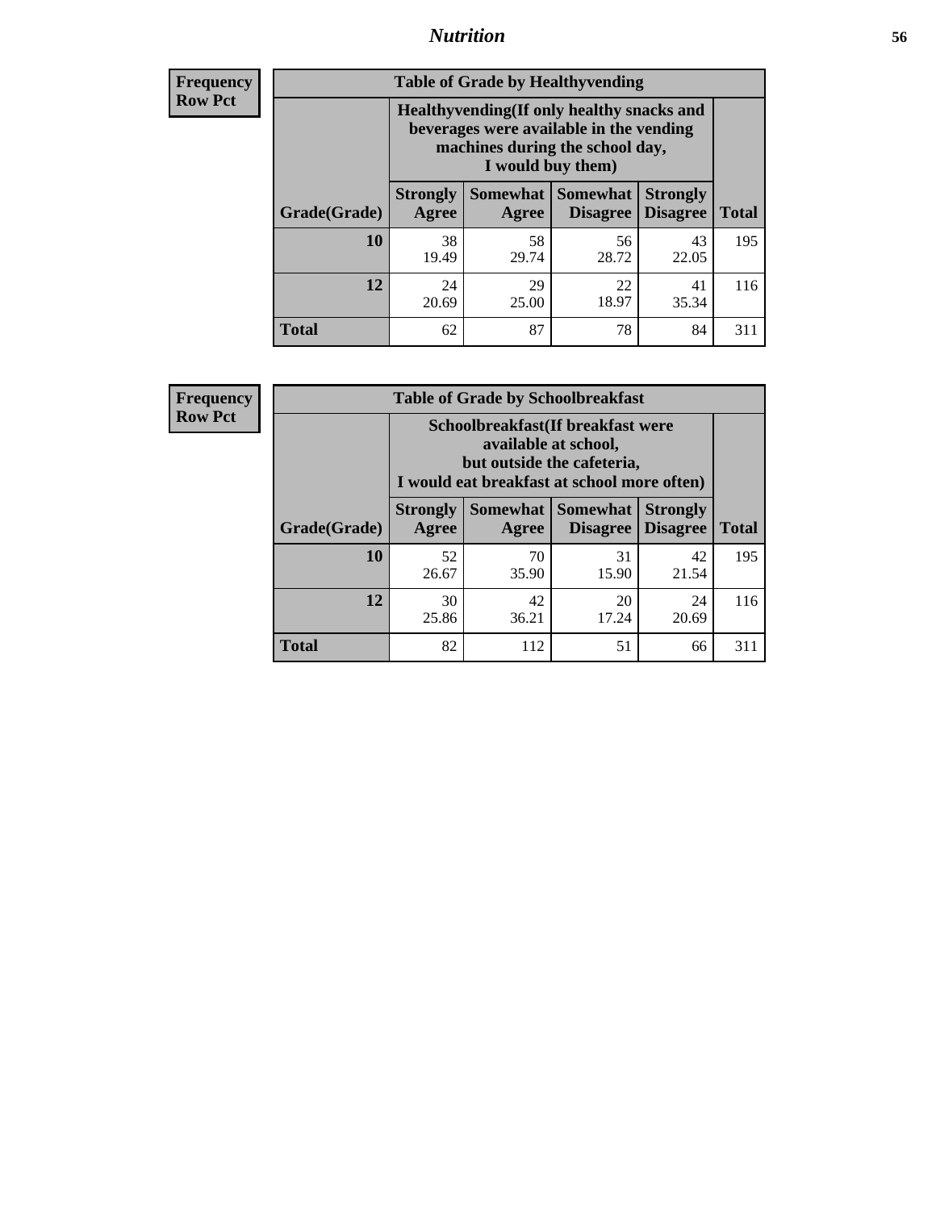## Nutrition

**Frequency**
**Row Pct**

| Table of Grade by Healthyvending | | | | | |
|---|---|---|---|---|---|
| | Healthyvending(If only healthy snacks and beverages were available in the vending machines during the school day, I would buy them) | | | | |
| Grade(Grade) | Strongly Agree | Somewhat Agree | Somewhat Disagree | Strongly Disagree | Total |
| **10** | 38<br>19.49 | 58<br>29.74 | 56<br>28.72 | 43<br>22.05 | 195 |
| **12** | 24<br>20.69 | 29<br>25.00 | 22<br>18.97 | 41<br>35.34 | 116 |
| **Total** | 62 | 87 | 78 | 84 | 311 |

**Frequency**
**Row Pct**

| Table of Grade by Schoolbreakfast | | | | | |
|---|---|---|---|---|---|
| | Schoolbreakfast(If breakfast were available at school, but outside the cafeteria, I would eat breakfast at school more often) | | | | |
| Grade(Grade) | Strongly Agree | Somewhat Agree | Somewhat Disagree | Strongly Disagree | Total |
| **10** | 52<br>26.67 | 70<br>35.90 | 31<br>15.90 | 42<br>21.54 | 195 |
| **12** | 30<br>25.86 | 42<br>36.21 | 20<br>17.24 | 24<br>20.69 | 116 |
| **Total** | 82 | 112 | 51 | 66 | 311 |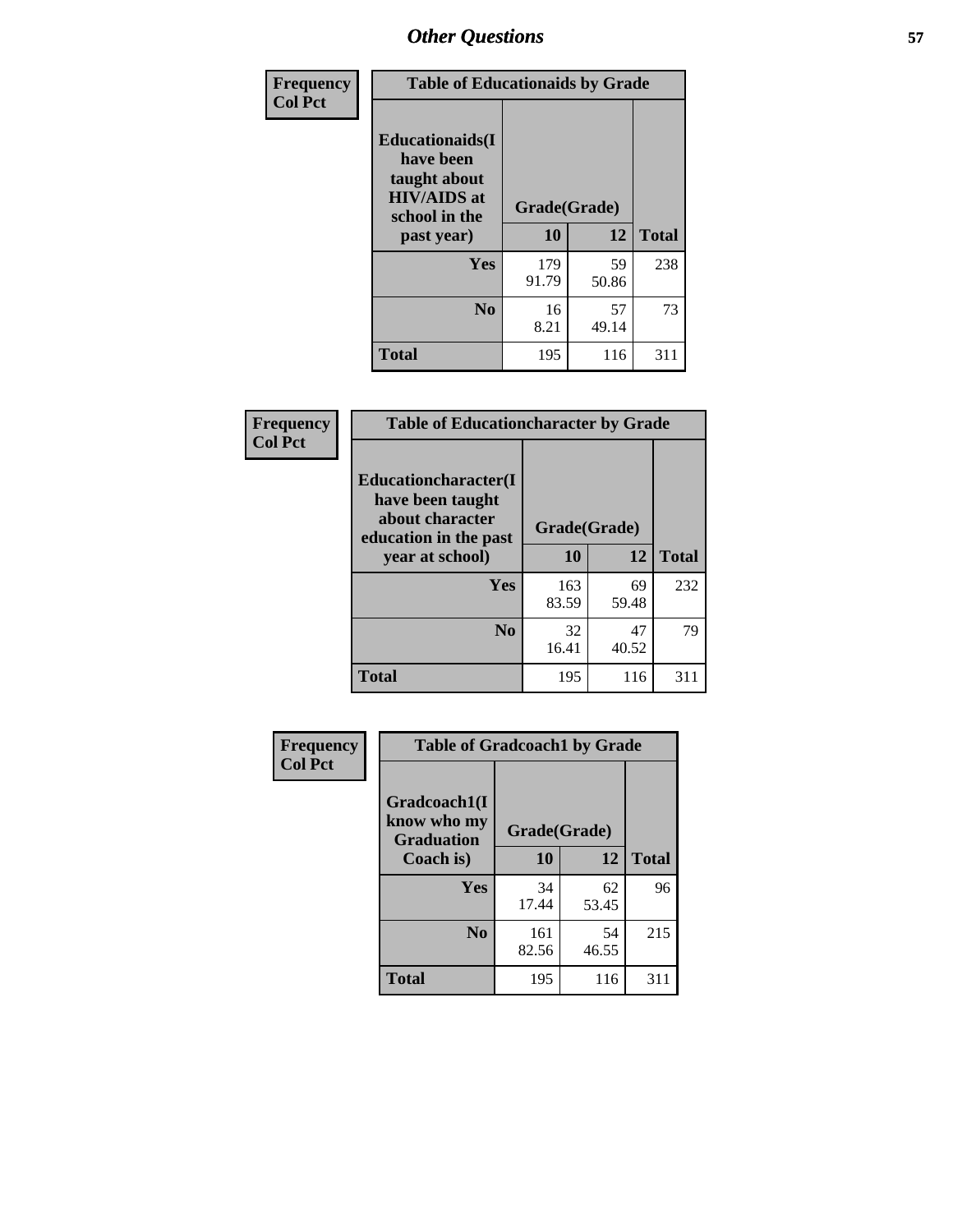## Other Questions

Frequency
Col Pct

| Table of Educationaids by Grade | | | |
|---|---|---|---|
| Educationaids(I have been taught about HIV/AIDS at school in the past year) | Grade(Grade) | | |
| | 10 | 12 | Total |
| Yes | 179<br>91.79 | 59<br>50.86 | 238 |
| No | 16<br>8.21 | 57<br>49.14 | 73 |
| Total | 195 | 116 | 311 |

Frequency
Col Pct

| Table of Educationcharacter by Grade | | | |
|---|---|---|---|
| Educationcharacter(I have been taught about character education in the past year at school) | Grade(Grade) | | |
| | 10 | 12 | Total |
| Yes | 163<br>83.59 | 69<br>59.48 | 232 |
| No | 32<br>16.41 | 47<br>40.52 | 79 |
| Total | 195 | 116 | 311 |

Frequency
Col Pct

| Table of Gradcoach1 by Grade | | | |
|---|---|---|---|
| Gradcoach1(I know who my Graduation Coach is) | Grade(Grade) | | |
| | 10 | 12 | Total |
| Yes | 34<br>17.44 | 62<br>53.45 | 96 |
| No | 161<br>82.56 | 54<br>46.55 | 215 |
| Total | 195 | 116 | 311 |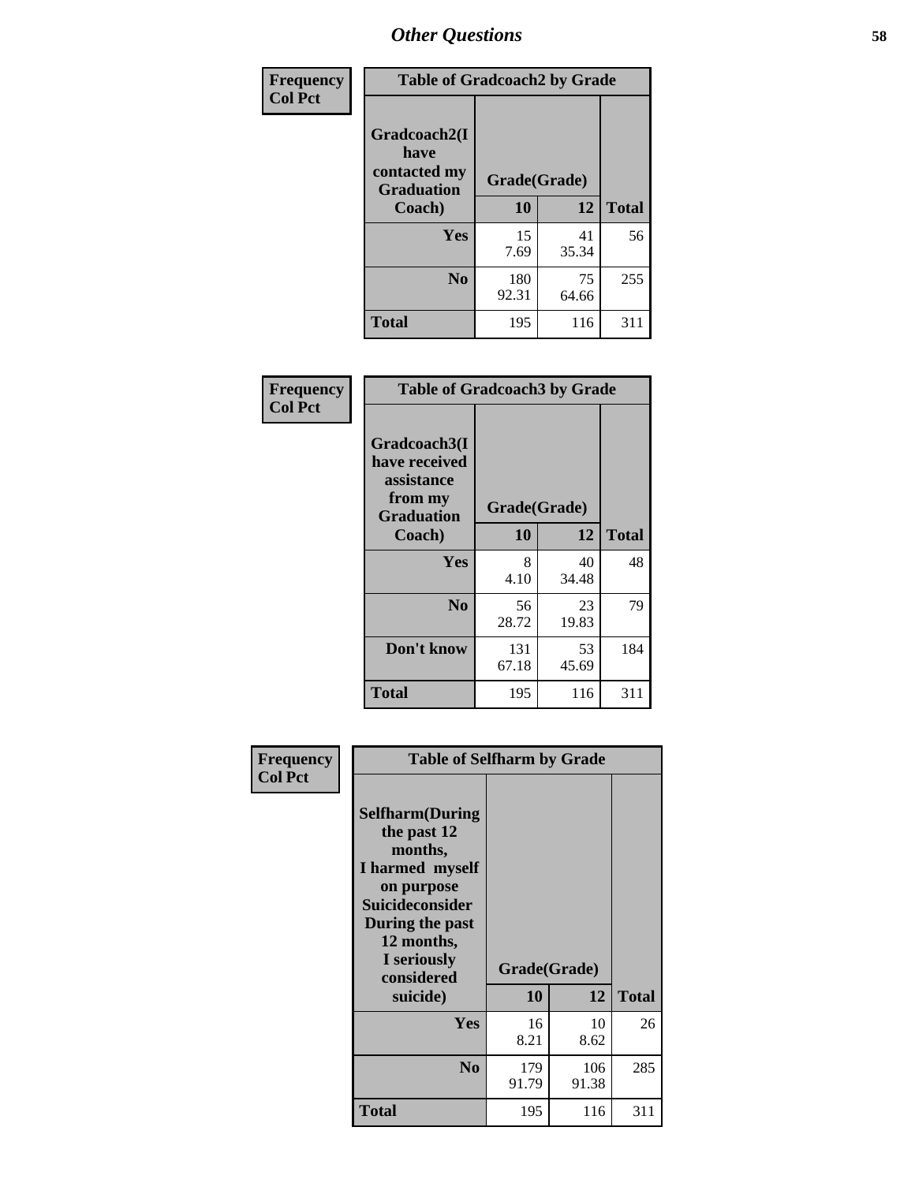## Other Questions

**Frequency**
**Col Pct**

| Gradcoach2(I have contacted my Graduation Coach) | Grade(Grade) 10 | 12 | Total |
|---|---|---|---|
| **Yes** | 15<br>7.69 | 41<br>35.34 | 56 |
| **No** | 180<br>92.31 | 75<br>64.66 | 255 |
| **Total** | 195 | 116 | 311 |

Table of Gradcoach2 by Grade

**Frequency**
**Col Pct**

| Gradcoach3(I have received assistance from my Graduation Coach) | Grade(Grade) 10 | 12 | Total |
|---|---|---|---|
| **Yes** | 8<br>4.10 | 40<br>34.48 | 48 |
| **No** | 56<br>28.72 | 23<br>19.83 | 79 |
| **Don't know** | 131<br>67.18 | 53<br>45.69 | 184 |
| **Total** | 195 | 116 | 311 |

Table of Gradcoach3 by Grade

**Frequency**
**Col Pct**

| Selfharm(During the past 12 months, I harmed myself on purpose Suicideconsider During the past 12 months, I seriously considered suicide) | Grade(Grade) 10 | 12 | Total |
|---|---|---|---|
| **Yes** | 16<br>8.21 | 10<br>8.62 | 26 |
| **No** | 179<br>91.79 | 106<br>91.38 | 285 |
| **Total** | 195 | 116 | 311 |

Table of Selfharm by Grade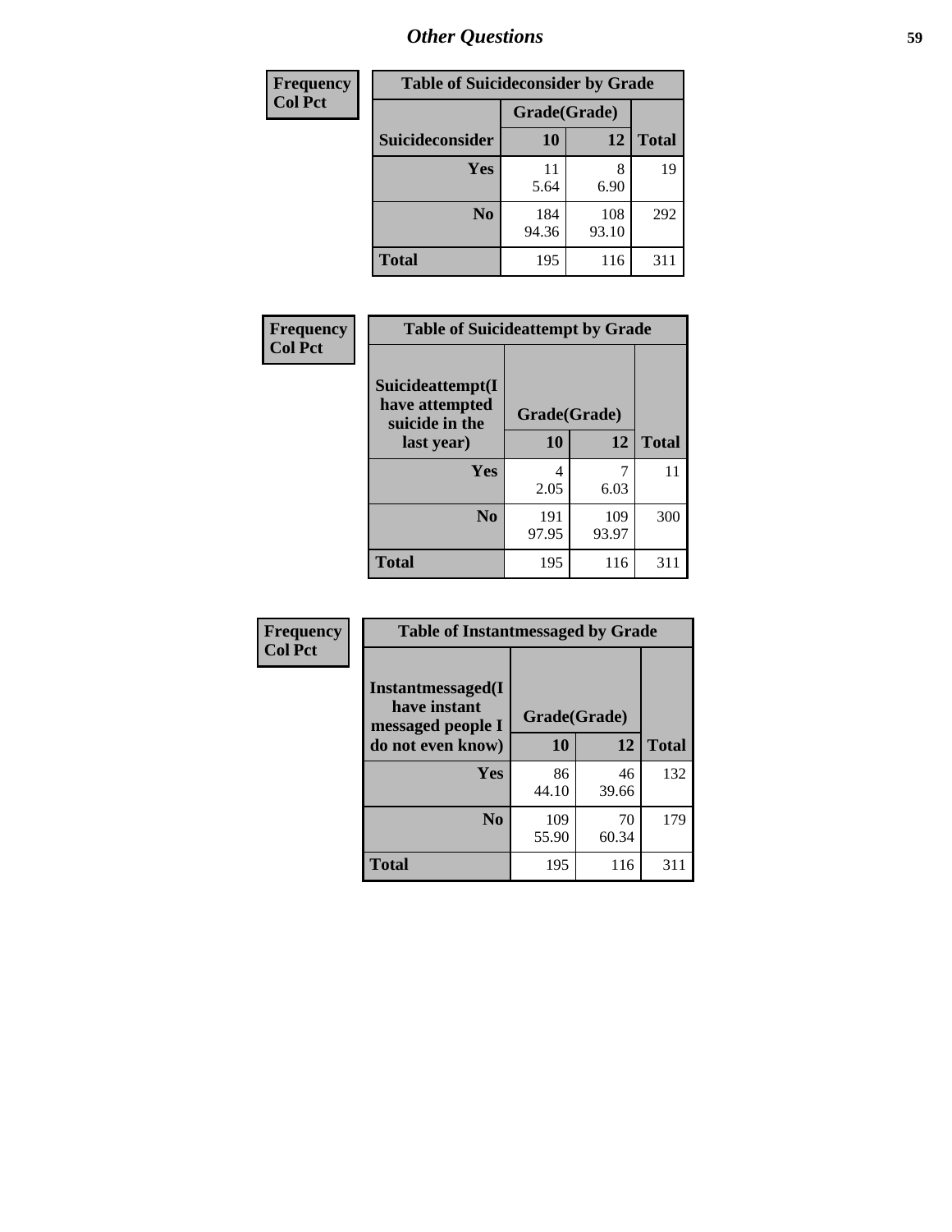# Other Questions

| Frequency Col Pct |
|---|

| Table of Suicideconsider by Grade | | | |
|---|---|---|---|
| | Grade(Grade) | | |
| Suicideconsider | 10 | 12 | Total |
| Yes | 11<br>5.64 | 8<br>6.90 | 19 |
| No | 184<br>94.36 | 108<br>93.10 | 292 |
| Total | 195 | 116 | 311 |

| Frequency Col Pct |
|---|

| Table of Suicideattempt by Grade | | | |
|---|---|---|---|
| Suicideattempt(I have attempted suicide in the last year) | Grade(Grade) | | |
| | 10 | 12 | Total |
| Yes | 4<br>2.05 | 7<br>6.03 | 11 |
| No | 191<br>97.95 | 109<br>93.97 | 300 |
| Total | 195 | 116 | 311 |

| Frequency Col Pct |
|---|

| Table of Instantmessaged by Grade | | | |
|---|---|---|---|
| Instantmessaged(I have instant messaged people I do not even know) | Grade(Grade) | | |
| | 10 | 12 | Total |
| Yes | 86<br>44.10 | 46<br>39.66 | 132 |
| No | 109<br>55.90 | 70<br>60.34 | 179 |
| Total | 195 | 116 | 311 |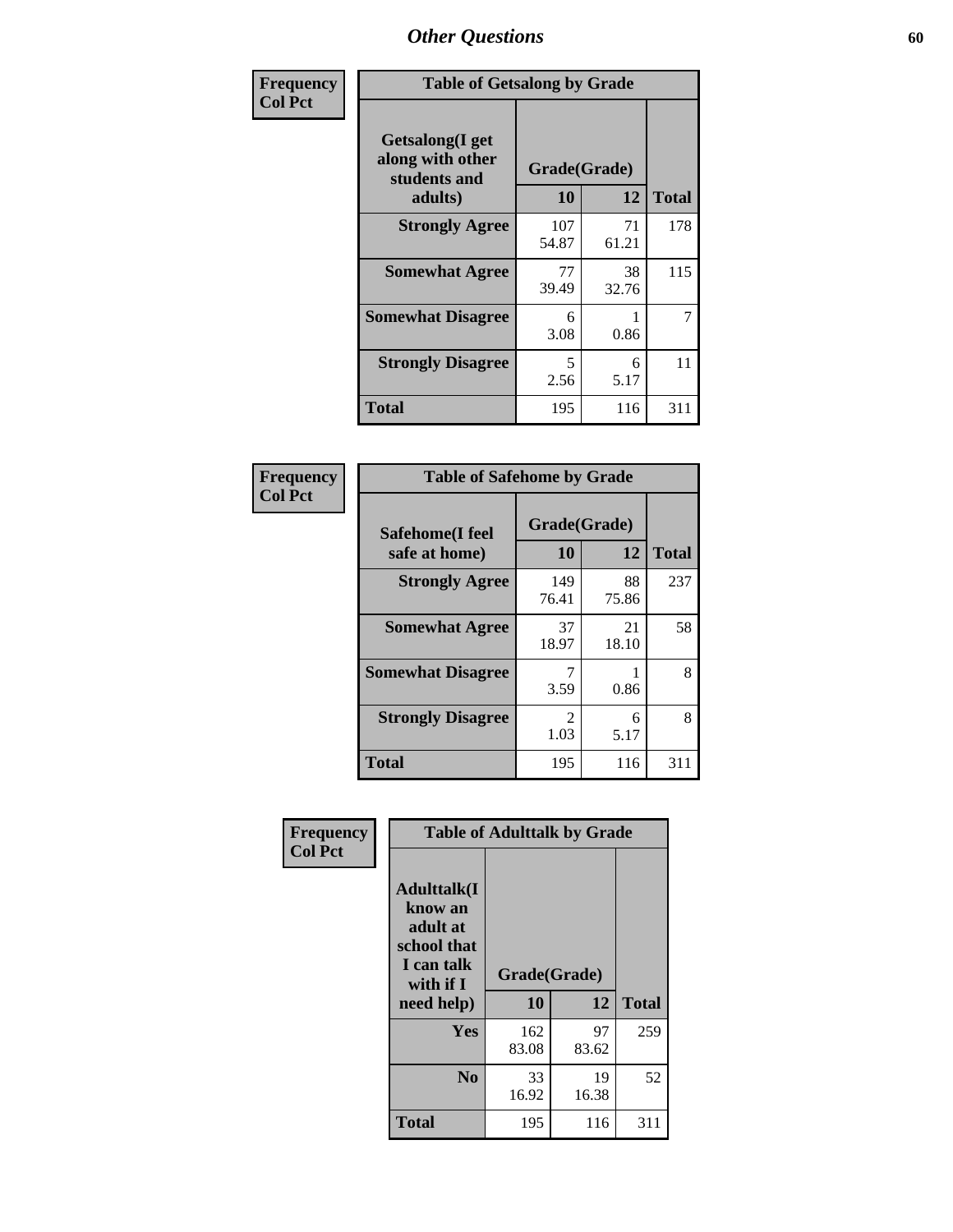| Frequency<br>Col Pct | | | |
|---|---|---|---|

**Table of Getsalong by Grade**

| Getsalong(I get along with other students and adults) | Grade(Grade) 10 | 12 | Total |
|---|---|---|---|
| **Strongly Agree** | 107<br>54.87 | 71<br>61.21 | 178 |
| **Somewhat Agree** | 77<br>39.49 | 38<br>32.76 | 115 |
| **Somewhat Disagree** | 6<br>3.08 | 1<br>0.86 | 7 |
| **Strongly Disagree** | 5<br>2.56 | 6<br>5.17 | 11 |
| **Total** | 195 | 116 | 311 |

| Frequency<br>Col Pct | | | |
|---|---|---|---|

**Table of Safehome by Grade**

| Safehome(I feel safe at home) | Grade(Grade) 10 | 12 | Total |
|---|---|---|---|
| **Strongly Agree** | 149<br>76.41 | 88<br>75.86 | 237 |
| **Somewhat Agree** | 37<br>18.97 | 21<br>18.10 | 58 |
| **Somewhat Disagree** | 7<br>3.59 | 1<br>0.86 | 8 |
| **Strongly Disagree** | 2<br>1.03 | 6<br>5.17 | 8 |
| **Total** | 195 | 116 | 311 |

| Frequency<br>Col Pct | | | |
|---|---|---|---|

**Table of Adulttalk by Grade**

| Adulttalk(I know an adult at school that I can talk with if I need help) | Grade(Grade) 10 | 12 | Total |
|---|---|---|---|
| **Yes** | 162<br>83.08 | 97<br>83.62 | 259 |
| **No** | 33<br>16.92 | 19<br>16.38 | 52 |
| **Total** | 195 | 116 | 311 |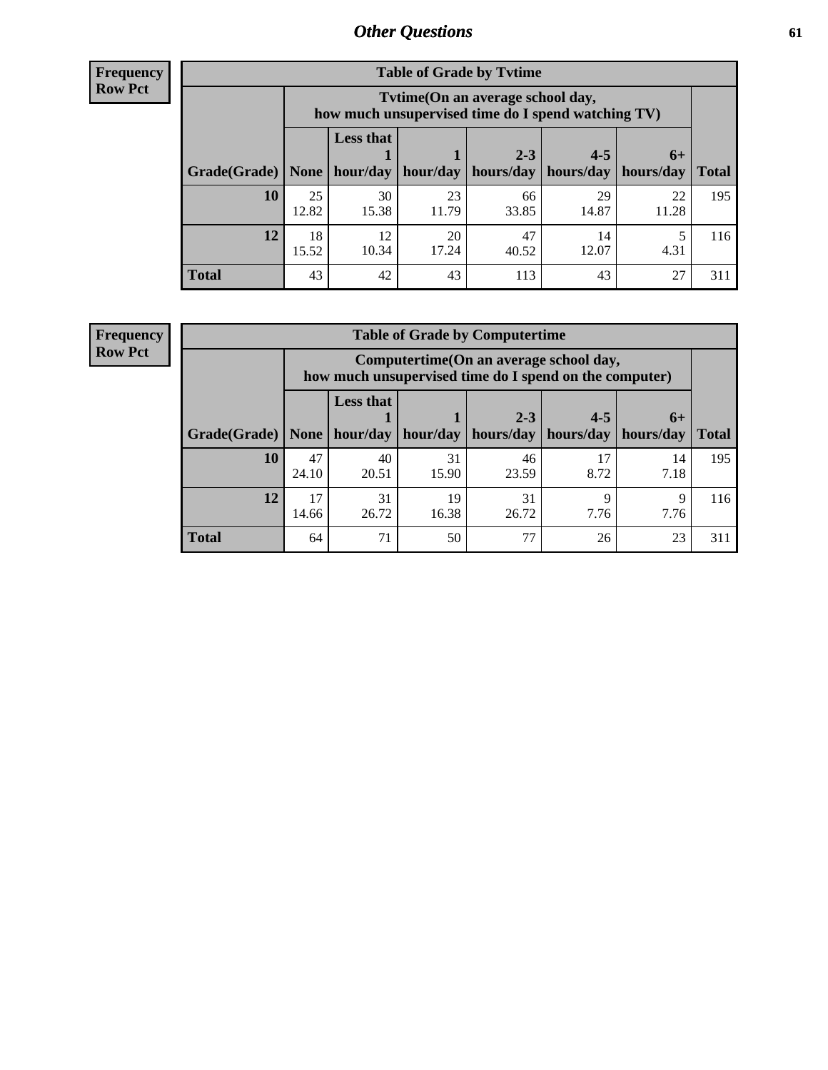## Other Questions

**Frequency**
**Row Pct**

| Table of Grade by Tvtime | | | | | | | |
|---|---|---|---|---|---|---|---|
| | Tvtime(On an average school day, how much unsupervised time do I spend watching TV) | | | | | | |
| Grade(Grade) | None | Less that 1 hour/day | 1 hour/day | 2-3 hours/day | 4-5 hours/day | 6+ hours/day | Total |
| **10** | 25<br>12.82 | 30<br>15.38 | 23<br>11.79 | 66<br>33.85 | 29<br>14.87 | 22<br>11.28 | 195 |
| **12** | 18<br>15.52 | 12<br>10.34 | 20<br>17.24 | 47<br>40.52 | 14<br>12.07 | 5<br>4.31 | 116 |
| **Total** | 43 | 42 | 43 | 113 | 43 | 27 | 311 |

**Frequency**
**Row Pct**

| Table of Grade by Computertime | | | | | | | |
|---|---|---|---|---|---|---|---|
| | Computertime(On an average school day, how much unsupervised time do I spend on the computer) | | | | | | |
| Grade(Grade) | None | Less that 1 hour/day | 1 hour/day | 2-3 hours/day | 4-5 hours/day | 6+ hours/day | Total |
| **10** | 47<br>24.10 | 40<br>20.51 | 31<br>15.90 | 46<br>23.59 | 17<br>8.72 | 14<br>7.18 | 195 |
| **12** | 17<br>14.66 | 31<br>26.72 | 19<br>16.38 | 31<br>26.72 | 9<br>7.76 | 9<br>7.76 | 116 |
| **Total** | 64 | 71 | 50 | 77 | 26 | 23 | 311 |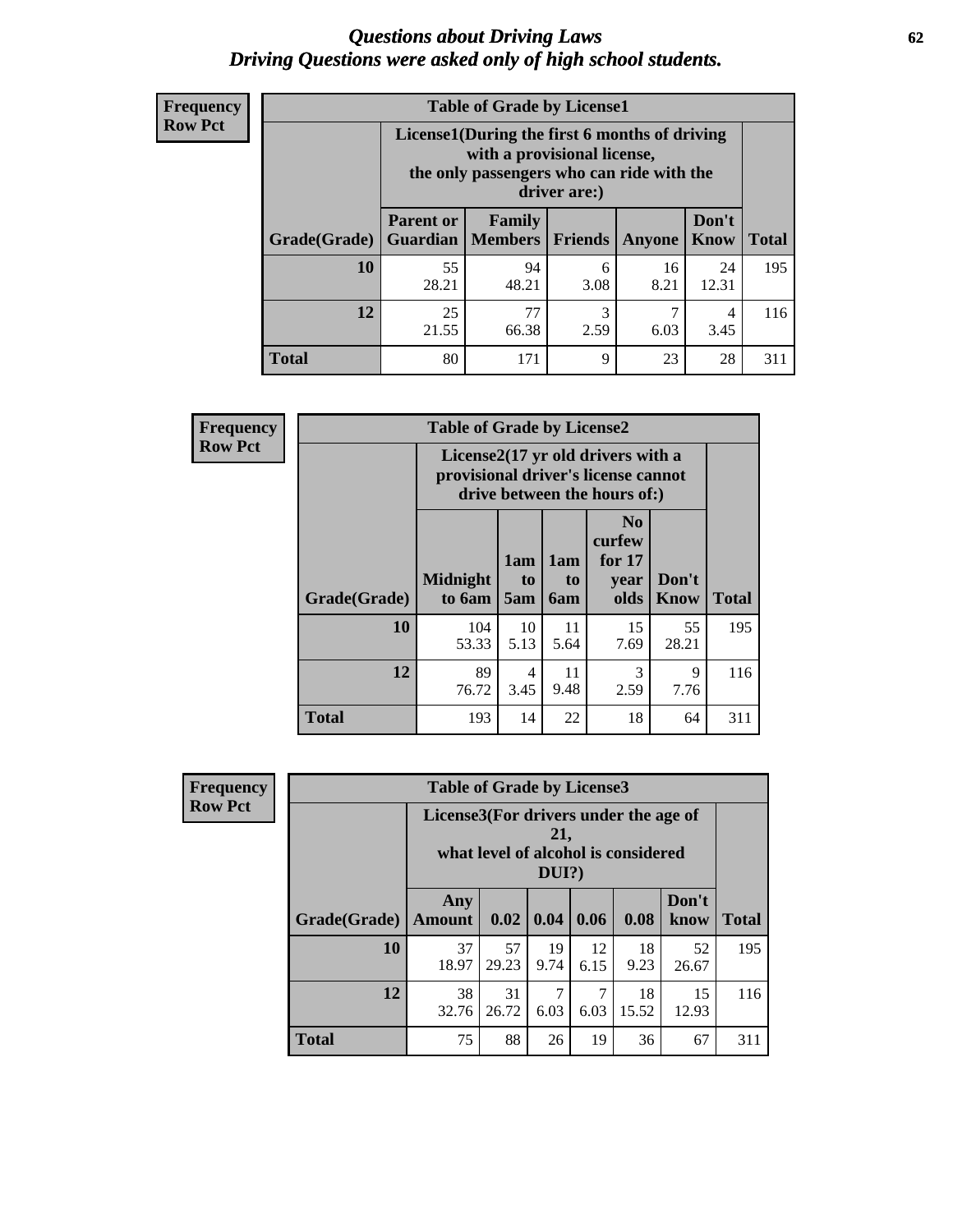# Questions about Driving Laws
## Driving Questions were asked only of high school students.

**Frequency**
**Row Pct**

**Table of Grade by License1**

| Grade(Grade) | License1(During the first 6 months of driving with a provisional license, the only passengers who can ride with the driver are:) Parent or Guardian | Family Members | Friends | Anyone | Don't Know | Total |
|---|---|---|---|---|---|---|
| **10** | 55<br>28.21 | 94<br>48.21 | 6<br>3.08 | 16<br>8.21 | 24<br>12.31 | 195 |
| **12** | 25<br>21.55 | 77<br>66.38 | 3<br>2.59 | 7<br>6.03 | 4<br>3.45 | 116 |
| **Total** | 80 | 171 | 9 | 23 | 28 | 311 |

**Frequency**
**Row Pct**

**Table of Grade by License2**

| Grade(Grade) | License2(17 yr old drivers with a provisional driver's license cannot drive between the hours of:) Midnight to 6am | 1am to 5am | 1am to 6am | No curfew for 17 year olds | Don't Know | Total |
|---|---|---|---|---|---|---|
| **10** | 104<br>53.33 | 10<br>5.13 | 11<br>5.64 | 15<br>7.69 | 55<br>28.21 | 195 |
| **12** | 89<br>76.72 | 4<br>3.45 | 11<br>9.48 | 3<br>2.59 | 9<br>7.76 | 116 |
| **Total** | 193 | 14 | 22 | 18 | 64 | 311 |

**Frequency**
**Row Pct**

**Table of Grade by License3**

| Grade(Grade) | License3(For drivers under the age of 21, what level of alcohol is considered DUI?) Any Amount | 0.02 | 0.04 | 0.06 | 0.08 | Don't know | Total |
|---|---|---|---|---|---|---|---|
| **10** | 37<br>18.97 | 57<br>29.23 | 19<br>9.74 | 12<br>6.15 | 18<br>9.23 | 52<br>26.67 | 195 |
| **12** | 38<br>32.76 | 31<br>26.72 | 7<br>6.03 | 7<br>6.03 | 18<br>15.52 | 15<br>12.93 | 116 |
| **Total** | 75 | 88 | 26 | 19 | 36 | 67 | 311 |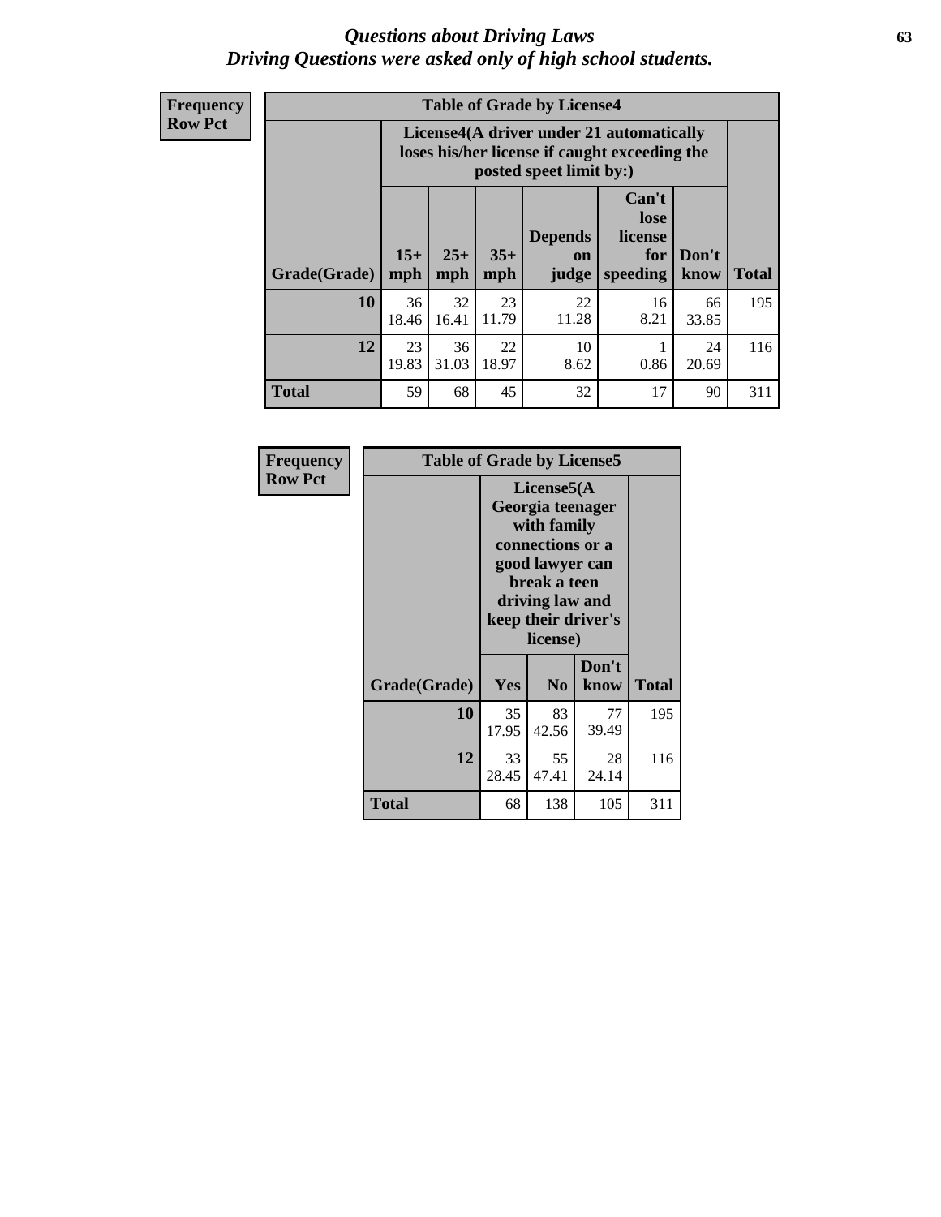# *Questions about Driving Laws*
# *Driving Questions were asked only of high school students.*

**Frequency**
**Row Pct**

**Table of Grade by License4**

| Grade(Grade) | License4(A driver under 21 automatically loses his/her license if caught exceeding the posted speet limit by:) | | | | | | Total |
|---|---|---|---|---|---|---|---|
| | 15+ mph | 25+ mph | 35+ mph | Depends on judge | Can't lose license for speeding | Don't know | |
| **10** | 36<br>18.46 | 32<br>16.41 | 23<br>11.79 | 22<br>11.28 | 16<br>8.21 | 66<br>33.85 | 195 |
| **12** | 23<br>19.83 | 36<br>31.03 | 22<br>18.97 | 10<br>8.62 | 1<br>0.86 | 24<br>20.69 | 116 |
| **Total** | 59 | 68 | 45 | 32 | 17 | 90 | 311 |

**Frequency**
**Row Pct**

**Table of Grade by License5**

| Grade(Grade) | License5(A Georgia teenager with family connections or a good lawyer can break a teen driving law and keep their driver's license) | | | Total |
|---|---|---|---|---|
| | Yes | No | Don't know | |
| **10** | 35<br>17.95 | 83<br>42.56 | 77<br>39.49 | 195 |
| **12** | 33<br>28.45 | 55<br>47.41 | 28<br>24.14 | 116 |
| **Total** | 68 | 138 | 105 | 311 |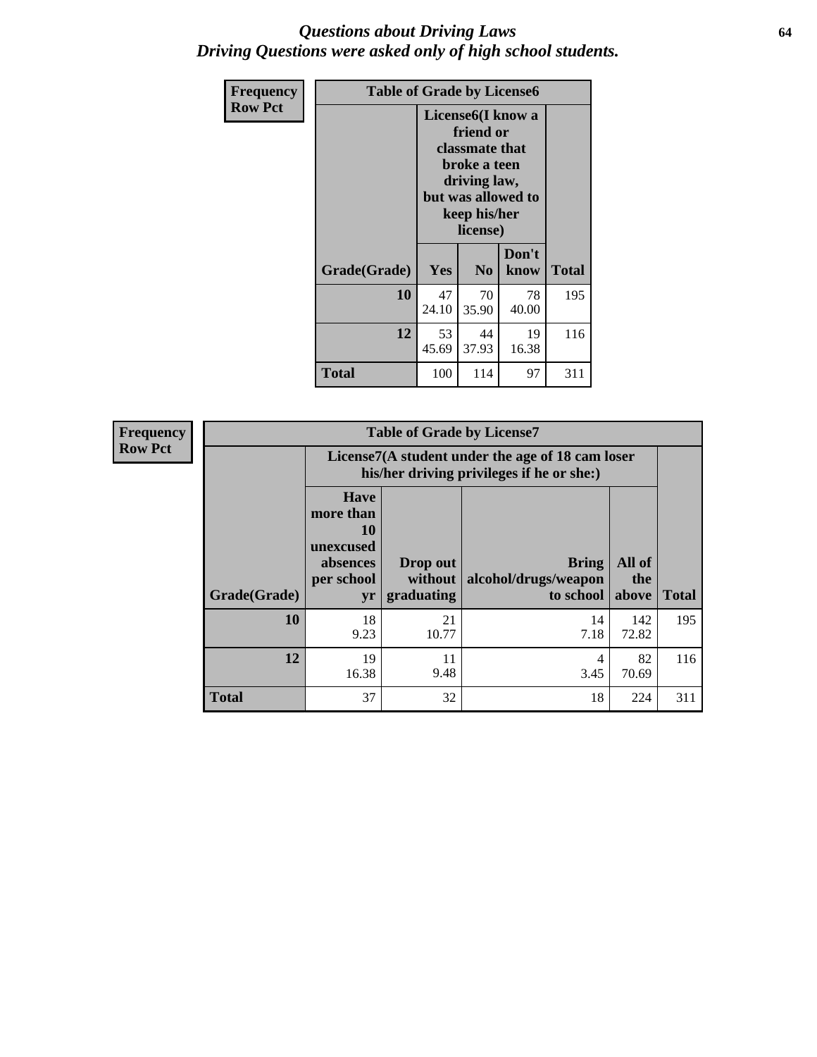# *Questions about Driving Laws*
# *Driving Questions were asked only of high school students.*

**Frequency**
**Row Pct**

| Table of Grade by License6 | | | | |
|---|---|---|---|---|
| | License6(I know a friend or classmate that broke a teen driving law, but was allowed to keep his/her license) | | | |
| Grade(Grade) | Yes | No | Don't know | Total |
| 10 | 47<br>24.10 | 70<br>35.90 | 78<br>40.00 | 195 |
| 12 | 53<br>45.69 | 44<br>37.93 | 19<br>16.38 | 116 |
| Total | 100 | 114 | 97 | 311 |

**Frequency**
**Row Pct**

| Table of Grade by License7 | | | | | |
|---|---|---|---|---|---|
| | License7(A student under the age of 18 cam loser his/her driving privileges if he or she:) | | | | |
| Grade(Grade) | Have more than 10 unexcused absences per school yr | Drop out without graduating | Bring alcohol/drugs/weapon to school | All of the above | Total |
| 10 | 18<br>9.23 | 21<br>10.77 | 14<br>7.18 | 142<br>72.82 | 195 |
| 12 | 19<br>16.38 | 11<br>9.48 | 4<br>3.45 | 82<br>70.69 | 116 |
| Total | 37 | 32 | 18 | 224 | 311 |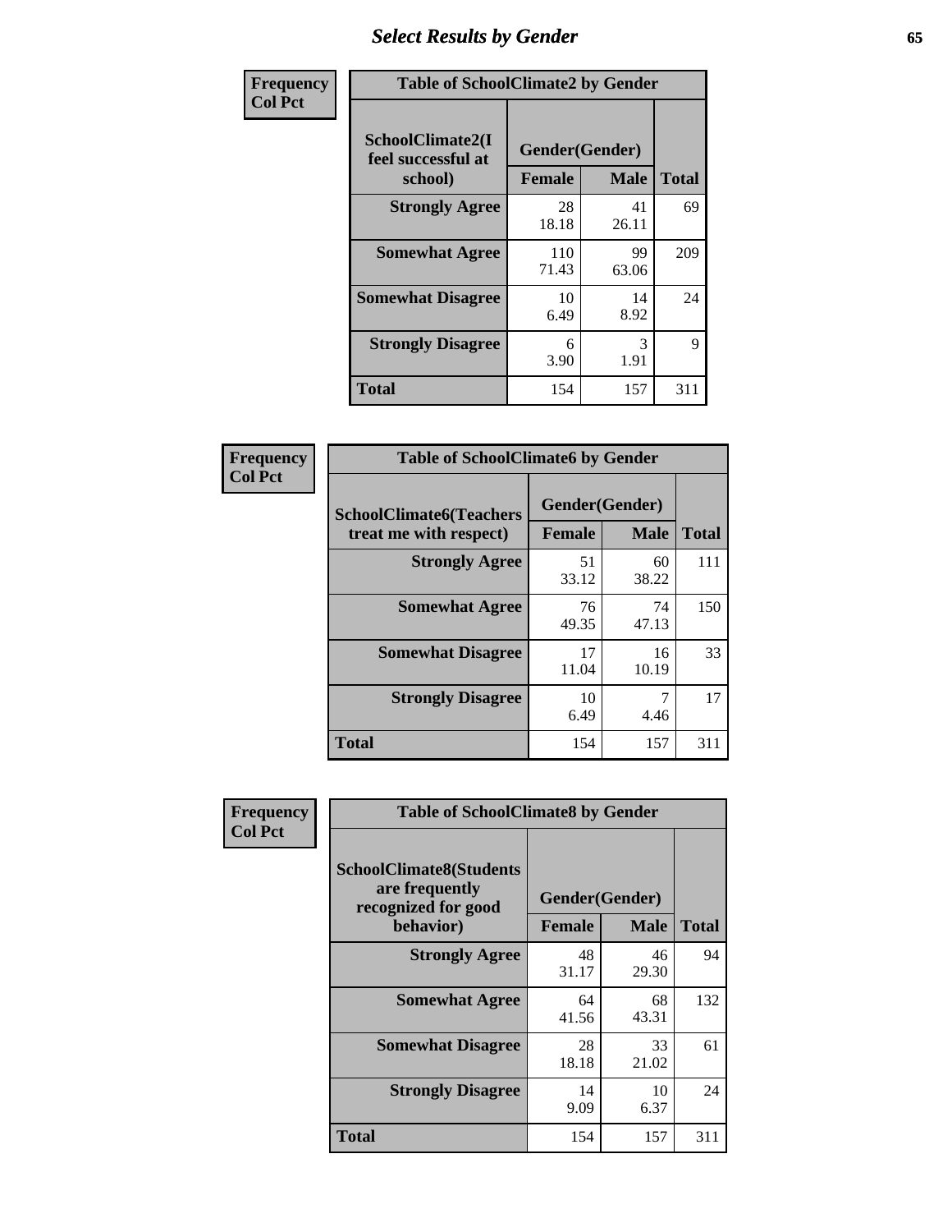# Select Results by Gender

**Frequency**
**Col Pct**

| Table of SchoolClimate2 by Gender | | | |
|---|---|---|---|
| **SchoolClimate2(I feel successful at school)** | **Gender(Gender)** | | |
| | **Female** | **Male** | **Total** |
| **Strongly Agree** | 28<br>18.18 | 41<br>26.11 | 69 |
| **Somewhat Agree** | 110<br>71.43 | 99<br>63.06 | 209 |
| **Somewhat Disagree** | 10<br>6.49 | 14<br>8.92 | 24 |
| **Strongly Disagree** | 6<br>3.90 | 3<br>1.91 | 9 |
| **Total** | 154 | 157 | 311 |

**Frequency**
**Col Pct**

| Table of SchoolClimate6 by Gender | | | |
|---|---|---|---|
| **SchoolClimate6(Teachers treat me with respect)** | **Gender(Gender)** | | |
| | **Female** | **Male** | **Total** |
| **Strongly Agree** | 51<br>33.12 | 60<br>38.22 | 111 |
| **Somewhat Agree** | 76<br>49.35 | 74<br>47.13 | 150 |
| **Somewhat Disagree** | 17<br>11.04 | 16<br>10.19 | 33 |
| **Strongly Disagree** | 10<br>6.49 | 7<br>4.46 | 17 |
| **Total** | 154 | 157 | 311 |

**Frequency**
**Col Pct**

| Table of SchoolClimate8 by Gender | | | |
|---|---|---|---|
| **SchoolClimate8(Students are frequently recognized for good behavior)** | **Gender(Gender)** | | |
| | **Female** | **Male** | **Total** |
| **Strongly Agree** | 48<br>31.17 | 46<br>29.30 | 94 |
| **Somewhat Agree** | 64<br>41.56 | 68<br>43.31 | 132 |
| **Somewhat Disagree** | 28<br>18.18 | 33<br>21.02 | 61 |
| **Strongly Disagree** | 14<br>9.09 | 10<br>6.37 | 24 |
| **Total** | 154 | 157 | 311 |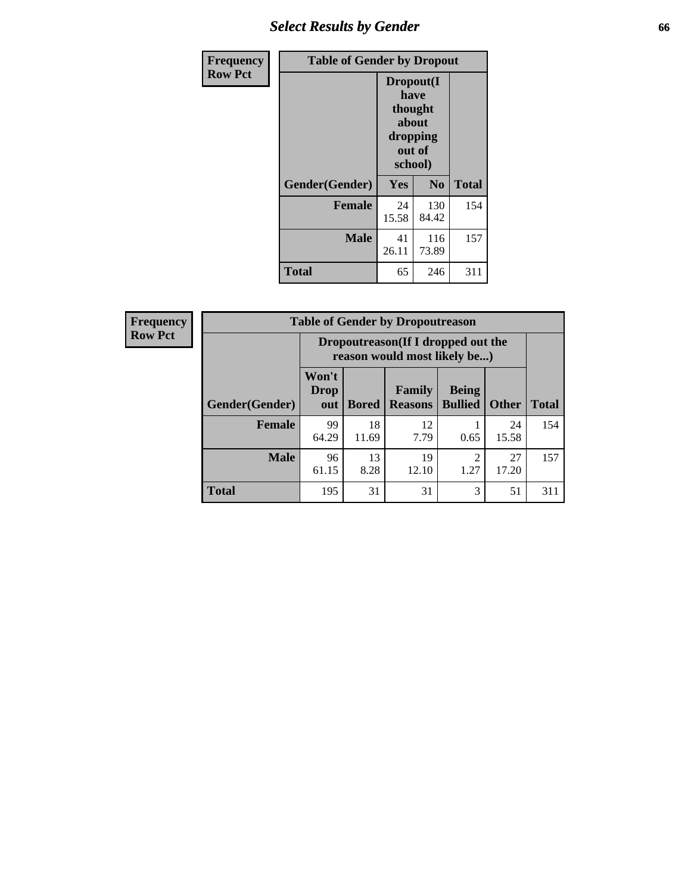| Frequency Row Pct | Table of Gender by Dropout | | |
|---|---|---|---|
| | Dropout(I have thought about dropping out of school) | | |
| Gender(Gender) | Yes | No | Total |
| Female | 24<br>15.58 | 130<br>84.42 | 154 |
| Male | 41<br>26.11 | 116<br>73.89 | 157 |
| Total | 65 | 246 | 311 |

| Frequency Row Pct | Table of Gender by Dropoutreason | | | | | |
|---|---|---|---|---|---|---|
| | Dropoutreason(If I dropped out the reason would most likely be...) | | | | | |
| Gender(Gender) | Won't Drop out | Bored | Family Reasons | Being Bullied | Other | Total |
| Female | 99<br>64.29 | 18<br>11.69 | 12<br>7.79 | 1<br>0.65 | 24<br>15.58 | 154 |
| Male | 96<br>61.15 | 13<br>8.28 | 19<br>12.10 | 2<br>1.27 | 27<br>17.20 | 157 |
| Total | 195 | 31 | 31 | 3 | 51 | 311 |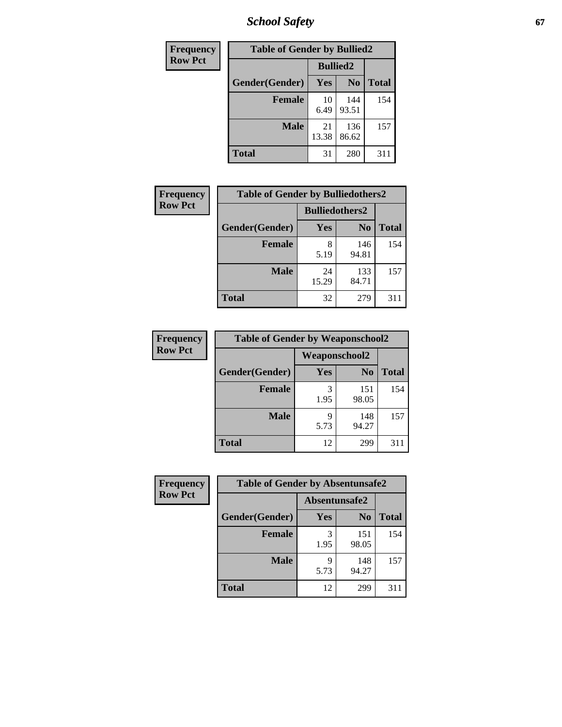| Frequency<br>Row Pct |
|---|

| Table of Gender by Bullied2 | | | |
|---|---|---|---|
| | Bullied2 | | |
| Gender(Gender) | Yes | No | Total |
| Female | 10<br>6.49 | 144<br>93.51 | 154 |
| Male | 21<br>13.38 | 136<br>86.62 | 157 |
| Total | 31 | 280 | 311 |

| Frequency<br>Row Pct |
|---|

| Table of Gender by Bulliedothers2 | | | |
|---|---|---|---|
| | Bulliedothers2 | | |
| Gender(Gender) | Yes | No | Total |
| Female | 8<br>5.19 | 146<br>94.81 | 154 |
| Male | 24<br>15.29 | 133<br>84.71 | 157 |
| Total | 32 | 279 | 311 |

| Frequency<br>Row Pct |
|---|

| Table of Gender by Weaponschool2 | | | |
|---|---|---|---|
| | Weaponschool2 | | |
| Gender(Gender) | Yes | No | Total |
| Female | 3<br>1.95 | 151<br>98.05 | 154 |
| Male | 9<br>5.73 | 148<br>94.27 | 157 |
| Total | 12 | 299 | 311 |

| Frequency<br>Row Pct |
|---|

| Table of Gender by Absentunsafe2 | | | |
|---|---|---|---|
| | Absentunsafe2 | | |
| Gender(Gender) | Yes | No | Total |
| Female | 3<br>1.95 | 151<br>98.05 | 154 |
| Male | 9<br>5.73 | 148<br>94.27 | 157 |
| Total | 12 | 299 | 311 |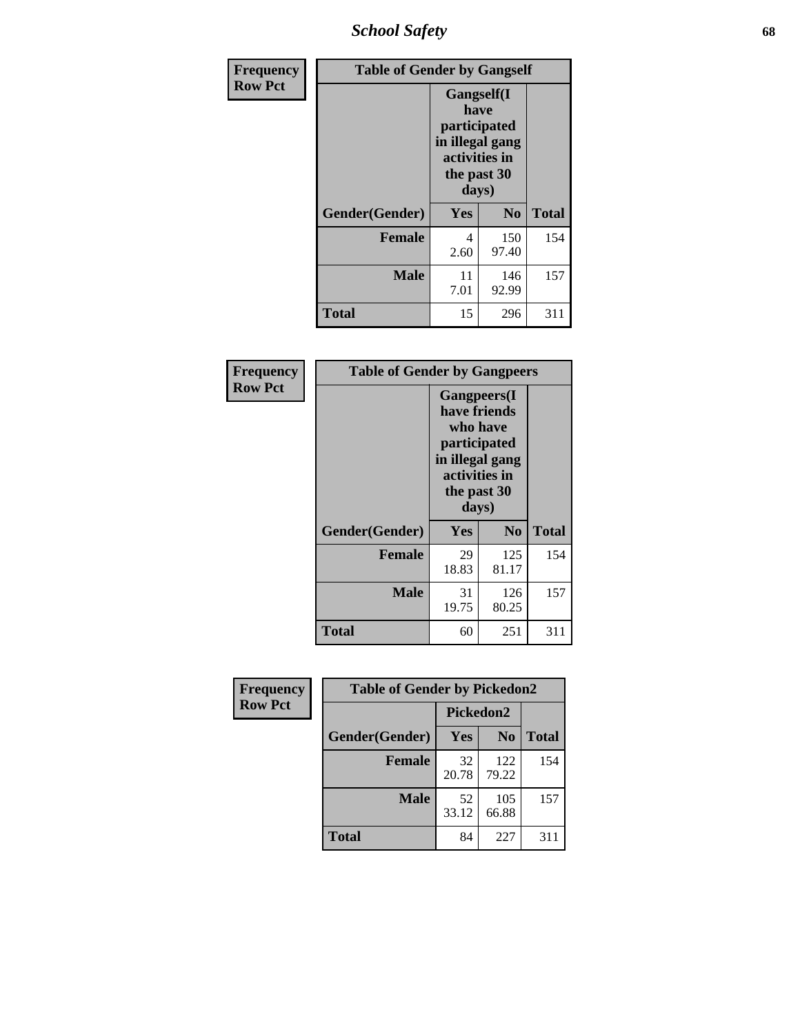| Frequency Row Pct | Table of Gender by Gangself | | |
|---|---|---|---|
| | Gangself(I have participated in illegal gang activities in the past 30 days) | | |
| Gender(Gender) | Yes | No | Total |
| Female | 4<br>2.60 | 150<br>97.40 | 154 |
| Male | 11<br>7.01 | 146<br>92.99 | 157 |
| Total | 15 | 296 | 311 |

| Frequency Row Pct | Table of Gender by Gangpeers | | |
|---|---|---|---|
| | Gangpeers(I have friends who have participated in illegal gang activities in the past 30 days) | | |
| Gender(Gender) | Yes | No | Total |
| Female | 29<br>18.83 | 125<br>81.17 | 154 |
| Male | 31<br>19.75 | 126<br>80.25 | 157 |
| Total | 60 | 251 | 311 |

| Frequency Row Pct | Table of Gender by Pickedon2 | | |
|---|---|---|---|
| | Pickedon2 | | |
| Gender(Gender) | Yes | No | Total |
| Female | 32<br>20.78 | 122<br>79.22 | 154 |
| Male | 52<br>33.12 | 105<br>66.88 | 157 |
| Total | 84 | 227 | 311 |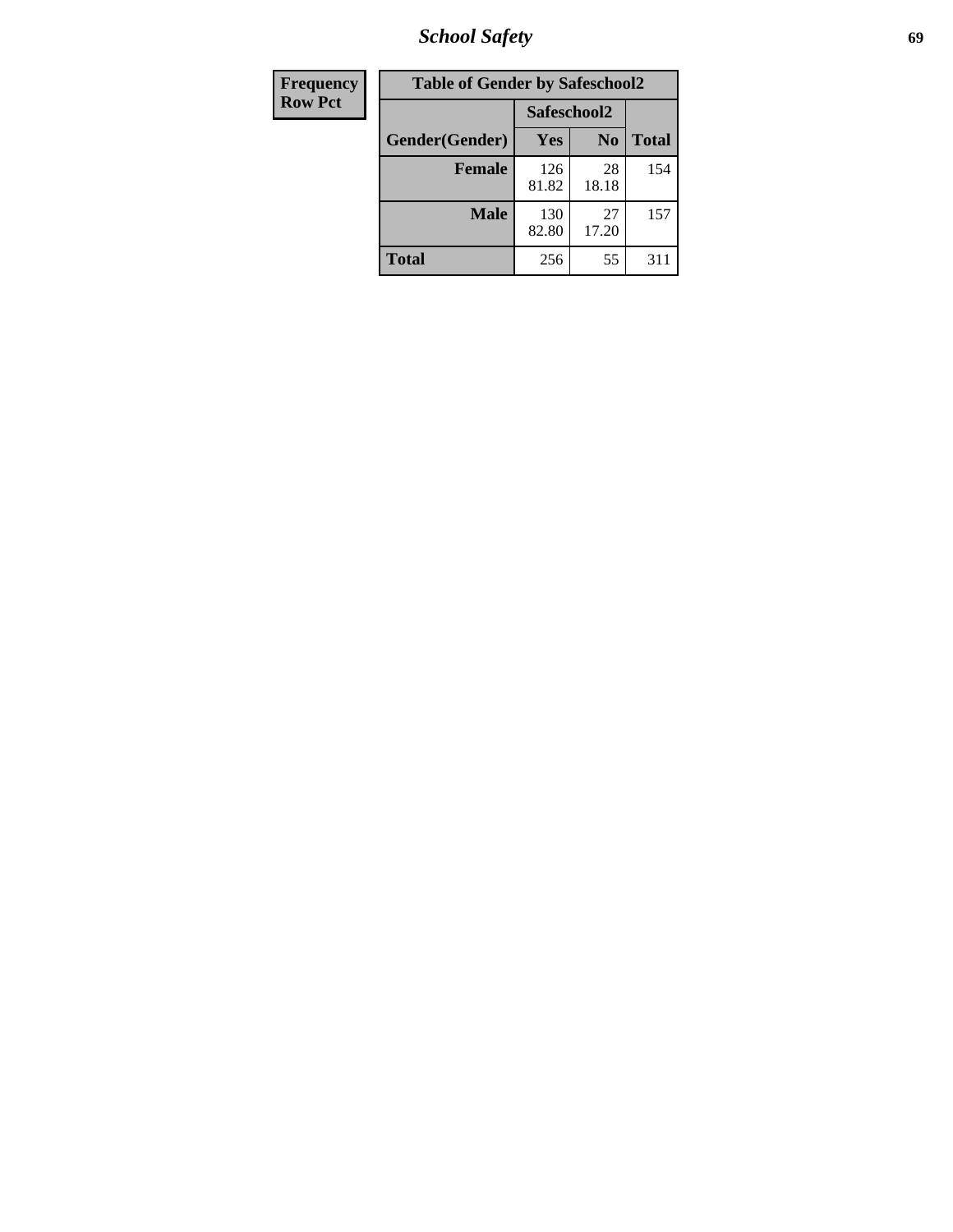| Frequency Row Pct |
|---|

**Table of Gender by Safeschool2**

| Gender(Gender) | Safeschool2 | | Total |
|---|---|---|---|
| | Yes | No | |
| Female | 126<br>81.82 | 28<br>18.18 | 154 |
| Male | 130<br>82.80 | 27<br>17.20 | 157 |
| Total | 256 | 55 | 311 |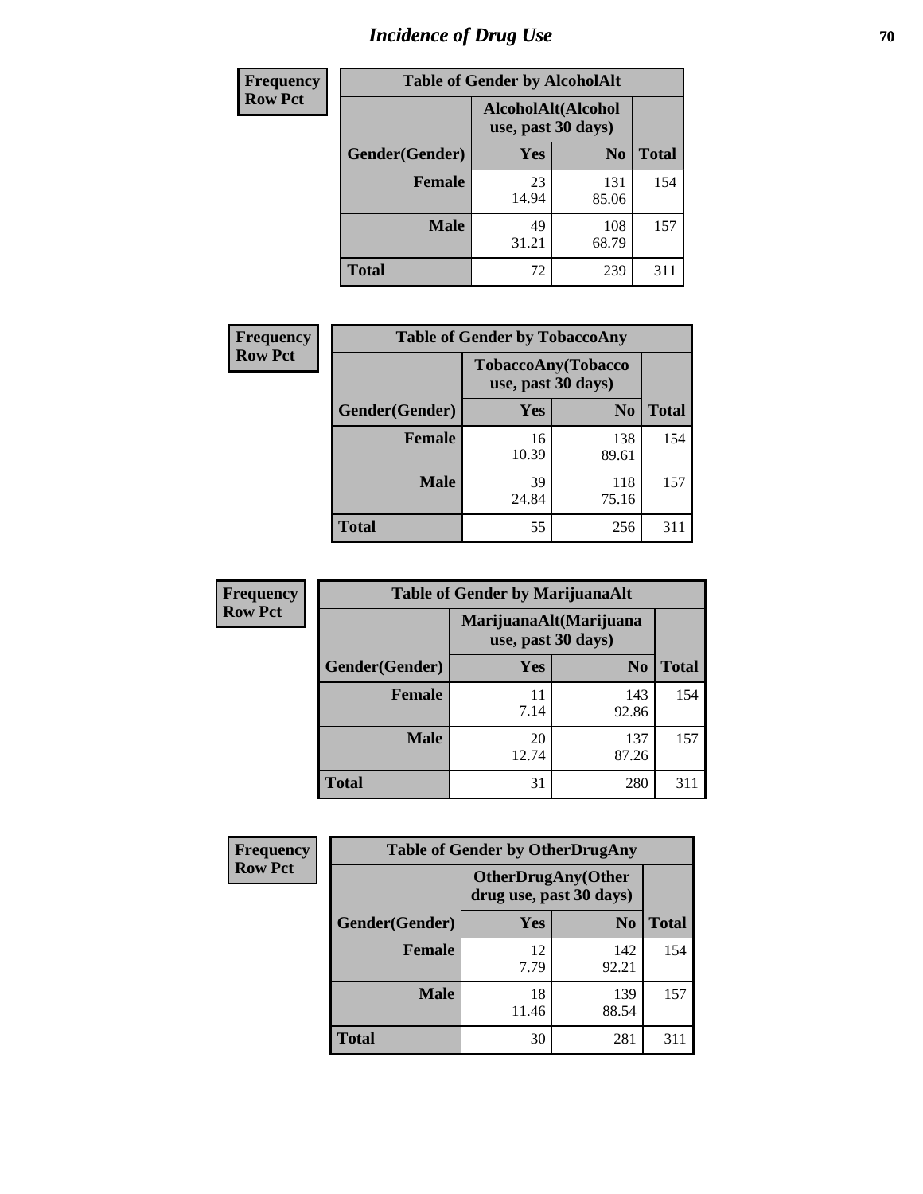# Incidence of Drug Use

**Frequency**
**Row Pct**

| Table of Gender by AlcoholAlt | | | |
|---|---|---|---|
| | AlcoholAlt(Alcohol use, past 30 days) | | |
| Gender(Gender) | Yes | No | Total |
| Female | 23<br>14.94 | 131<br>85.06 | 154 |
| Male | 49<br>31.21 | 108<br>68.79 | 157 |
| Total | 72 | 239 | 311 |

**Frequency**
**Row Pct**

| Table of Gender by TobaccoAny | | | |
|---|---|---|---|
| | TobaccoAny(Tobacco use, past 30 days) | | |
| Gender(Gender) | Yes | No | Total |
| Female | 16<br>10.39 | 138<br>89.61 | 154 |
| Male | 39<br>24.84 | 118<br>75.16 | 157 |
| Total | 55 | 256 | 311 |

**Frequency**
**Row Pct**

| Table of Gender by MarijuanaAlt | | | |
|---|---|---|---|
| | MarijuanaAlt(Marijuana use, past 30 days) | | |
| Gender(Gender) | Yes | No | Total |
| Female | 11<br>7.14 | 143<br>92.86 | 154 |
| Male | 20<br>12.74 | 137<br>87.26 | 157 |
| Total | 31 | 280 | 311 |

**Frequency**
**Row Pct**

| Table of Gender by OtherDrugAny | | | |
|---|---|---|---|
| | OtherDrugAny(Other drug use, past 30 days) | | |
| Gender(Gender) | Yes | No | Total |
| Female | 12<br>7.79 | 142<br>92.21 | 154 |
| Male | 18<br>11.46 | 139<br>88.54 | 157 |
| Total | 30 | 281 | 311 |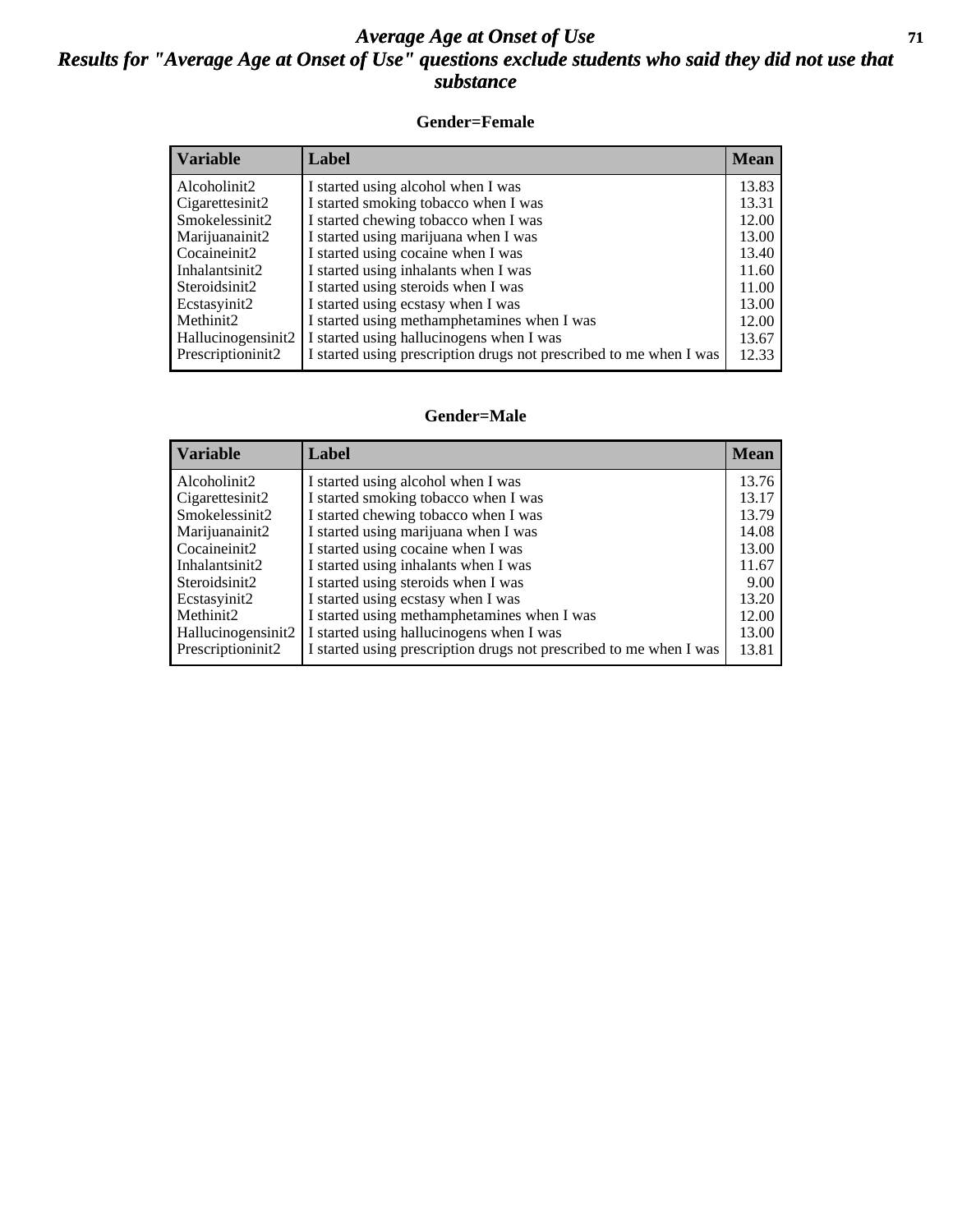# *Average Age at Onset of Use*

## *Results for "Average Age at Onset of Use" questions exclude students who said they did not use that substance*

### Gender=Female

| Variable | Label | Mean |
|---|---|---|
| Alcoholinit2 | I started using alcohol when I was | 13.83 |
| Cigarettesinit2 | I started smoking tobacco when I was | 13.31 |
| Smokelessinit2 | I started chewing tobacco when I was | 12.00 |
| Marijuanainit2 | I started using marijuana when I was | 13.00 |
| Cocaineinit2 | I started using cocaine when I was | 13.40 |
| Inhalantsinit2 | I started using inhalants when I was | 11.60 |
| Steroidsinit2 | I started using steroids when I was | 11.00 |
| Ecstasyinit2 | I started using ecstasy when I was | 13.00 |
| Methinit2 | I started using methamphetamines when I was | 12.00 |
| Hallucinogensinit2 | I started using hallucinogens when I was | 13.67 |
| Prescriptioninit2 | I started using prescription drugs not prescribed to me when I was | 12.33 |

### Gender=Male

| Variable | Label | Mean |
|---|---|---|
| Alcoholinit2 | I started using alcohol when I was | 13.76 |
| Cigarettesinit2 | I started smoking tobacco when I was | 13.17 |
| Smokelessinit2 | I started chewing tobacco when I was | 13.79 |
| Marijuanainit2 | I started using marijuana when I was | 14.08 |
| Cocaineinit2 | I started using cocaine when I was | 13.00 |
| Inhalantsinit2 | I started using inhalants when I was | 11.67 |
| Steroidsinit2 | I started using steroids when I was | 9.00 |
| Ecstasyinit2 | I started using ecstasy when I was | 13.20 |
| Methinit2 | I started using methamphetamines when I was | 12.00 |
| Hallucinogensinit2 | I started using hallucinogens when I was | 13.00 |
| Prescriptioninit2 | I started using prescription drugs not prescribed to me when I was | 13.81 |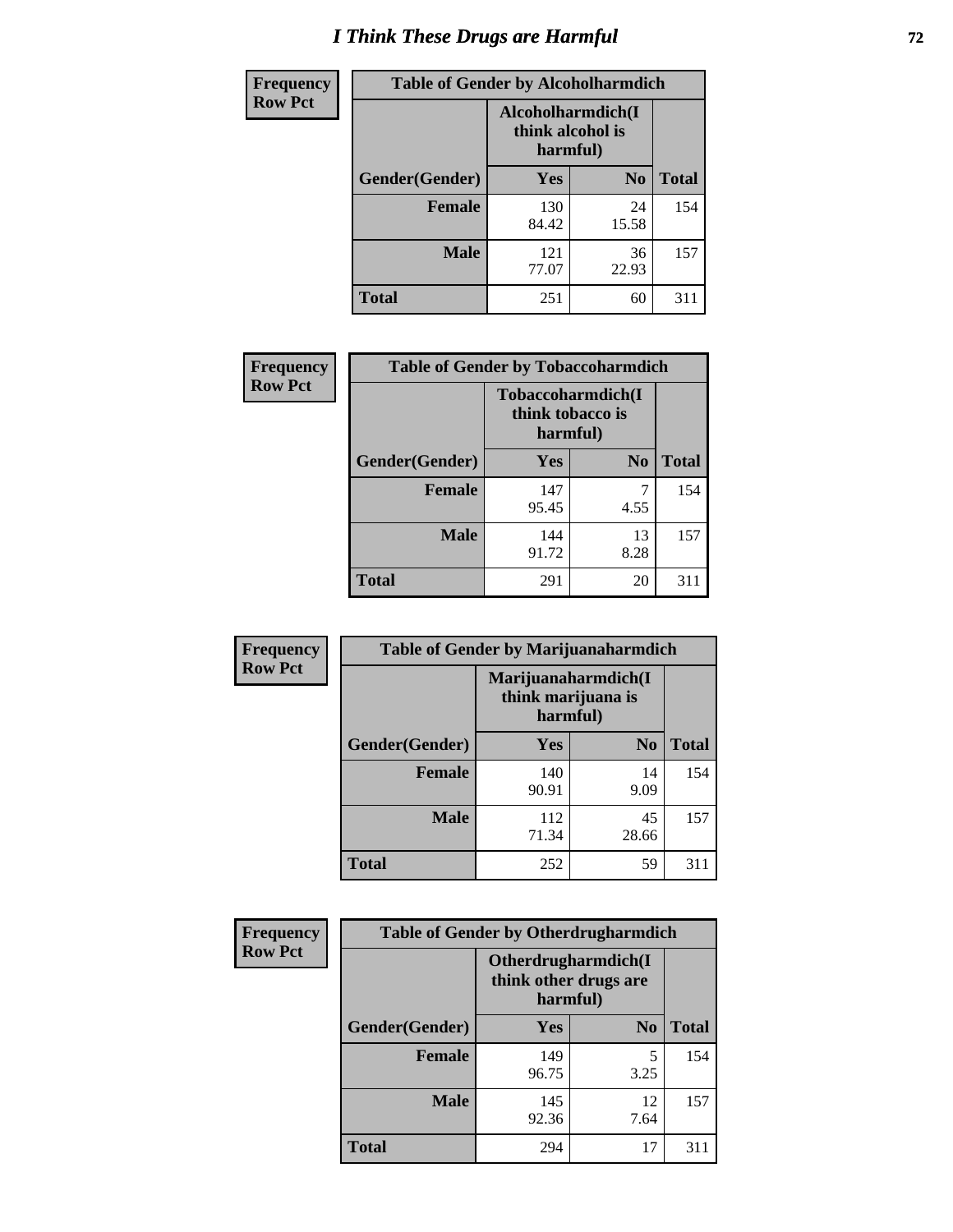# I Think These Drugs are Harmful

**Frequency**
**Row Pct**

| Table of Gender by Alcoholharmdich | | | |
|---|---|---|---|
| | Alcoholharmdich(I think alcohol is harmful) | | |
| Gender(Gender) | Yes | No | Total |
| Female | 130<br>84.42 | 24<br>15.58 | 154 |
| Male | 121<br>77.07 | 36<br>22.93 | 157 |
| Total | 251 | 60 | 311 |

**Frequency**
**Row Pct**

| Table of Gender by Tobaccoharmdich | | | |
|---|---|---|---|
| | Tobaccoharmdich(I think tobacco is harmful) | | |
| Gender(Gender) | Yes | No | Total |
| Female | 147<br>95.45 | 7<br>4.55 | 154 |
| Male | 144<br>91.72 | 13<br>8.28 | 157 |
| Total | 291 | 20 | 311 |

**Frequency**
**Row Pct**

| Table of Gender by Marijuanaharmdich | | | |
|---|---|---|---|
| | Marijuanaharmdich(I think marijuana is harmful) | | |
| Gender(Gender) | Yes | No | Total |
| Female | 140<br>90.91 | 14<br>9.09 | 154 |
| Male | 112<br>71.34 | 45<br>28.66 | 157 |
| Total | 252 | 59 | 311 |

**Frequency**
**Row Pct**

| Table of Gender by Otherdrugharmdich | | | |
|---|---|---|---|
| | Otherdrugharmdich(I think other drugs are harmful) | | |
| Gender(Gender) | Yes | No | Total |
| Female | 149<br>96.75 | 5<br>3.25 | 154 |
| Male | 145<br>92.36 | 12<br>7.64 | 157 |
| Total | 294 | 17 | 311 |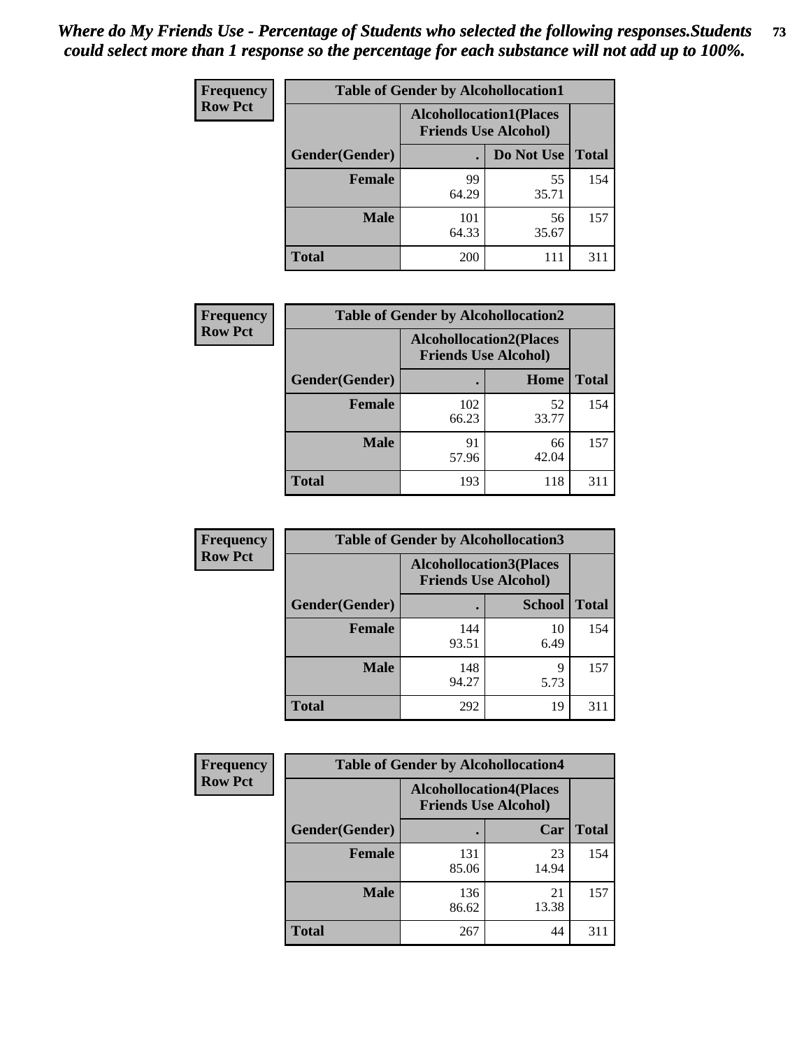*Where do My Friends Use - Percentage of Students who selected the following responses.Students could select more than 1 response so the percentage for each substance will not add up to 100%.*

| Frequency Row Pct | Table of Gender by Alcohollocation1 | | |
|---|---|---|---|
| | Alcohollocation1(Places Friends Use Alcohol) | | |
| Gender(Gender) | . | Do Not Use | Total |
| Female | 99<br>64.29 | 55<br>35.71 | 154 |
| Male | 101<br>64.33 | 56<br>35.67 | 157 |
| Total | 200 | 111 | 311 |

| Frequency Row Pct | Table of Gender by Alcohollocation2 | | |
|---|---|---|---|
| | Alcohollocation2(Places Friends Use Alcohol) | | |
| Gender(Gender) | . | Home | Total |
| Female | 102<br>66.23 | 52<br>33.77 | 154 |
| Male | 91<br>57.96 | 66<br>42.04 | 157 |
| Total | 193 | 118 | 311 |

| Frequency Row Pct | Table of Gender by Alcohollocation3 | | |
|---|---|---|---|
| | Alcohollocation3(Places Friends Use Alcohol) | | |
| Gender(Gender) | . | School | Total |
| Female | 144<br>93.51 | 10<br>6.49 | 154 |
| Male | 148<br>94.27 | 9<br>5.73 | 157 |
| Total | 292 | 19 | 311 |

| Frequency Row Pct | Table of Gender by Alcohollocation4 | | |
|---|---|---|---|
| | Alcohollocation4(Places Friends Use Alcohol) | | |
| Gender(Gender) | . | Car | Total |
| Female | 131<br>85.06 | 23<br>14.94 | 154 |
| Male | 136<br>86.62 | 21<br>13.38 | 157 |
| Total | 267 | 44 | 311 |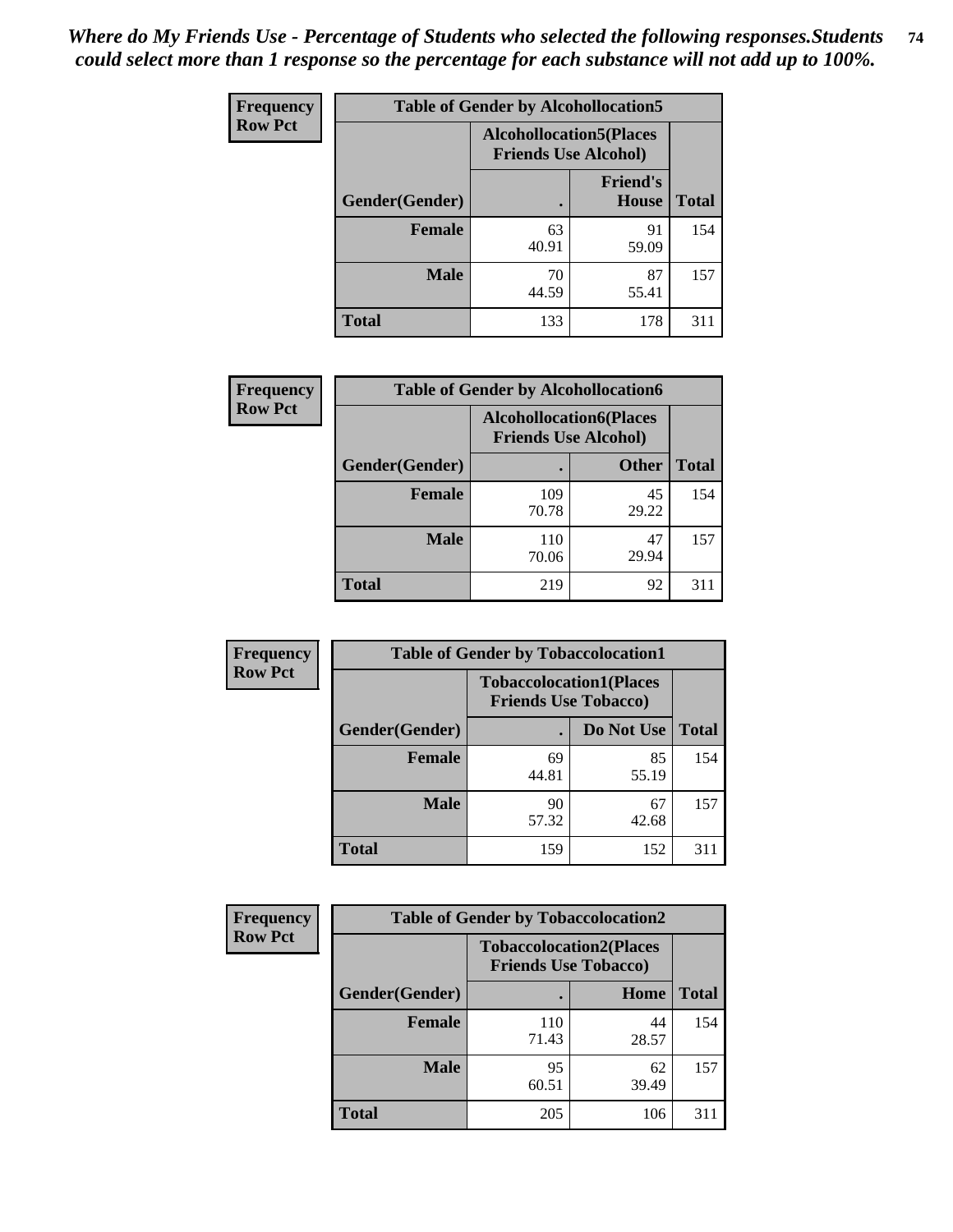*Where do My Friends Use - Percentage of Students who selected the following responses.Students could select more than 1 response so the percentage for each substance will not add up to 100%.*

**Frequency**
**Row Pct**

| Table of Gender by Alcohollocation5 | | | |
|---|---|---|---|
| | Alcohollocation5(Places Friends Use Alcohol) | | |
| Gender(Gender) | . | Friend's House | Total |
| **Female** | 63<br>40.91 | 91<br>59.09 | 154 |
| **Male** | 70<br>44.59 | 87<br>55.41 | 157 |
| **Total** | 133 | 178 | 311 |

**Frequency**
**Row Pct**

| Table of Gender by Alcohollocation6 | | | |
|---|---|---|---|
| | Alcohollocation6(Places Friends Use Alcohol) | | |
| Gender(Gender) | . | Other | Total |
| **Female** | 109<br>70.78 | 45<br>29.22 | 154 |
| **Male** | 110<br>70.06 | 47<br>29.94 | 157 |
| **Total** | 219 | 92 | 311 |

**Frequency**
**Row Pct**

| Table of Gender by Tobaccolocation1 | | | |
|---|---|---|---|
| | Tobaccolocation1(Places Friends Use Tobacco) | | |
| Gender(Gender) | . | Do Not Use | Total |
| **Female** | 69<br>44.81 | 85<br>55.19 | 154 |
| **Male** | 90<br>57.32 | 67<br>42.68 | 157 |
| **Total** | 159 | 152 | 311 |

**Frequency**
**Row Pct**

| Table of Gender by Tobaccolocation2 | | | |
|---|---|---|---|
| | Tobaccolocation2(Places Friends Use Tobacco) | | |
| Gender(Gender) | . | Home | Total |
| **Female** | 110<br>71.43 | 44<br>28.57 | 154 |
| **Male** | 95<br>60.51 | 62<br>39.49 | 157 |
| **Total** | 205 | 106 | 311 |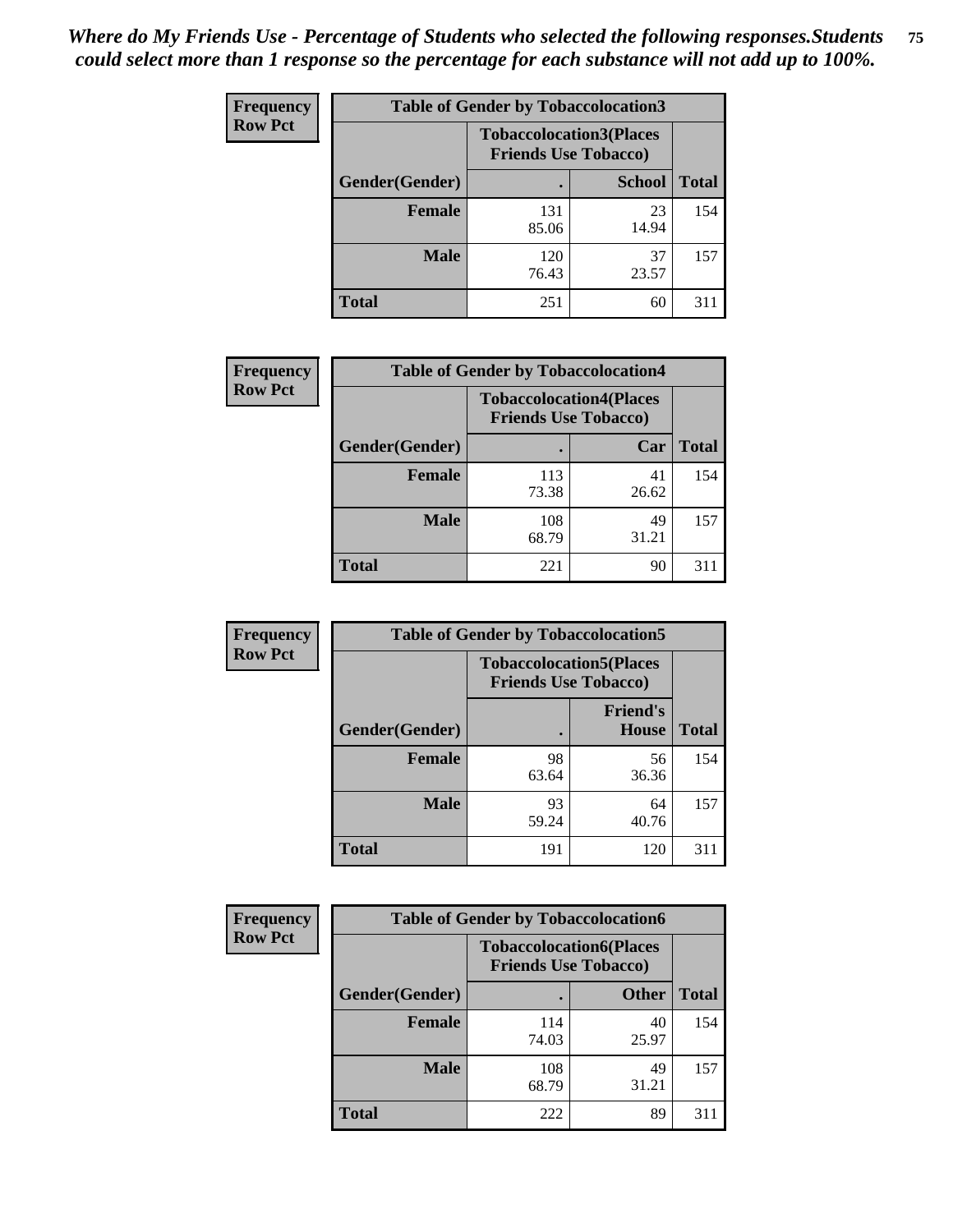*Where do My Friends Use - Percentage of Students who selected the following responses.Students could select more than 1 response so the percentage for each substance will not add up to 100%.*

| Frequency Row Pct | Table of Gender by Tobaccolocation3 | | |
|---|---|---|---|
| | Tobaccolocation3(Places Friends Use Tobacco) | | |
| Gender(Gender) | . | School | Total |
| Female | 131<br>85.06 | 23<br>14.94 | 154 |
| Male | 120<br>76.43 | 37<br>23.57 | 157 |
| Total | 251 | 60 | 311 |

| Frequency Row Pct | Table of Gender by Tobaccolocation4 | | |
|---|---|---|---|
| | Tobaccolocation4(Places Friends Use Tobacco) | | |
| Gender(Gender) | . | Car | Total |
| Female | 113<br>73.38 | 41<br>26.62 | 154 |
| Male | 108<br>68.79 | 49<br>31.21 | 157 |
| Total | 221 | 90 | 311 |

| Frequency Row Pct | Table of Gender by Tobaccolocation5 | | |
|---|---|---|---|
| | Tobaccolocation5(Places Friends Use Tobacco) | | |
| Gender(Gender) | . | Friend's House | Total |
| Female | 98<br>63.64 | 56<br>36.36 | 154 |
| Male | 93<br>59.24 | 64<br>40.76 | 157 |
| Total | 191 | 120 | 311 |

| Frequency Row Pct | Table of Gender by Tobaccolocation6 | | |
|---|---|---|---|
| | Tobaccolocation6(Places Friends Use Tobacco) | | |
| Gender(Gender) | . | Other | Total |
| Female | 114<br>74.03 | 40<br>25.97 | 154 |
| Male | 108<br>68.79 | 49<br>31.21 | 157 |
| Total | 222 | 89 | 311 |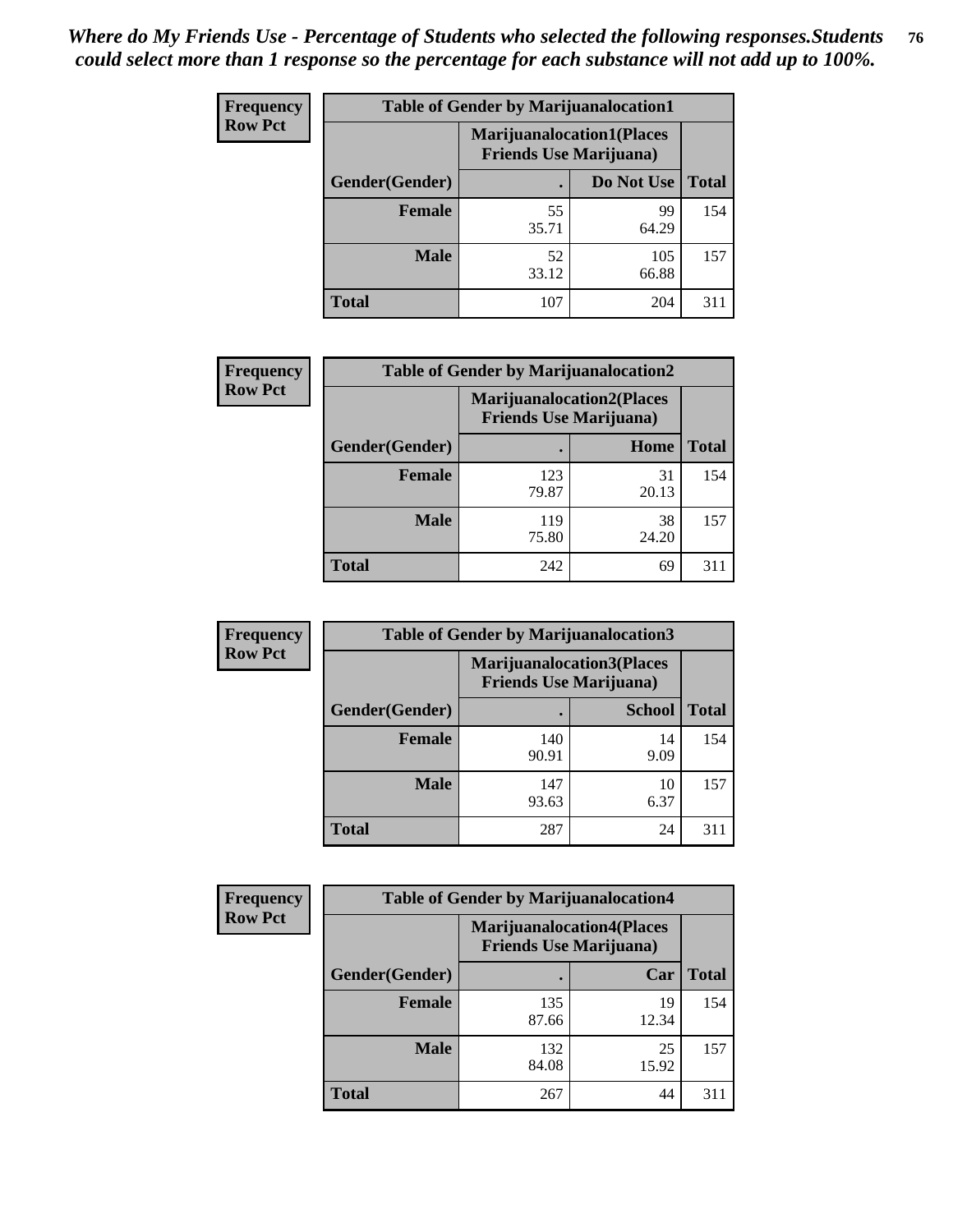*Where do My Friends Use - Percentage of Students who selected the following responses.Students could select more than 1 response so the percentage for each substance will not add up to 100%.*

**Frequency**
**Row Pct**

| Table of Gender by Marijuanalocation1 | | | |
|---|---|---|---|
| | Marijuanalocation1(Places Friends Use Marijuana) | | |
| Gender(Gender) | . | Do Not Use | Total |
| Female | 55<br>35.71 | 99<br>64.29 | 154 |
| Male | 52<br>33.12 | 105<br>66.88 | 157 |
| Total | 107 | 204 | 311 |

**Frequency**
**Row Pct**

| Table of Gender by Marijuanalocation2 | | | |
|---|---|---|---|
| | Marijuanalocation2(Places Friends Use Marijuana) | | |
| Gender(Gender) | . | Home | Total |
| Female | 123<br>79.87 | 31<br>20.13 | 154 |
| Male | 119<br>75.80 | 38<br>24.20 | 157 |
| Total | 242 | 69 | 311 |

**Frequency**
**Row Pct**

| Table of Gender by Marijuanalocation3 | | | |
|---|---|---|---|
| | Marijuanalocation3(Places Friends Use Marijuana) | | |
| Gender(Gender) | . | School | Total |
| Female | 140<br>90.91 | 14<br>9.09 | 154 |
| Male | 147<br>93.63 | 10<br>6.37 | 157 |
| Total | 287 | 24 | 311 |

**Frequency**
**Row Pct**

| Table of Gender by Marijuanalocation4 | | | |
|---|---|---|---|
| | Marijuanalocation4(Places Friends Use Marijuana) | | |
| Gender(Gender) | . | Car | Total |
| Female | 135<br>87.66 | 19<br>12.34 | 154 |
| Male | 132<br>84.08 | 25<br>15.92 | 157 |
| Total | 267 | 44 | 311 |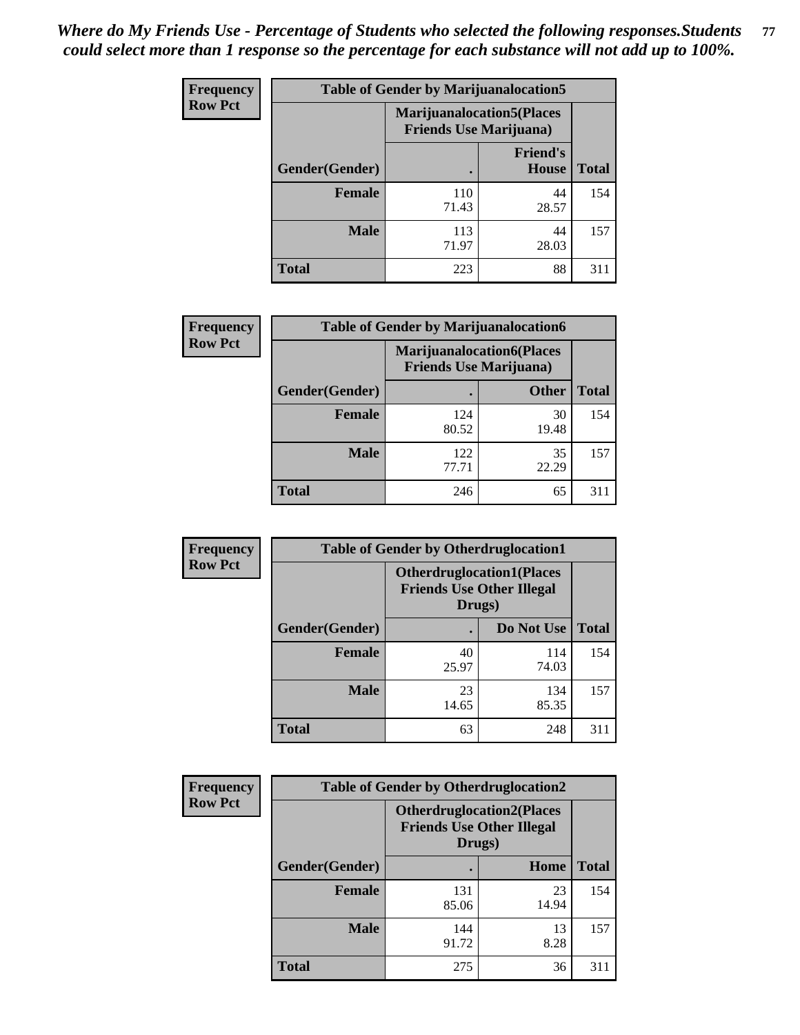*Where do My Friends Use - Percentage of Students who selected the following responses.Students could select more than 1 response so the percentage for each substance will not add up to 100%.*

**Frequency**
**Row Pct**

| Table of Gender by Marijuanalocation5 | | | |
|---|---|---|---|
| | Marijuanalocation5(Places Friends Use Marijuana) | | |
| Gender(Gender) | . | Friend's House | Total |
| **Female** | 110<br>71.43 | 44<br>28.57 | 154 |
| **Male** | 113<br>71.97 | 44<br>28.03 | 157 |
| **Total** | 223 | 88 | 311 |

**Frequency**
**Row Pct**

| Table of Gender by Marijuanalocation6 | | | |
|---|---|---|---|
| | Marijuanalocation6(Places Friends Use Marijuana) | | |
| Gender(Gender) | . | Other | Total |
| **Female** | 124<br>80.52 | 30<br>19.48 | 154 |
| **Male** | 122<br>77.71 | 35<br>22.29 | 157 |
| **Total** | 246 | 65 | 311 |

**Frequency**
**Row Pct**

| Table of Gender by Otherdruglocation1 | | | |
|---|---|---|---|
| | Otherdruglocation1(Places Friends Use Other Illegal Drugs) | | |
| Gender(Gender) | . | Do Not Use | Total |
| **Female** | 40<br>25.97 | 114<br>74.03 | 154 |
| **Male** | 23<br>14.65 | 134<br>85.35 | 157 |
| **Total** | 63 | 248 | 311 |

**Frequency**
**Row Pct**

| Table of Gender by Otherdruglocation2 | | | |
|---|---|---|---|
| | Otherdruglocation2(Places Friends Use Other Illegal Drugs) | | |
| Gender(Gender) | . | Home | Total |
| **Female** | 131<br>85.06 | 23<br>14.94 | 154 |
| **Male** | 144<br>91.72 | 13<br>8.28 | 157 |
| **Total** | 275 | 36 | 311 |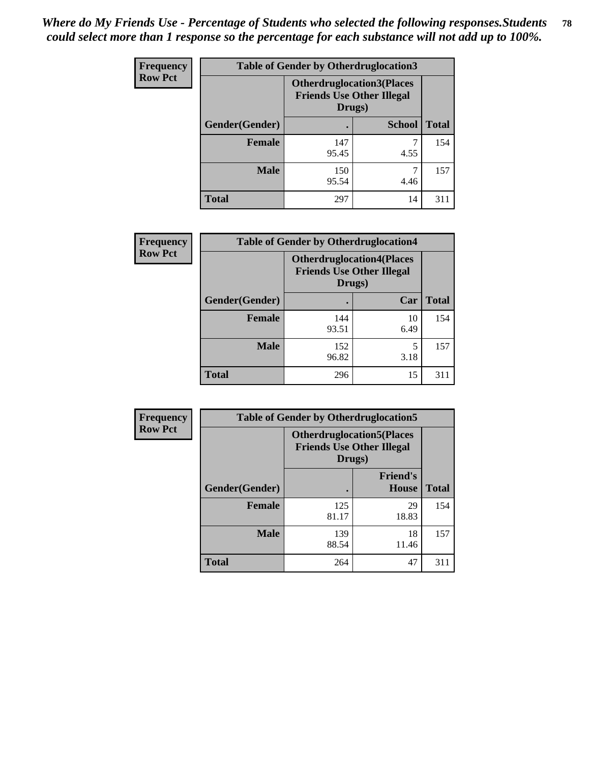*Where do My Friends Use - Percentage of Students who selected the following responses.Students could select more than 1 response so the percentage for each substance will not add up to 100%.*

**Frequency**
**Row Pct**

| Table of Gender by Otherdruglocation3 | | | |
|---|---|---|---|
| | Otherdruglocation3(Places Friends Use Other Illegal Drugs) | | |
| Gender(Gender) | . | School | Total |
| Female | 147<br>95.45 | 7<br>4.55 | 154 |
| Male | 150<br>95.54 | 7<br>4.46 | 157 |
| Total | 297 | 14 | 311 |

**Frequency**
**Row Pct**

| Table of Gender by Otherdruglocation4 | | | |
|---|---|---|---|
| | Otherdruglocation4(Places Friends Use Other Illegal Drugs) | | |
| Gender(Gender) | . | Car | Total |
| Female | 144<br>93.51 | 10<br>6.49 | 154 |
| Male | 152<br>96.82 | 5<br>3.18 | 157 |
| Total | 296 | 15 | 311 |

**Frequency**
**Row Pct**

| Table of Gender by Otherdruglocation5 | | | |
|---|---|---|---|
| | Otherdruglocation5(Places Friends Use Other Illegal Drugs) | | |
| Gender(Gender) | . | Friend's House | Total |
| Female | 125<br>81.17 | 29<br>18.83 | 154 |
| Male | 139<br>88.54 | 18<br>11.46 | 157 |
| Total | 264 | 47 | 311 |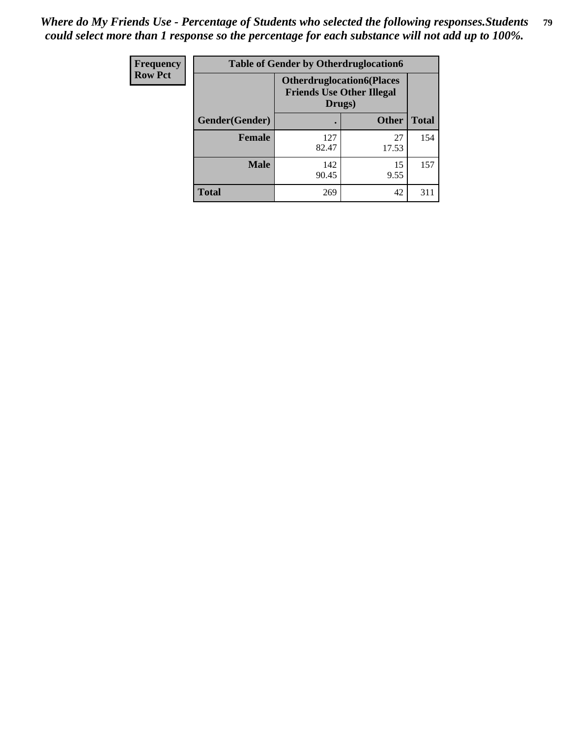*Where do My Friends Use - Percentage of Students who selected the following responses.Students could select more than 1 response so the percentage for each substance will not add up to 100%.*

| Frequency<br>Row Pct | Table of Gender by Otherdruglocation6 | | |
|---|---|---|---|
| | Otherdruglocation6(Places Friends Use Other Illegal Drugs) | | |
| Gender(Gender) | . | Other | Total |
| Female | 127<br>82.47 | 27<br>17.53 | 154 |
| Male | 142<br>90.45 | 15<br>9.55 | 157 |
| Total | 269 | 42 | 311 |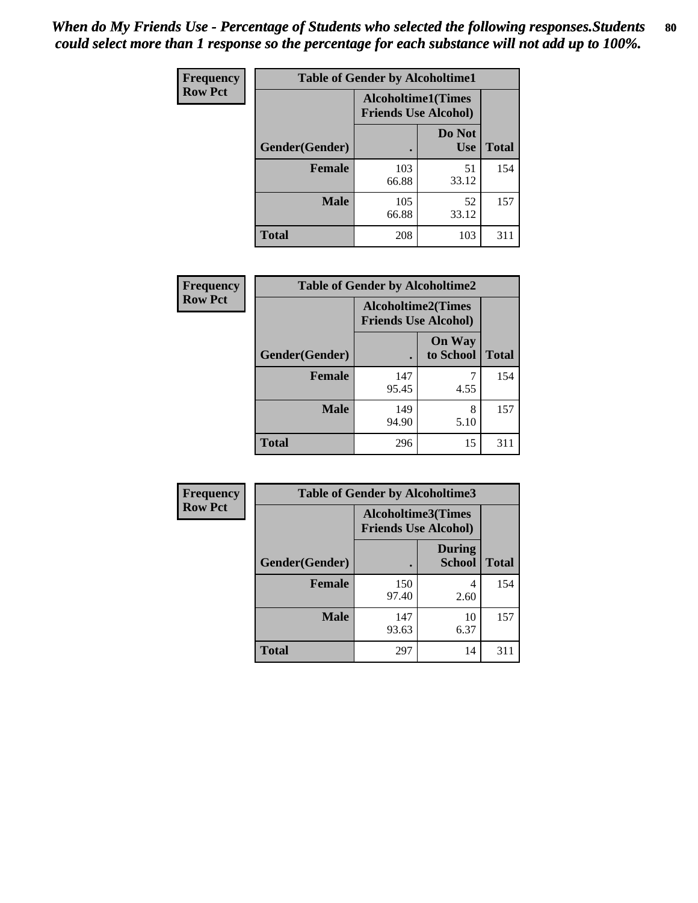*When do My Friends Use - Percentage of Students who selected the following responses.Students could select more than 1 response so the percentage for each substance will not add up to 100%.*

| Frequency Row Pct | Table of Gender by Alcoholtime1 | | |
|---|---|---|---|
| | Alcoholtime1(Times Friends Use Alcohol) | | |
| Gender(Gender) | . | Do Not Use | Total |
| **Female** | 103<br>66.88 | 51<br>33.12 | 154 |
| **Male** | 105<br>66.88 | 52<br>33.12 | 157 |
| **Total** | 208 | 103 | 311 |

| Frequency Row Pct | Table of Gender by Alcoholtime2 | | |
|---|---|---|---|
| | Alcoholtime2(Times Friends Use Alcohol) | | |
| Gender(Gender) | . | On Way to School | Total |
| **Female** | 147<br>95.45 | 7<br>4.55 | 154 |
| **Male** | 149<br>94.90 | 8<br>5.10 | 157 |
| **Total** | 296 | 15 | 311 |

| Frequency Row Pct | Table of Gender by Alcoholtime3 | | |
|---|---|---|---|
| | Alcoholtime3(Times Friends Use Alcohol) | | |
| Gender(Gender) | . | During School | Total |
| **Female** | 150<br>97.40 | 4<br>2.60 | 154 |
| **Male** | 147<br>93.63 | 10<br>6.37 | 157 |
| **Total** | 297 | 14 | 311 |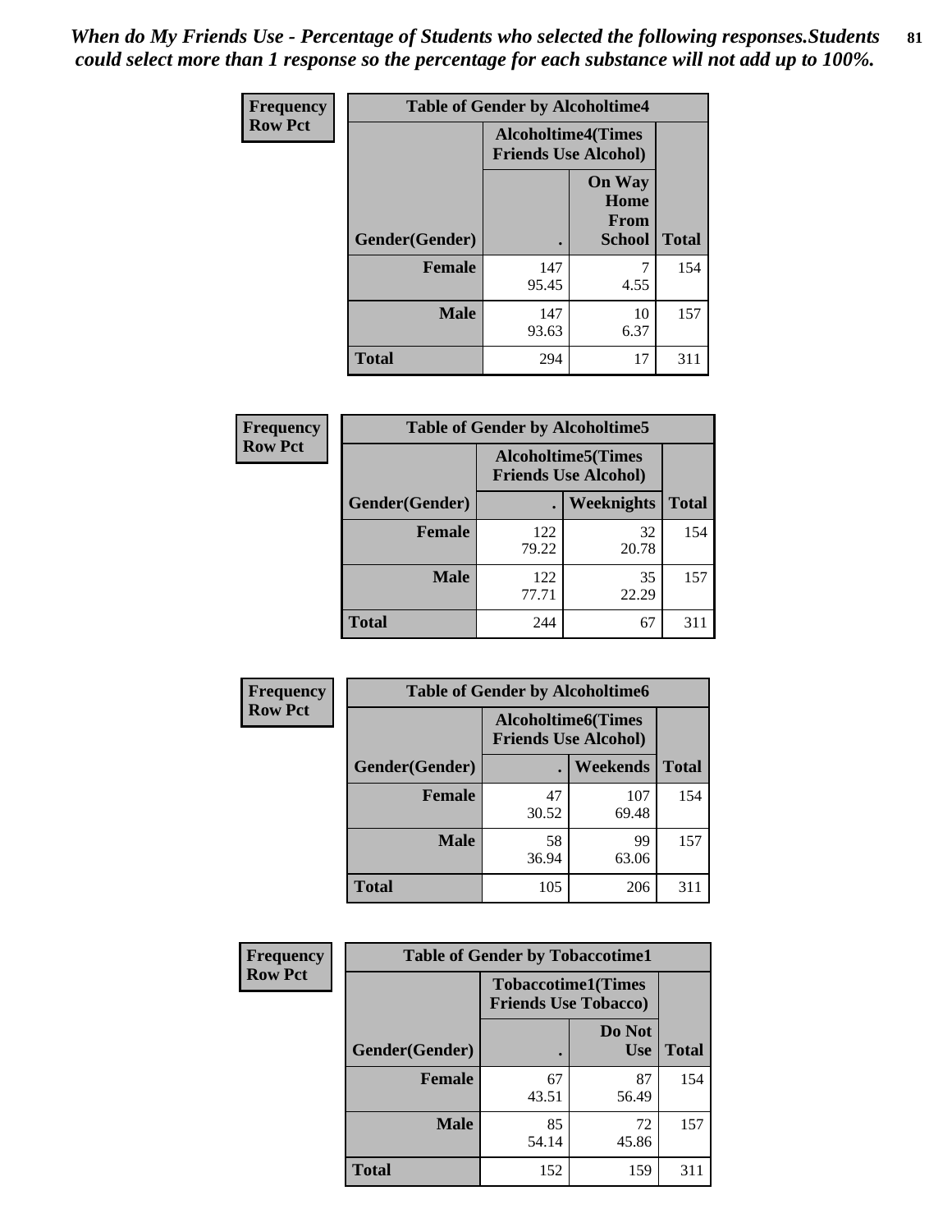*When do My Friends Use - Percentage of Students who selected the following responses.Students could select more than 1 response so the percentage for each substance will not add up to 100%.*

**Frequency**
**Row Pct**

| Table of Gender by Alcoholtime4 | | | |
|---|---|---|---|
| | Alcoholtime4(Times Friends Use Alcohol) | | |
| Gender(Gender) | . | On Way Home From School | Total |
| **Female** | 147<br>95.45 | 7<br>4.55 | 154 |
| **Male** | 147<br>93.63 | 10<br>6.37 | 157 |
| **Total** | 294 | 17 | 311 |

**Frequency**
**Row Pct**

| Table of Gender by Alcoholtime5 | | | |
|---|---|---|---|
| | Alcoholtime5(Times Friends Use Alcohol) | | |
| Gender(Gender) | . | Weeknights | Total |
| **Female** | 122<br>79.22 | 32<br>20.78 | 154 |
| **Male** | 122<br>77.71 | 35<br>22.29 | 157 |
| **Total** | 244 | 67 | 311 |

**Frequency**
**Row Pct**

| Table of Gender by Alcoholtime6 | | | |
|---|---|---|---|
| | Alcoholtime6(Times Friends Use Alcohol) | | |
| Gender(Gender) | . | Weekends | Total |
| **Female** | 47<br>30.52 | 107<br>69.48 | 154 |
| **Male** | 58<br>36.94 | 99<br>63.06 | 157 |
| **Total** | 105 | 206 | 311 |

**Frequency**
**Row Pct**

| Table of Gender by Tobaccotime1 | | | |
|---|---|---|---|
| | Tobaccotime1(Times Friends Use Tobacco) | | |
| Gender(Gender) | . | Do Not Use | Total |
| **Female** | 67<br>43.51 | 87<br>56.49 | 154 |
| **Male** | 85<br>54.14 | 72<br>45.86 | 157 |
| **Total** | 152 | 159 | 311 |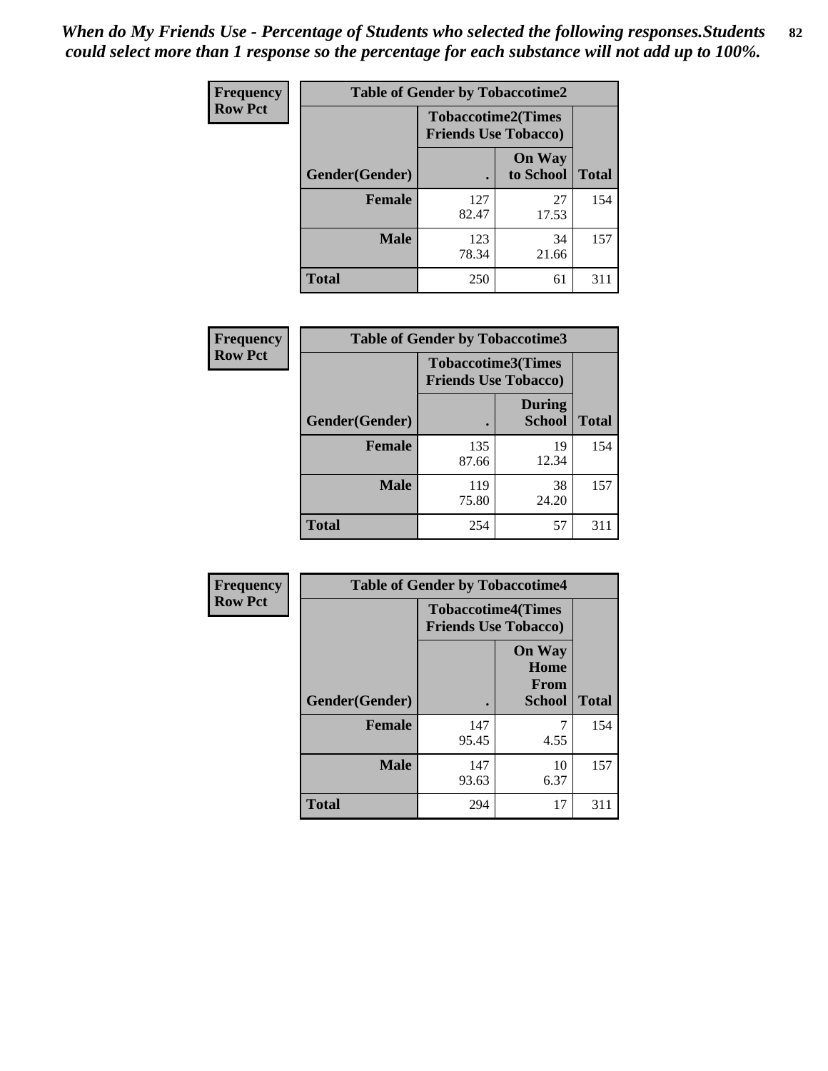*When do My Friends Use - Percentage of Students who selected the following responses.Students could select more than 1 response so the percentage for each substance will not add up to 100%.*

**Frequency**
**Row Pct**

| Table of Gender by Tobaccotime2 | | | |
|---|---|---|---|
| | Tobaccotime2(Times Friends Use Tobacco) | | |
| Gender(Gender) | . | On Way to School | Total |
| **Female** | 127<br>82.47 | 27<br>17.53 | 154 |
| **Male** | 123<br>78.34 | 34<br>21.66 | 157 |
| **Total** | 250 | 61 | 311 |

**Frequency**
**Row Pct**

| Table of Gender by Tobaccotime3 | | | |
|---|---|---|---|
| | Tobaccotime3(Times Friends Use Tobacco) | | |
| Gender(Gender) | . | During School | Total |
| **Female** | 135<br>87.66 | 19<br>12.34 | 154 |
| **Male** | 119<br>75.80 | 38<br>24.20 | 157 |
| **Total** | 254 | 57 | 311 |

**Frequency**
**Row Pct**

| Table of Gender by Tobaccotime4 | | | |
|---|---|---|---|
| | Tobaccotime4(Times Friends Use Tobacco) | | |
| Gender(Gender) | . | On Way Home From School | Total |
| **Female** | 147<br>95.45 | 7<br>4.55 | 154 |
| **Male** | 147<br>93.63 | 10<br>6.37 | 157 |
| **Total** | 294 | 17 | 311 |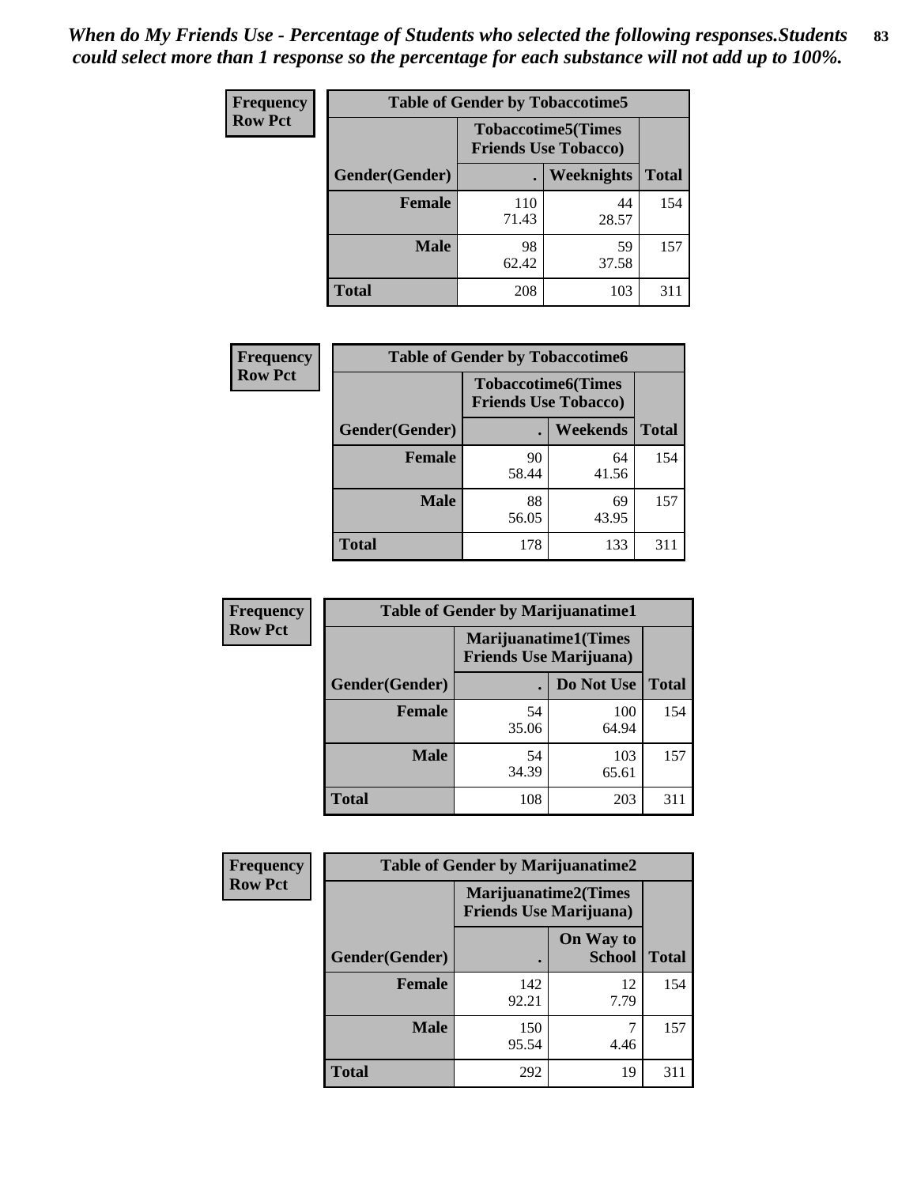*When do My Friends Use - Percentage of Students who selected the following responses.Students could select more than 1 response so the percentage for each substance will not add up to 100%.*

| Frequency Row Pct | Table of Gender by Tobaccotime5 | | |
|---|---|---|---|
| | Tobaccotime5(Times Friends Use Tobacco) | | |
| Gender(Gender) | . | Weeknights | Total |
| Female | 110 71.43 | 44 28.57 | 154 |
| Male | 98 62.42 | 59 37.58 | 157 |
| Total | 208 | 103 | 311 |

| Frequency Row Pct | Table of Gender by Tobaccotime6 | | |
|---|---|---|---|
| | Tobaccotime6(Times Friends Use Tobacco) | | |
| Gender(Gender) | . | Weekends | Total |
| Female | 90 58.44 | 64 41.56 | 154 |
| Male | 88 56.05 | 69 43.95 | 157 |
| Total | 178 | 133 | 311 |

| Frequency Row Pct | Table of Gender by Marijuanatime1 | | |
|---|---|---|---|
| | Marijuanatime1(Times Friends Use Marijuana) | | |
| Gender(Gender) | . | Do Not Use | Total |
| Female | 54 35.06 | 100 64.94 | 154 |
| Male | 54 34.39 | 103 65.61 | 157 |
| Total | 108 | 203 | 311 |

| Frequency Row Pct | Table of Gender by Marijuanatime2 | | |
|---|---|---|---|
| | Marijuanatime2(Times Friends Use Marijuana) | | |
| Gender(Gender) | . | On Way to School | Total |
| Female | 142 92.21 | 12 7.79 | 154 |
| Male | 150 95.54 | 7 4.46 | 157 |
| Total | 292 | 19 | 311 |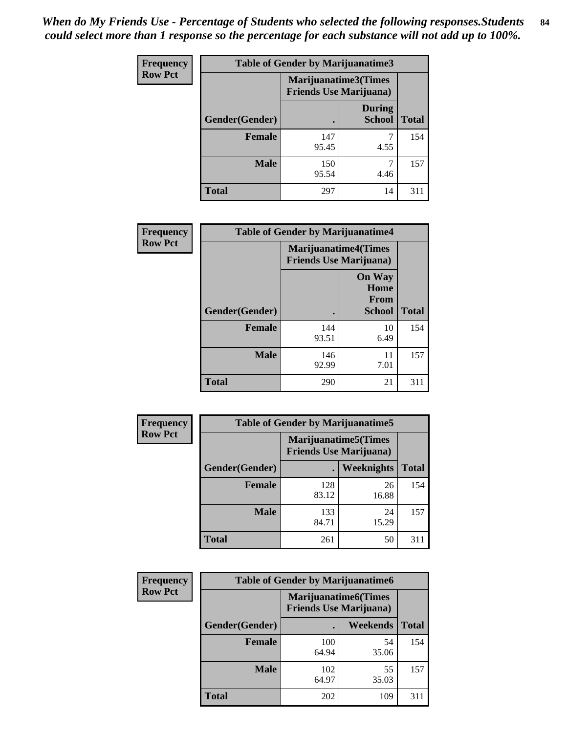*When do My Friends Use - Percentage of Students who selected the following responses.Students could select more than 1 response so the percentage for each substance will not add up to 100%.*

**Frequency**
**Row Pct**

| Table of Gender by Marijuanatime3 | | | |
|---|---|---|---|
| | Marijuanatime3(Times Friends Use Marijuana) | | |
| Gender(Gender) | . | During School | Total |
| Female | 147<br>95.45 | 7<br>4.55 | 154 |
| Male | 150<br>95.54 | 7<br>4.46 | 157 |
| Total | 297 | 14 | 311 |

**Frequency**
**Row Pct**

| Table of Gender by Marijuanatime4 | | | |
|---|---|---|---|
| | Marijuanatime4(Times Friends Use Marijuana) | | |
| Gender(Gender) | . | On Way Home From School | Total |
| Female | 144<br>93.51 | 10<br>6.49 | 154 |
| Male | 146<br>92.99 | 11<br>7.01 | 157 |
| Total | 290 | 21 | 311 |

**Frequency**
**Row Pct**

| Table of Gender by Marijuanatime5 | | | |
|---|---|---|---|
| | Marijuanatime5(Times Friends Use Marijuana) | | |
| Gender(Gender) | . | Weeknights | Total |
| Female | 128<br>83.12 | 26<br>16.88 | 154 |
| Male | 133<br>84.71 | 24<br>15.29 | 157 |
| Total | 261 | 50 | 311 |

**Frequency**
**Row Pct**

| Table of Gender by Marijuanatime6 | | | |
|---|---|---|---|
| | Marijuanatime6(Times Friends Use Marijuana) | | |
| Gender(Gender) | . | Weekends | Total |
| Female | 100<br>64.94 | 54<br>35.06 | 154 |
| Male | 102<br>64.97 | 55<br>35.03 | 157 |
| Total | 202 | 109 | 311 |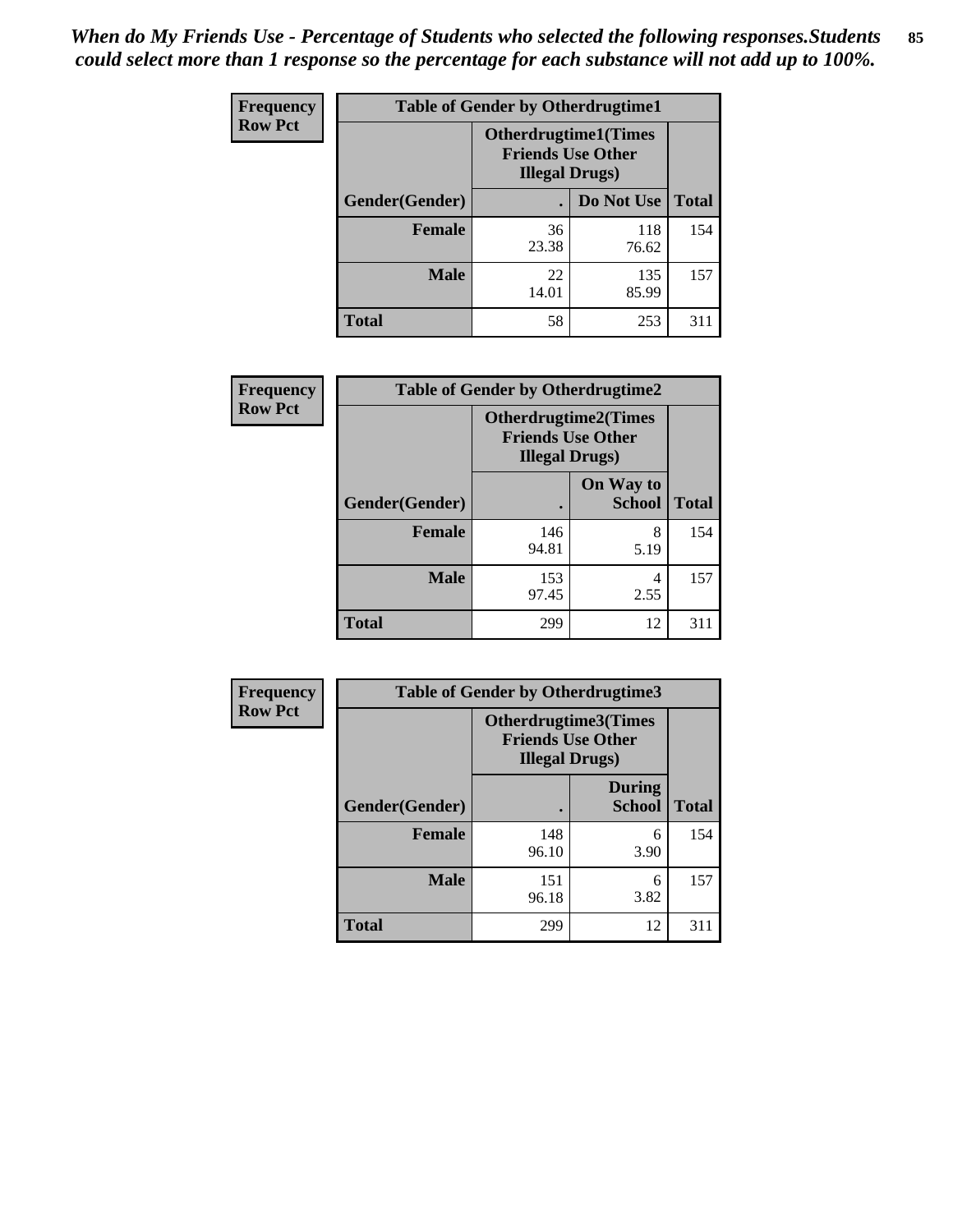*When do My Friends Use - Percentage of Students who selected the following responses.Students could select more than 1 response so the percentage for each substance will not add up to 100%.*

**Frequency**
**Row Pct**

| Table of Gender by Otherdrugtime1 | | | |
|---|---|---|---|
| | Otherdrugtime1(Times Friends Use Other Illegal Drugs) | | |
| Gender(Gender) | . | Do Not Use | Total |
| Female | 36<br>23.38 | 118<br>76.62 | 154 |
| Male | 22<br>14.01 | 135<br>85.99 | 157 |
| Total | 58 | 253 | 311 |

**Frequency**
**Row Pct**

| Table of Gender by Otherdrugtime2 | | | |
|---|---|---|---|
| | Otherdrugtime2(Times Friends Use Other Illegal Drugs) | | |
| Gender(Gender) | . | On Way to School | Total |
| Female | 146<br>94.81 | 8<br>5.19 | 154 |
| Male | 153<br>97.45 | 4<br>2.55 | 157 |
| Total | 299 | 12 | 311 |

**Frequency**
**Row Pct**

| Table of Gender by Otherdrugtime3 | | | |
|---|---|---|---|
| | Otherdrugtime3(Times Friends Use Other Illegal Drugs) | | |
| Gender(Gender) | . | During School | Total |
| Female | 148<br>96.10 | 6<br>3.90 | 154 |
| Male | 151<br>96.18 | 6<br>3.82 | 157 |
| Total | 299 | 12 | 311 |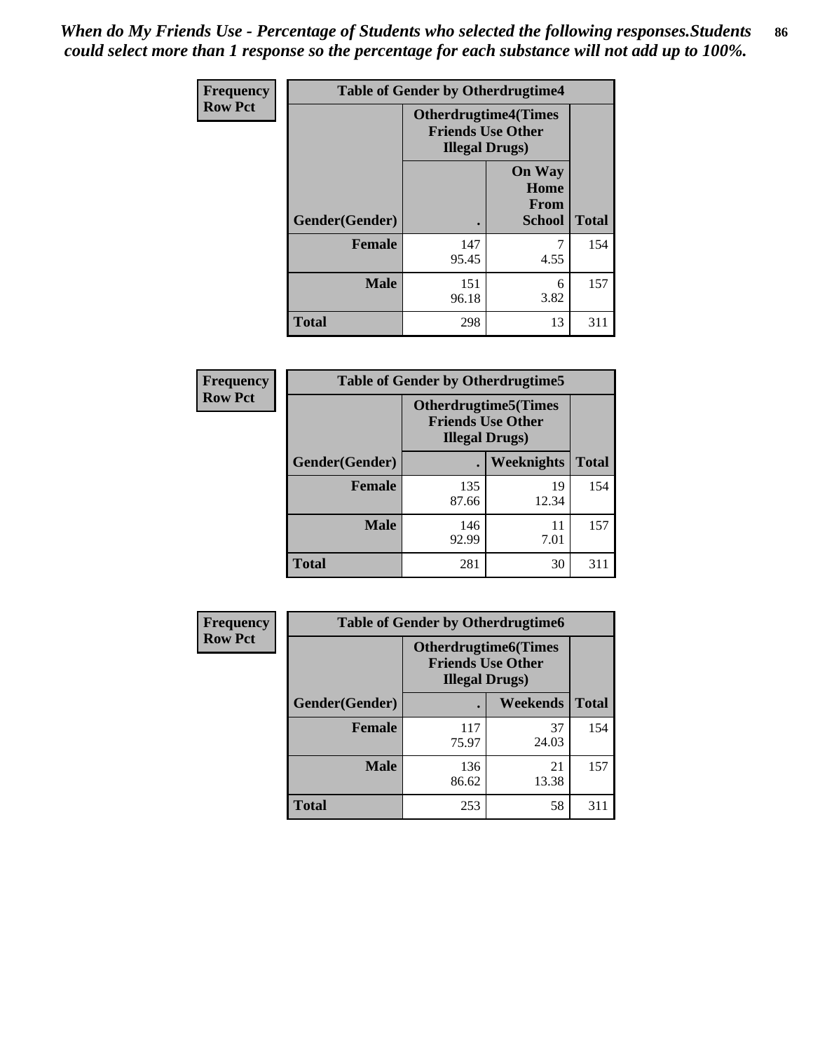*When do My Friends Use - Percentage of Students who selected the following responses.Students could select more than 1 response so the percentage for each substance will not add up to 100%.*

**Frequency**
**Row Pct**

| Table of Gender by Otherdrugtime4 | | | |
|---|---|---|---|
| | Otherdrugtime4(Times Friends Use Other Illegal Drugs) | | |
| Gender(Gender) | . | On Way Home From School | Total |
| Female | 147<br>95.45 | 7<br>4.55 | 154 |
| Male | 151<br>96.18 | 6<br>3.82 | 157 |
| Total | 298 | 13 | 311 |

**Frequency**
**Row Pct**

| Table of Gender by Otherdrugtime5 | | | |
|---|---|---|---|
| | Otherdrugtime5(Times Friends Use Other Illegal Drugs) | | |
| Gender(Gender) | . | Weeknights | Total |
| Female | 135<br>87.66 | 19<br>12.34 | 154 |
| Male | 146<br>92.99 | 11<br>7.01 | 157 |
| Total | 281 | 30 | 311 |

**Frequency**
**Row Pct**

| Table of Gender by Otherdrugtime6 | | | |
|---|---|---|---|
| | Otherdrugtime6(Times Friends Use Other Illegal Drugs) | | |
| Gender(Gender) | . | Weekends | Total |
| Female | 117<br>75.97 | 37<br>24.03 | 154 |
| Male | 136<br>86.62 | 21<br>13.38 | 157 |
| Total | 253 | 58 | 311 |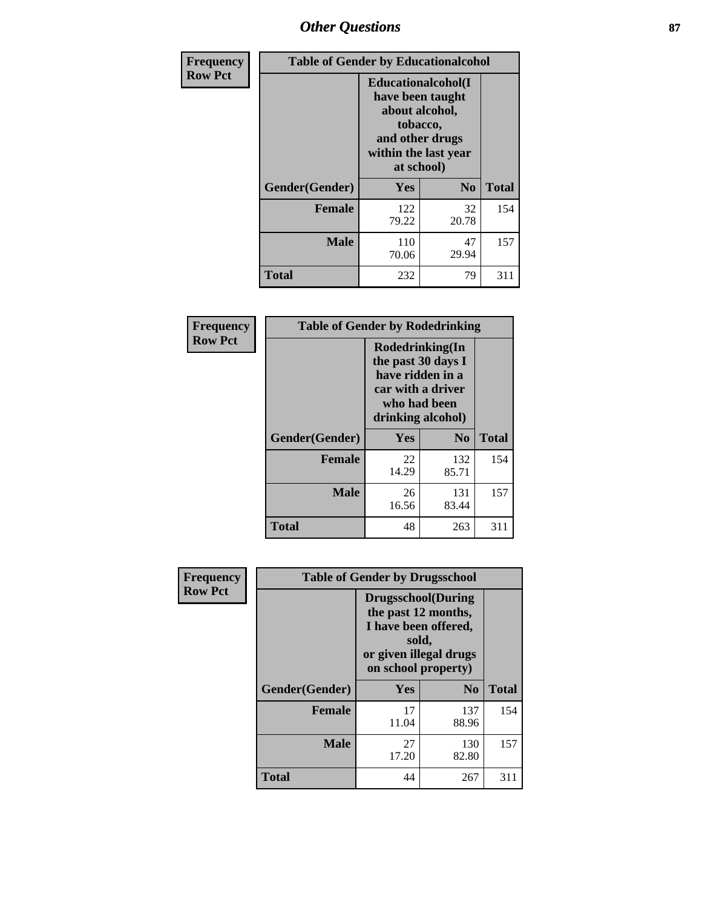# Other Questions

**Frequency**
**Row Pct**

| Table of Gender by Educationalcohol | | | |
|---|---|---|---|
| | Educationalcohol(I have been taught about alcohol, tobacco, and other drugs within the last year at school) | | |
| Gender(Gender) | Yes | No | Total |
| Female | 122<br>79.22 | 32<br>20.78 | 154 |
| Male | 110<br>70.06 | 47<br>29.94 | 157 |
| Total | 232 | 79 | 311 |

**Frequency**
**Row Pct**

| Table of Gender by Rodedrinking | | | |
|---|---|---|---|
| | Rodedrinking(In the past 30 days I have ridden in a car with a driver who had been drinking alcohol) | | |
| Gender(Gender) | Yes | No | Total |
| Female | 22<br>14.29 | 132<br>85.71 | 154 |
| Male | 26<br>16.56 | 131<br>83.44 | 157 |
| Total | 48 | 263 | 311 |

**Frequency**
**Row Pct**

| Table of Gender by Drugsschool | | | |
|---|---|---|---|
| | Drugsschool(During the past 12 months, I have been offered, sold, or given illegal drugs on school property) | | |
| Gender(Gender) | Yes | No | Total |
| Female | 17<br>11.04 | 137<br>88.96 | 154 |
| Male | 27<br>17.20 | 130<br>82.80 | 157 |
| Total | 44 | 267 | 311 |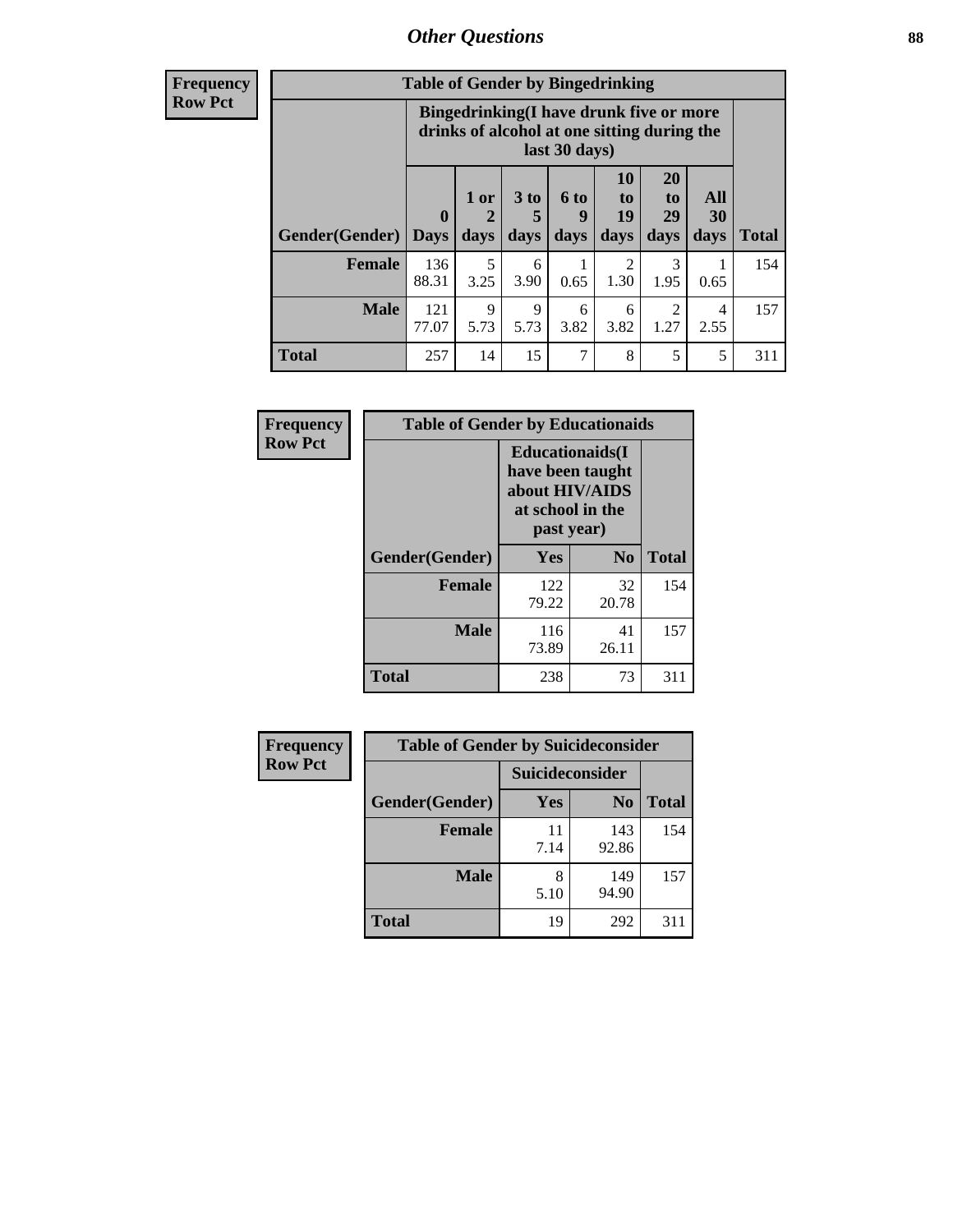## Other Questions

**Frequency**
**Row Pct**

| Table of Gender by Bingedrinking | | | | | | | | |
|---|---|---|---|---|---|---|---|---|
| | Bingedrinking(I have drunk five or more drinks of alcohol at one sitting during the last 30 days) | | | | | | | |
| Gender(Gender) | 0 Days | 1 or 2 days | 3 to 5 days | 6 to 9 days | 10 to 19 days | 20 to 29 days | All 30 days | Total |
| **Female** | 136<br>88.31 | 5<br>3.25 | 6<br>3.90 | 1<br>0.65 | 2<br>1.30 | 3<br>1.95 | 1<br>0.65 | 154 |
| **Male** | 121<br>77.07 | 9<br>5.73 | 9<br>5.73 | 6<br>3.82 | 6<br>3.82 | 2<br>1.27 | 4<br>2.55 | 157 |
| **Total** | 257 | 14 | 15 | 7 | 8 | 5 | 5 | 311 |

**Frequency**
**Row Pct**

| Table of Gender by Educationaids | | | |
|---|---|---|---|
| | Educationaids(I have been taught about HIV/AIDS at school in the past year) | | |
| Gender(Gender) | Yes | No | Total |
| **Female** | 122<br>79.22 | 32<br>20.78 | 154 |
| **Male** | 116<br>73.89 | 41<br>26.11 | 157 |
| **Total** | 238 | 73 | 311 |

**Frequency**
**Row Pct**

| Table of Gender by Suicideconsider | | | |
|---|---|---|---|
| | Suicideconsider | | |
| Gender(Gender) | Yes | No | Total |
| **Female** | 11<br>7.14 | 143<br>92.86 | 154 |
| **Male** | 8<br>5.10 | 149<br>94.90 | 157 |
| **Total** | 19 | 292 | 311 |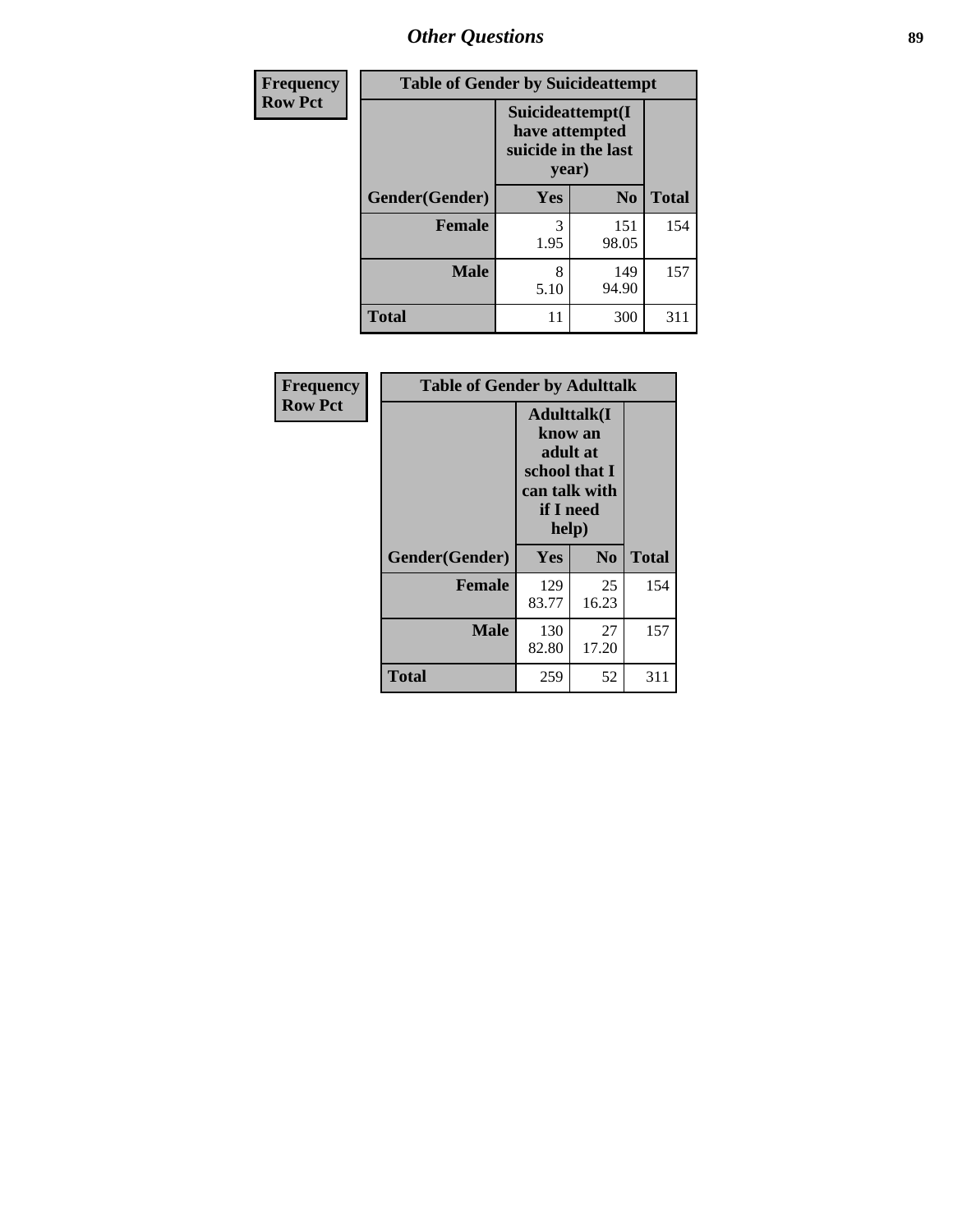| Frequency<br>Row Pct | Table of Gender by Suicideattempt | | |
|---|---|---|---|
| | Suicideattempt(I have attempted suicide in the last year) | | |
| Gender(Gender) | Yes | No | Total |
| Female | 3<br>1.95 | 151<br>98.05 | 154 |
| Male | 8<br>5.10 | 149<br>94.90 | 157 |
| Total | 11 | 300 | 311 |

| Frequency<br>Row Pct | Table of Gender by Adulttalk | | |
|---|---|---|---|
| | Adulttalk(I know an adult at school that I can talk with if I need help) | | |
| Gender(Gender) | Yes | No | Total |
| Female | 129<br>83.77 | 25<br>16.23 | 154 |
| Male | 130<br>82.80 | 27<br>17.20 | 157 |
| Total | 259 | 52 | 311 |